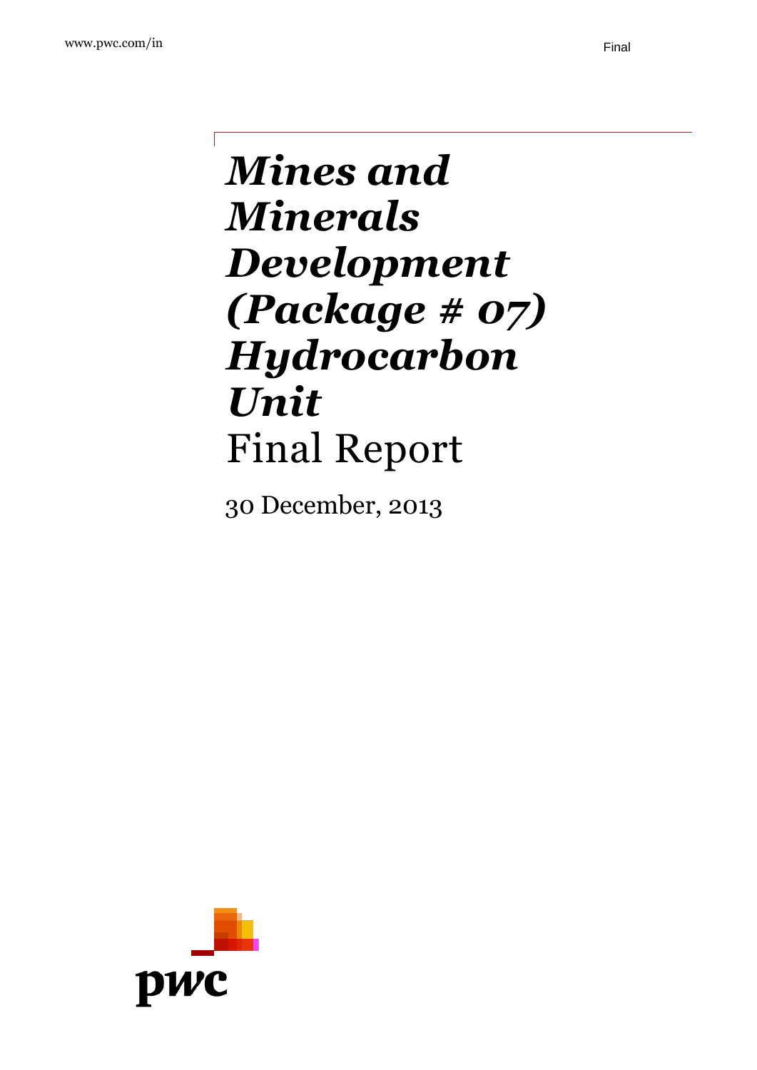# *Mines and Minerals Development (Package # 07) Hydrocarbon Unit*

Final Report

30 December, 2013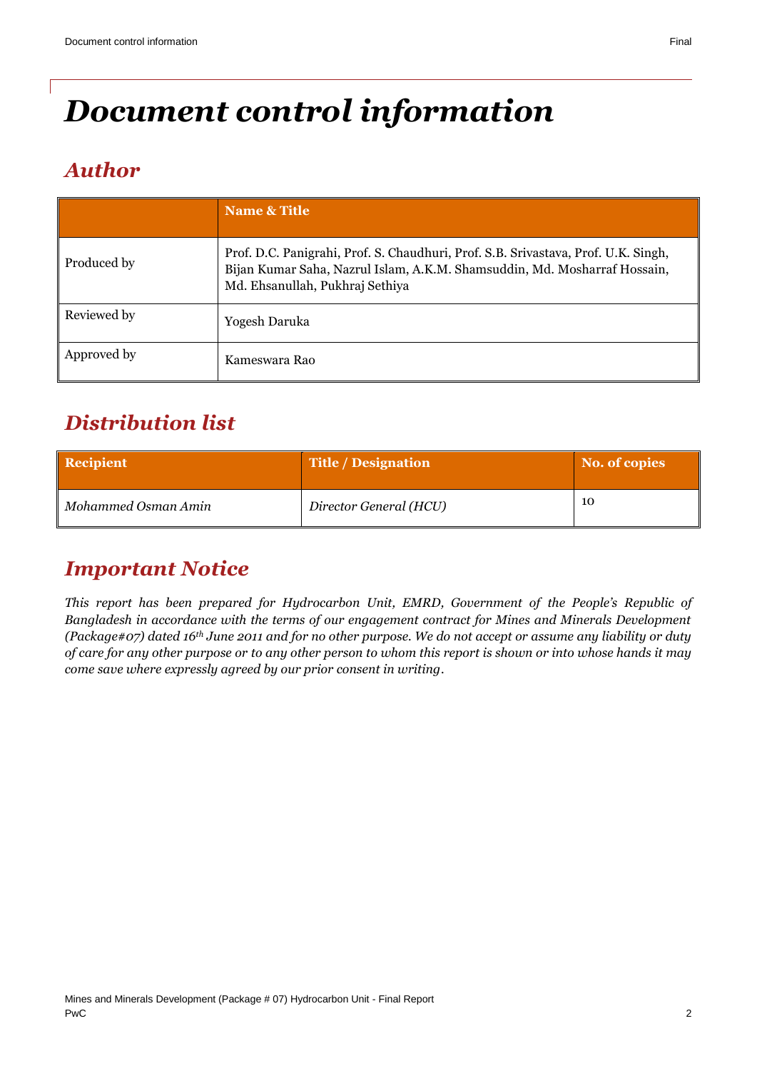# *Document control information*

## *Author*

| | **Name & Title** |
|---|---|
| Produced by | Prof. D.C. Panigrahi, Prof. S. Chaudhuri, Prof. S.B. Srivastava, Prof. U.K. Singh, Bijan Kumar Saha, Nazrul Islam, A.K.M. Shamsuddin, Md. Mosharraf Hossain, Md. Ehsanullah, Pukhraj Sethiya |
| Reviewed by | Yogesh Daruka |
| Approved by | Kameswara Rao |

## *Distribution list*

| **Recipient** | **Title / Designation** | **No. of copies** |
|---|---|---|
| *Mohammed Osman Amin* | *Director General (HCU)* | 10 |

## *Important Notice*

*This report has been prepared for Hydrocarbon Unit, EMRD, Government of the People's Republic of Bangladesh in accordance with the terms of our engagement contract for Mines and Minerals Development (Package#07) dated 16th June 2011 and for no other purpose. We do not accept or assume any liability or duty of care for any other purpose or to any other person to whom this report is shown or into whose hands it may come save where expressly agreed by our prior consent in writing.*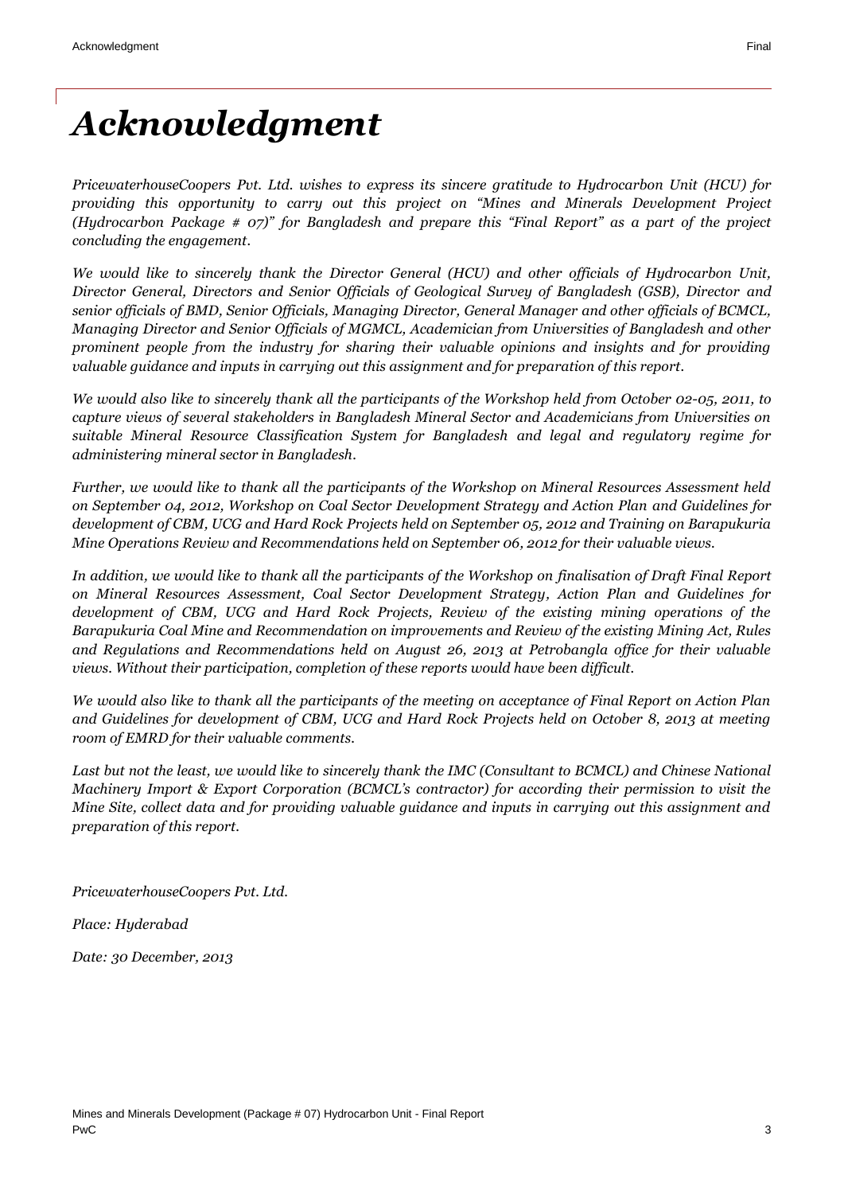# *Acknowledgment*

*PricewaterhouseCoopers Pvt. Ltd. wishes to express its sincere gratitude to Hydrocarbon Unit (HCU) for providing this opportunity to carry out this project on "Mines and Minerals Development Project (Hydrocarbon Package # 07)" for Bangladesh and prepare this "Final Report" as a part of the project concluding the engagement.*

*We would like to sincerely thank the Director General (HCU) and other officials of Hydrocarbon Unit, Director General, Directors and Senior Officials of Geological Survey of Bangladesh (GSB), Director and senior officials of BMD, Senior Officials, Managing Director, General Manager and other officials of BCMCL, Managing Director and Senior Officials of MGMCL, Academician from Universities of Bangladesh and other prominent people from the industry for sharing their valuable opinions and insights and for providing valuable guidance and inputs in carrying out this assignment and for preparation of this report.*

*We would also like to sincerely thank all the participants of the Workshop held from October 02-05, 2011, to capture views of several stakeholders in Bangladesh Mineral Sector and Academicians from Universities on suitable Mineral Resource Classification System for Bangladesh and legal and regulatory regime for administering mineral sector in Bangladesh.*

*Further, we would like to thank all the participants of the Workshop on Mineral Resources Assessment held on September 04, 2012, Workshop on Coal Sector Development Strategy and Action Plan and Guidelines for development of CBM, UCG and Hard Rock Projects held on September 05, 2012 and Training on Barapukuria Mine Operations Review and Recommendations held on September 06, 2012 for their valuable views.*

*In addition, we would like to thank all the participants of the Workshop on finalisation of Draft Final Report on Mineral Resources Assessment, Coal Sector Development Strategy, Action Plan and Guidelines for development of CBM, UCG and Hard Rock Projects, Review of the existing mining operations of the Barapukuria Coal Mine and Recommendation on improvements and Review of the existing Mining Act, Rules and Regulations and Recommendations held on August 26, 2013 at Petrobangla office for their valuable views. Without their participation, completion of these reports would have been difficult.*

*We would also like to thank all the participants of the meeting on acceptance of Final Report on Action Plan and Guidelines for development of CBM, UCG and Hard Rock Projects held on October 8, 2013 at meeting room of EMRD for their valuable comments.*

*Last but not the least, we would like to sincerely thank the IMC (Consultant to BCMCL) and Chinese National Machinery Import & Export Corporation (BCMCL's contractor) for according their permission to visit the Mine Site, collect data and for providing valuable guidance and inputs in carrying out this assignment and preparation of this report.*

*PricewaterhouseCoopers Pvt. Ltd.*

*Place: Hyderabad*

*Date: 30 December, 2013*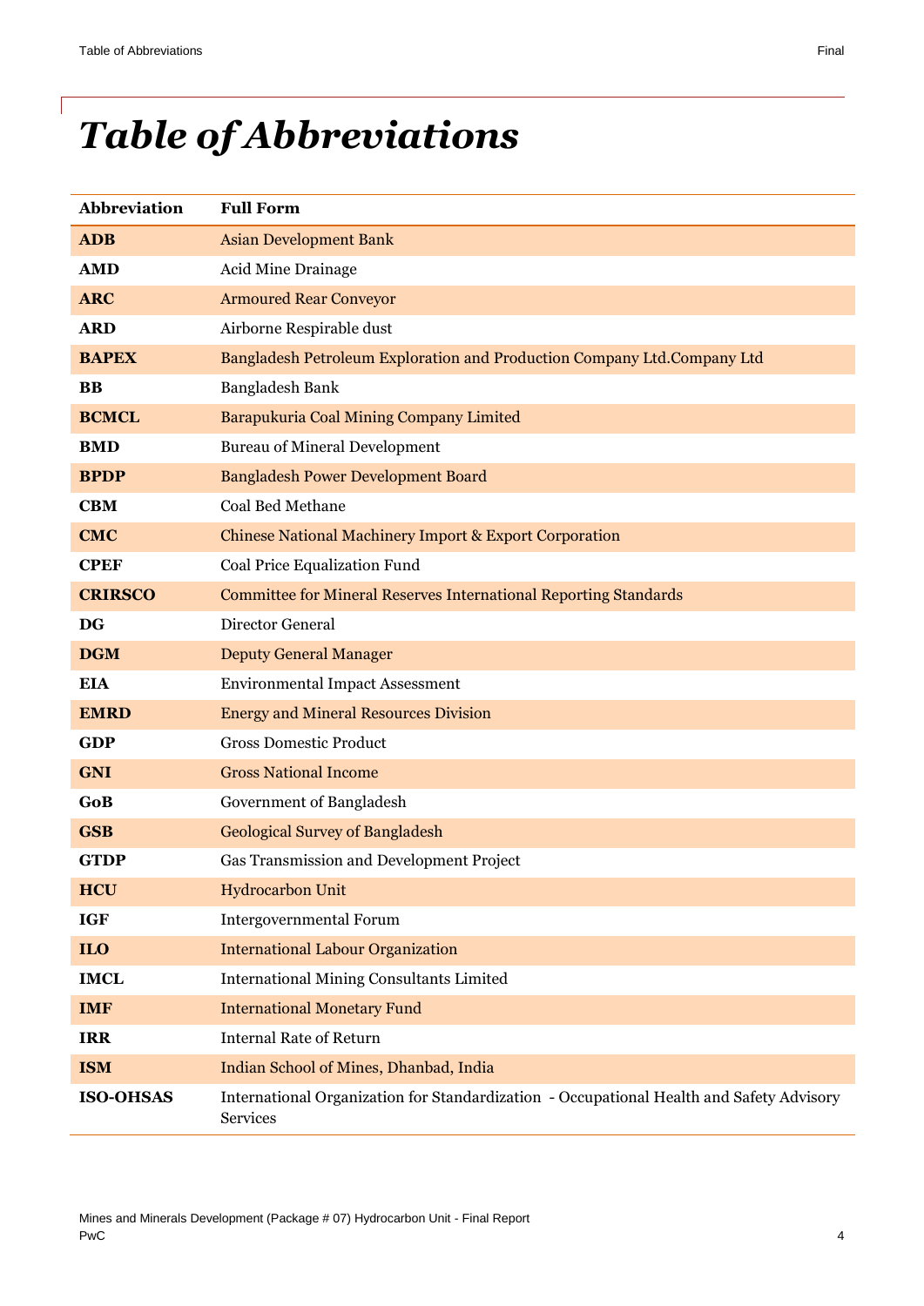# Table of Abbreviations

| Abbreviation | Full Form |
|---|---|
| **ADB** | Asian Development Bank |
| **AMD** | Acid Mine Drainage |
| **ARC** | Armoured Rear Conveyor |
| **ARD** | Airborne Respirable dust |
| **BAPEX** | Bangladesh Petroleum Exploration and Production Company Ltd.Company Ltd |
| **BB** | Bangladesh Bank |
| **BCMCL** | Barapukuria Coal Mining Company Limited |
| **BMD** | Bureau of Mineral Development |
| **BPDP** | Bangladesh Power Development Board |
| **CBM** | Coal Bed Methane |
| **CMC** | Chinese National Machinery Import & Export Corporation |
| **CPEF** | Coal Price Equalization Fund |
| **CRIRSCO** | Committee for Mineral Reserves International Reporting Standards |
| **DG** | Director General |
| **DGM** | Deputy General Manager |
| **EIA** | Environmental Impact Assessment |
| **EMRD** | Energy and Mineral Resources Division |
| **GDP** | Gross Domestic Product |
| **GNI** | Gross National Income |
| **GoB** | Government of Bangladesh |
| **GSB** | Geological Survey of Bangladesh |
| **GTDP** | Gas Transmission and Development Project |
| **HCU** | Hydrocarbon Unit |
| **IGF** | Intergovernmental Forum |
| **ILO** | International Labour Organization |
| **IMCL** | International Mining Consultants Limited |
| **IMF** | International Monetary Fund |
| **IRR** | Internal Rate of Return |
| **ISM** | Indian School of Mines, Dhanbad, India |
| **ISO-OHSAS** | International Organization for Standardization - Occupational Health and Safety Advisory Services |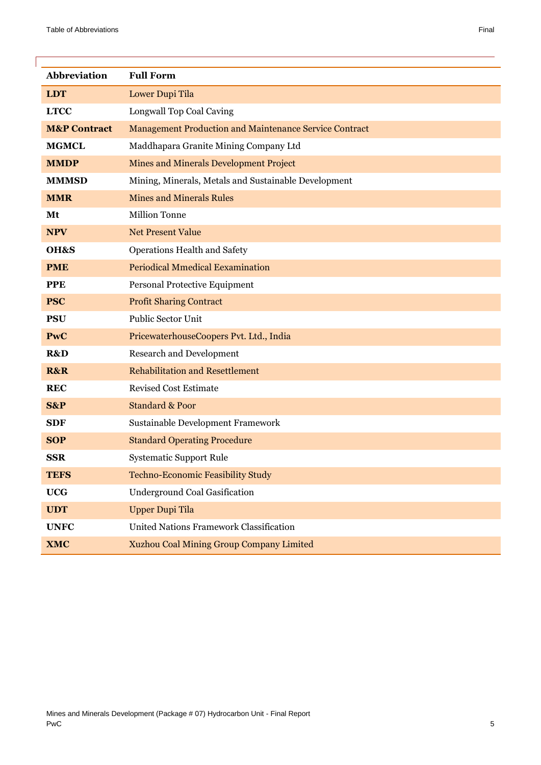| Abbreviation | Full Form |
|---|---|
| **LDT** | Lower Dupi Tila |
| **LTCC** | Longwall Top Coal Caving |
| **M&P Contract** | Management Production and Maintenance Service Contract |
| **MGMCL** | Maddhapara Granite Mining Company Ltd |
| **MMDP** | Mines and Minerals Development Project |
| **MMMSD** | Mining, Minerals, Metals and Sustainable Development |
| **MMR** | Mines and Minerals Rules |
| **Mt** | Million Tonne |
| **NPV** | Net Present Value |
| **OH&S** | Operations Health and Safety |
| **PME** | Periodical Mmedical Eexamination |
| **PPE** | Personal Protective Equipment |
| **PSC** | Profit Sharing Contract |
| **PSU** | Public Sector Unit |
| **PwC** | PricewaterhouseCoopers Pvt. Ltd., India |
| **R&D** | Research and Development |
| **R&R** | Rehabilitation and Resettlement |
| **REC** | Revised Cost Estimate |
| **S&P** | Standard & Poor |
| **SDF** | Sustainable Development Framework |
| **SOP** | Standard Operating Procedure |
| **SSR** | Systematic Support Rule |
| **TEFS** | Techno-Economic Feasibility Study |
| **UCG** | Underground Coal Gasification |
| **UDT** | Upper Dupi Tila |
| **UNFC** | United Nations Framework Classification |
| **XMC** | Xuzhou Coal Mining Group Company Limited |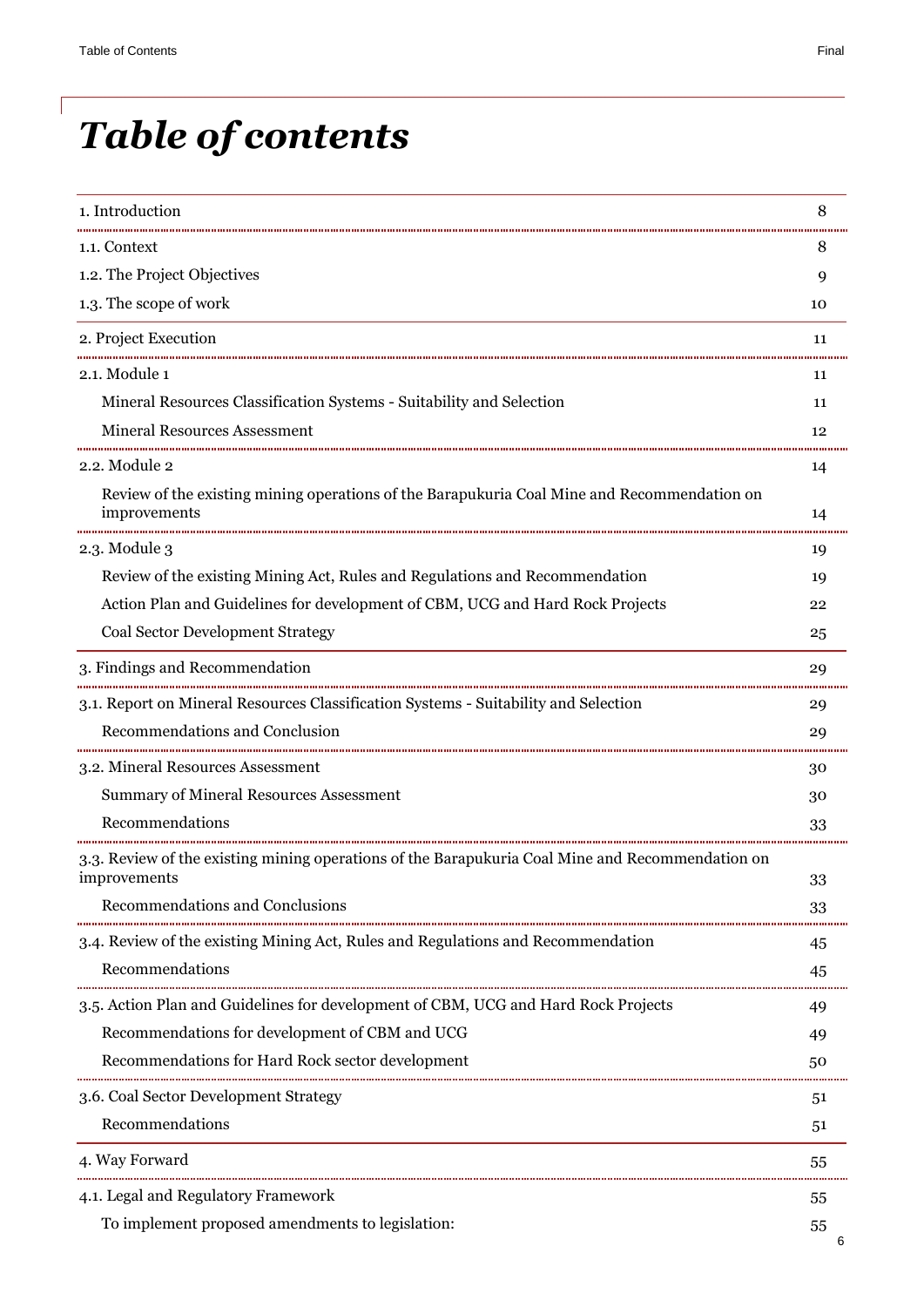# Table of contents

| | |
|---|---|
| 1. Introduction | 8 |
| 1.1. Context | 8 |
| 1.2. The Project Objectives | 9 |
| 1.3. The scope of work | 10 |
| 2. Project Execution | 11 |
| 2.1. Module 1 | 11 |
| Mineral Resources Classification Systems - Suitability and Selection | 11 |
| Mineral Resources Assessment | 12 |
| 2.2. Module 2 | 14 |
| Review of the existing mining operations of the Barapukuria Coal Mine and Recommendation on improvements | 14 |
| 2.3. Module 3 | 19 |
| Review of the existing Mining Act, Rules and Regulations and Recommendation | 19 |
| Action Plan and Guidelines for development of CBM, UCG and Hard Rock Projects | 22 |
| Coal Sector Development Strategy | 25 |
| 3. Findings and Recommendation | 29 |
| 3.1. Report on Mineral Resources Classification Systems - Suitability and Selection | 29 |
| Recommendations and Conclusion | 29 |
| 3.2. Mineral Resources Assessment | 30 |
| Summary of Mineral Resources Assessment | 30 |
| Recommendations | 33 |
| 3.3. Review of the existing mining operations of the Barapukuria Coal Mine and Recommendation on improvements | 33 |
| Recommendations and Conclusions | 33 |
| 3.4. Review of the existing Mining Act, Rules and Regulations and Recommendation | 45 |
| Recommendations | 45 |
| 3.5. Action Plan and Guidelines for development of CBM, UCG and Hard Rock Projects | 49 |
| Recommendations for development of CBM and UCG | 49 |
| Recommendations for Hard Rock sector development | 50 |
| 3.6. Coal Sector Development Strategy | 51 |
| Recommendations | 51 |
| 4. Way Forward | 55 |
| 4.1. Legal and Regulatory Framework | 55 |
| To implement proposed amendments to legislation: | 55 |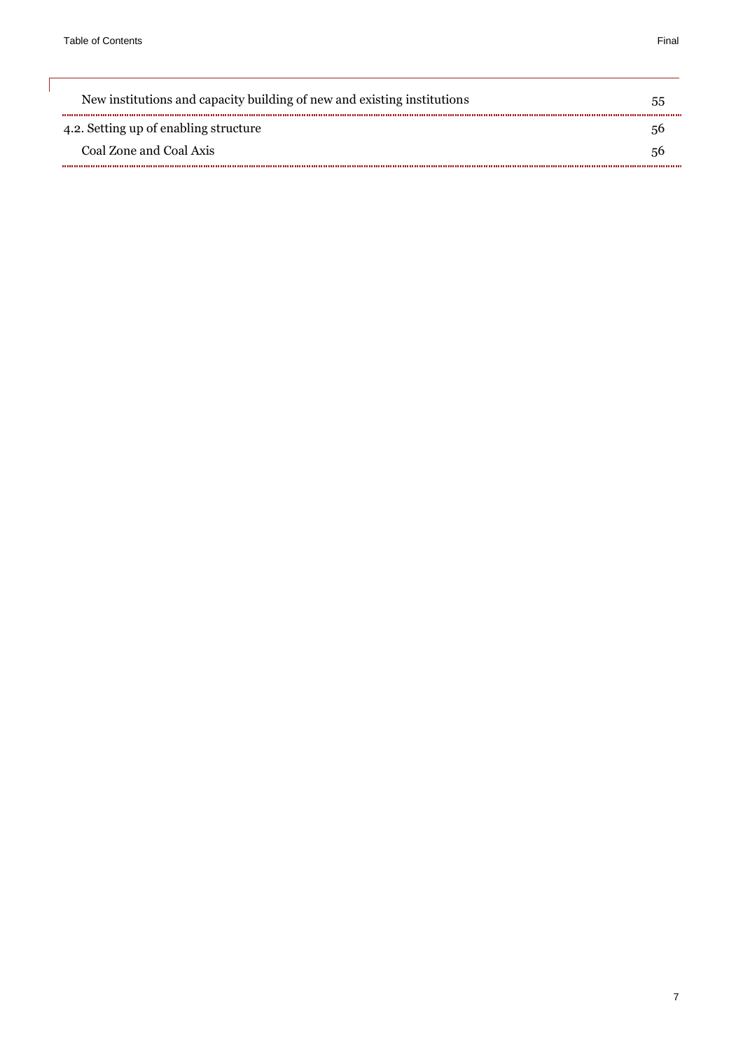New institutions and capacity building of new and existing institutions 55

4.2. Setting up of enabling structure 56

Coal Zone and Coal Axis 56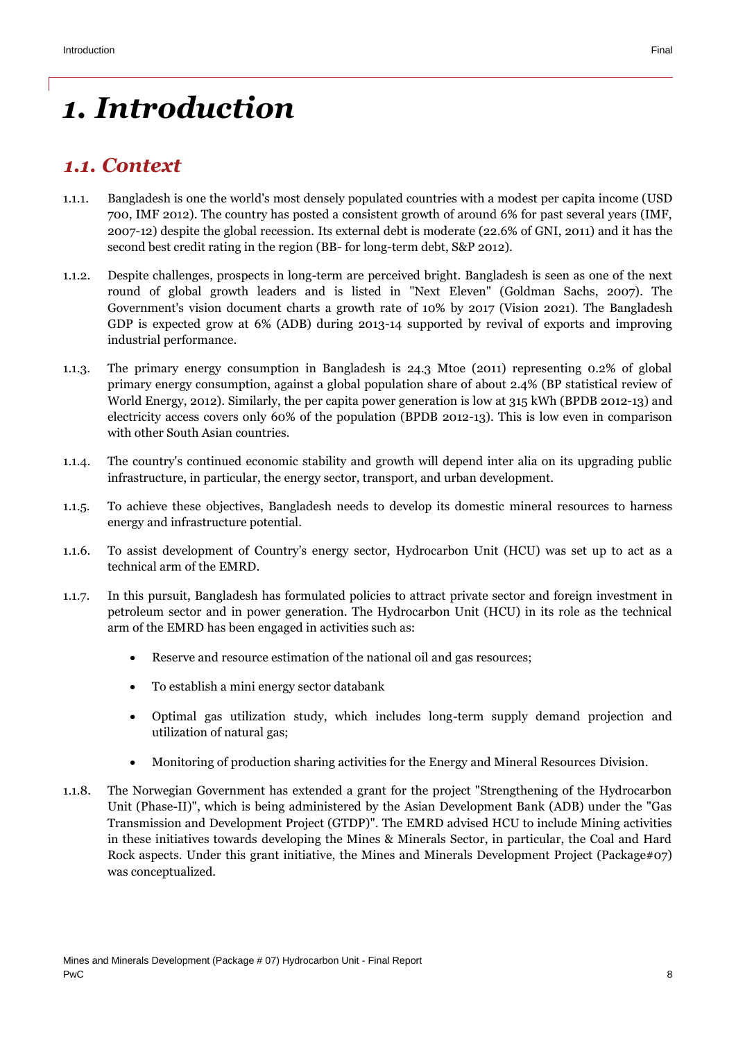# *1. Introduction*

## *1.1. Context*

1.1.1. Bangladesh is one the world's most densely populated countries with a modest per capita income (USD 700, IMF 2012). The country has posted a consistent growth of around 6% for past several years (IMF, 2007-12) despite the global recession. Its external debt is moderate (22.6% of GNI, 2011) and it has the second best credit rating in the region (BB- for long-term debt, S&P 2012).

1.1.2. Despite challenges, prospects in long-term are perceived bright. Bangladesh is seen as one of the next round of global growth leaders and is listed in "Next Eleven" (Goldman Sachs, 2007). The Government's vision document charts a growth rate of 10% by 2017 (Vision 2021). The Bangladesh GDP is expected grow at 6% (ADB) during 2013-14 supported by revival of exports and improving industrial performance.

1.1.3. The primary energy consumption in Bangladesh is 24.3 Mtoe (2011) representing 0.2% of global primary energy consumption, against a global population share of about 2.4% (BP statistical review of World Energy, 2012). Similarly, the per capita power generation is low at 315 kWh (BPDB 2012-13) and electricity access covers only 60% of the population (BPDB 2012-13). This is low even in comparison with other South Asian countries.

1.1.4. The country's continued economic stability and growth will depend inter alia on its upgrading public infrastructure, in particular, the energy sector, transport, and urban development.

1.1.5. To achieve these objectives, Bangladesh needs to develop its domestic mineral resources to harness energy and infrastructure potential.

1.1.6. To assist development of Country's energy sector, Hydrocarbon Unit (HCU) was set up to act as a technical arm of the EMRD.

1.1.7. In this pursuit, Bangladesh has formulated policies to attract private sector and foreign investment in petroleum sector and in power generation. The Hydrocarbon Unit (HCU) in its role as the technical arm of the EMRD has been engaged in activities such as:

- Reserve and resource estimation of the national oil and gas resources;
- To establish a mini energy sector databank
- Optimal gas utilization study, which includes long-term supply demand projection and utilization of natural gas;
- Monitoring of production sharing activities for the Energy and Mineral Resources Division.

1.1.8. The Norwegian Government has extended a grant for the project "Strengthening of the Hydrocarbon Unit (Phase-II)", which is being administered by the Asian Development Bank (ADB) under the "Gas Transmission and Development Project (GTDP)". The EMRD advised HCU to include Mining activities in these initiatives towards developing the Mines & Minerals Sector, in particular, the Coal and Hard Rock aspects. Under this grant initiative, the Mines and Minerals Development Project (Package#07) was conceptualized.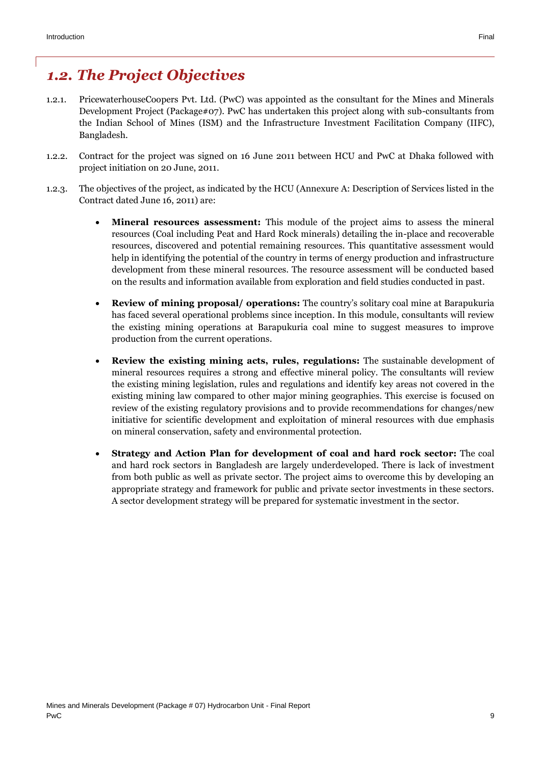## *1.2. The Project Objectives*

1.2.1. PricewaterhouseCoopers Pvt. Ltd. (PwC) was appointed as the consultant for the Mines and Minerals Development Project (Package#07). PwC has undertaken this project along with sub-consultants from the Indian School of Mines (ISM) and the Infrastructure Investment Facilitation Company (IIFC), Bangladesh.

1.2.2. Contract for the project was signed on 16 June 2011 between HCU and PwC at Dhaka followed with project initiation on 20 June, 2011.

1.2.3. The objectives of the project, as indicated by the HCU (Annexure A: Description of Services listed in the Contract dated June 16, 2011) are:

- **Mineral resources assessment:** This module of the project aims to assess the mineral resources (Coal including Peat and Hard Rock minerals) detailing the in-place and recoverable resources, discovered and potential remaining resources. This quantitative assessment would help in identifying the potential of the country in terms of energy production and infrastructure development from these mineral resources. The resource assessment will be conducted based on the results and information available from exploration and field studies conducted in past.

- **Review of mining proposal/ operations:** The country's solitary coal mine at Barapukuria has faced several operational problems since inception. In this module, consultants will review the existing mining operations at Barapukuria coal mine to suggest measures to improve production from the current operations.

- **Review the existing mining acts, rules, regulations:** The sustainable development of mineral resources requires a strong and effective mineral policy. The consultants will review the existing mining legislation, rules and regulations and identify key areas not covered in the existing mining law compared to other major mining geographies. This exercise is focused on review of the existing regulatory provisions and to provide recommendations for changes/new initiative for scientific development and exploitation of mineral resources with due emphasis on mineral conservation, safety and environmental protection.

- **Strategy and Action Plan for development of coal and hard rock sector:** The coal and hard rock sectors in Bangladesh are largely underdeveloped. There is lack of investment from both public as well as private sector. The project aims to overcome this by developing an appropriate strategy and framework for public and private sector investments in these sectors. A sector development strategy will be prepared for systematic investment in the sector.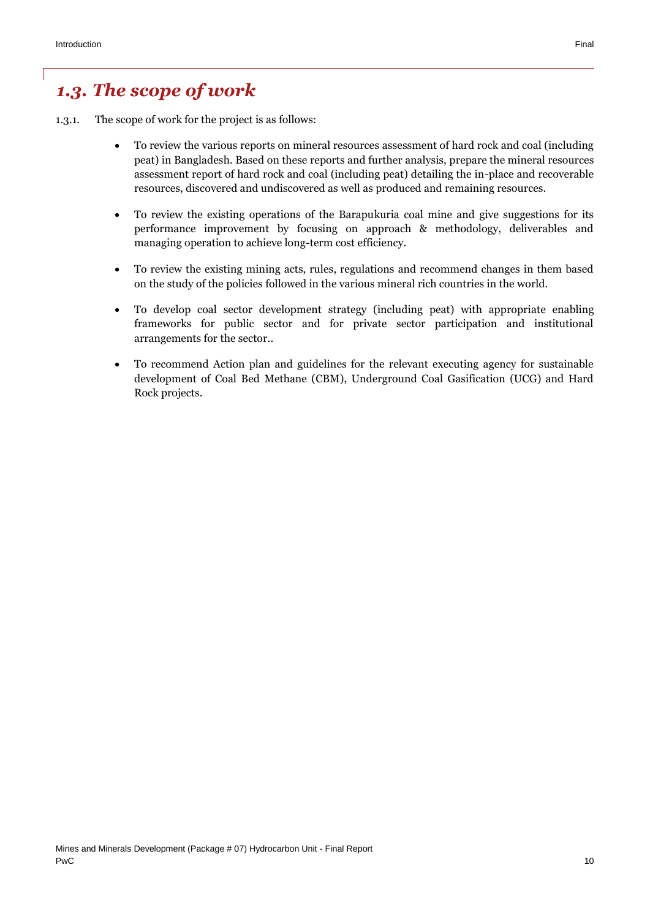## *1.3. The scope of work*

1.3.1. The scope of work for the project is as follows:

- To review the various reports on mineral resources assessment of hard rock and coal (including peat) in Bangladesh. Based on these reports and further analysis, prepare the mineral resources assessment report of hard rock and coal (including peat) detailing the in-place and recoverable resources, discovered and undiscovered as well as produced and remaining resources.

- To review the existing operations of the Barapukuria coal mine and give suggestions for its performance improvement by focusing on approach & methodology, deliverables and managing operation to achieve long-term cost efficiency.

- To review the existing mining acts, rules, regulations and recommend changes in them based on the study of the policies followed in the various mineral rich countries in the world.

- To develop coal sector development strategy (including peat) with appropriate enabling frameworks for public sector and for private sector participation and institutional arrangements for the sector..

- To recommend Action plan and guidelines for the relevant executing agency for sustainable development of Coal Bed Methane (CBM), Underground Coal Gasification (UCG) and Hard Rock projects.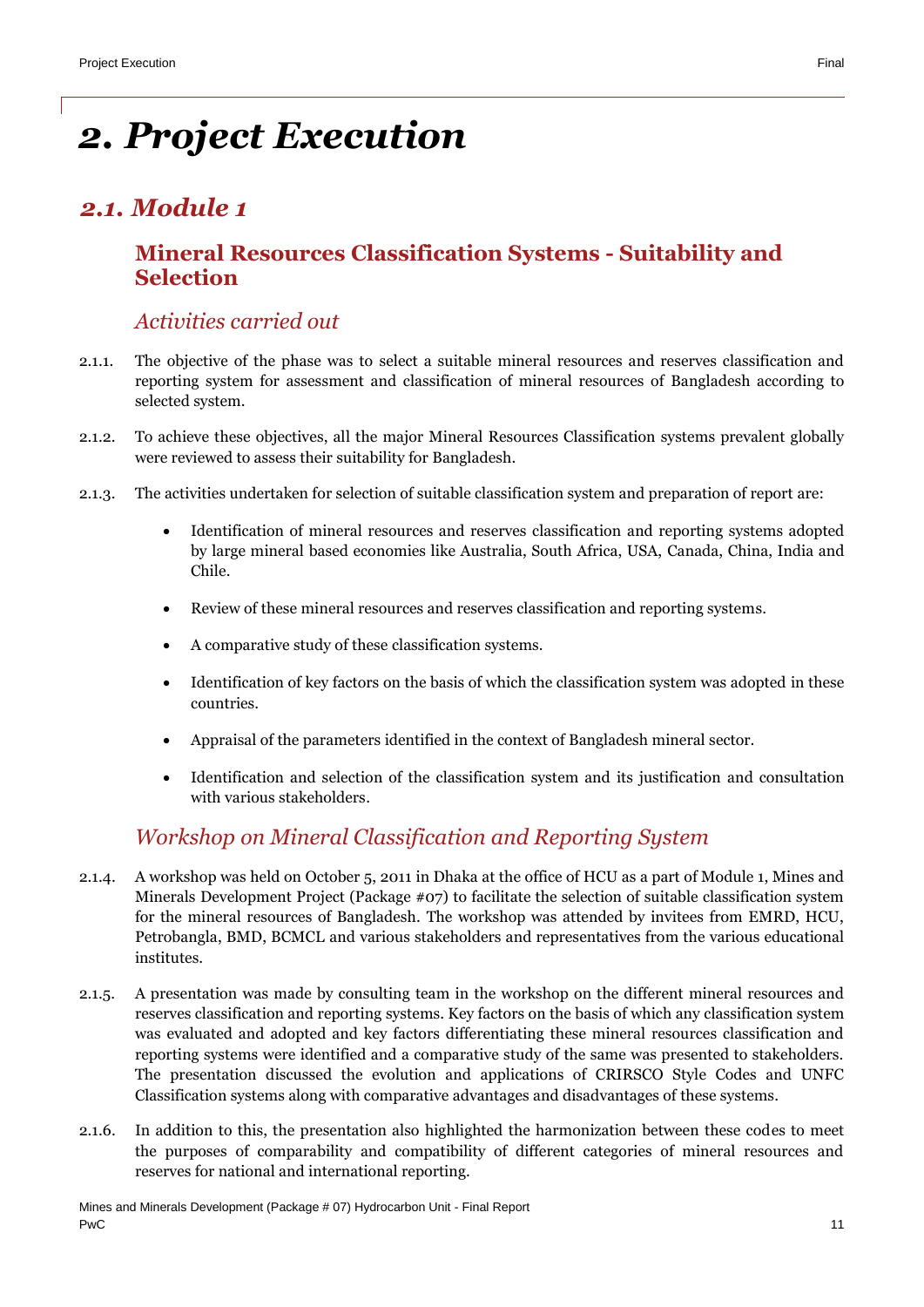# 2. Project Execution

## 2.1. Module 1

### Mineral Resources Classification Systems - Suitability and Selection

#### *Activities carried out*

2.1.1. The objective of the phase was to select a suitable mineral resources and reserves classification and reporting system for assessment and classification of mineral resources of Bangladesh according to selected system.

2.1.2. To achieve these objectives, all the major Mineral Resources Classification systems prevalent globally were reviewed to assess their suitability for Bangladesh.

2.1.3. The activities undertaken for selection of suitable classification system and preparation of report are:

- Identification of mineral resources and reserves classification and reporting systems adopted by large mineral based economies like Australia, South Africa, USA, Canada, China, India and Chile.
- Review of these mineral resources and reserves classification and reporting systems.
- A comparative study of these classification systems.
- Identification of key factors on the basis of which the classification system was adopted in these countries.
- Appraisal of the parameters identified in the context of Bangladesh mineral sector.
- Identification and selection of the classification system and its justification and consultation with various stakeholders.

#### *Workshop on Mineral Classification and Reporting System*

2.1.4. A workshop was held on October 5, 2011 in Dhaka at the office of HCU as a part of Module 1, Mines and Minerals Development Project (Package #07) to facilitate the selection of suitable classification system for the mineral resources of Bangladesh. The workshop was attended by invitees from EMRD, HCU, Petrobangla, BMD, BCMCL and various stakeholders and representatives from the various educational institutes.

2.1.5. A presentation was made by consulting team in the workshop on the different mineral resources and reserves classification and reporting systems. Key factors on the basis of which any classification system was evaluated and adopted and key factors differentiating these mineral resources classification and reporting systems were identified and a comparative study of the same was presented to stakeholders. The presentation discussed the evolution and applications of CRIRSCO Style Codes and UNFC Classification systems along with comparative advantages and disadvantages of these systems.

2.1.6. In addition to this, the presentation also highlighted the harmonization between these codes to meet the purposes of comparability and compatibility of different categories of mineral resources and reserves for national and international reporting.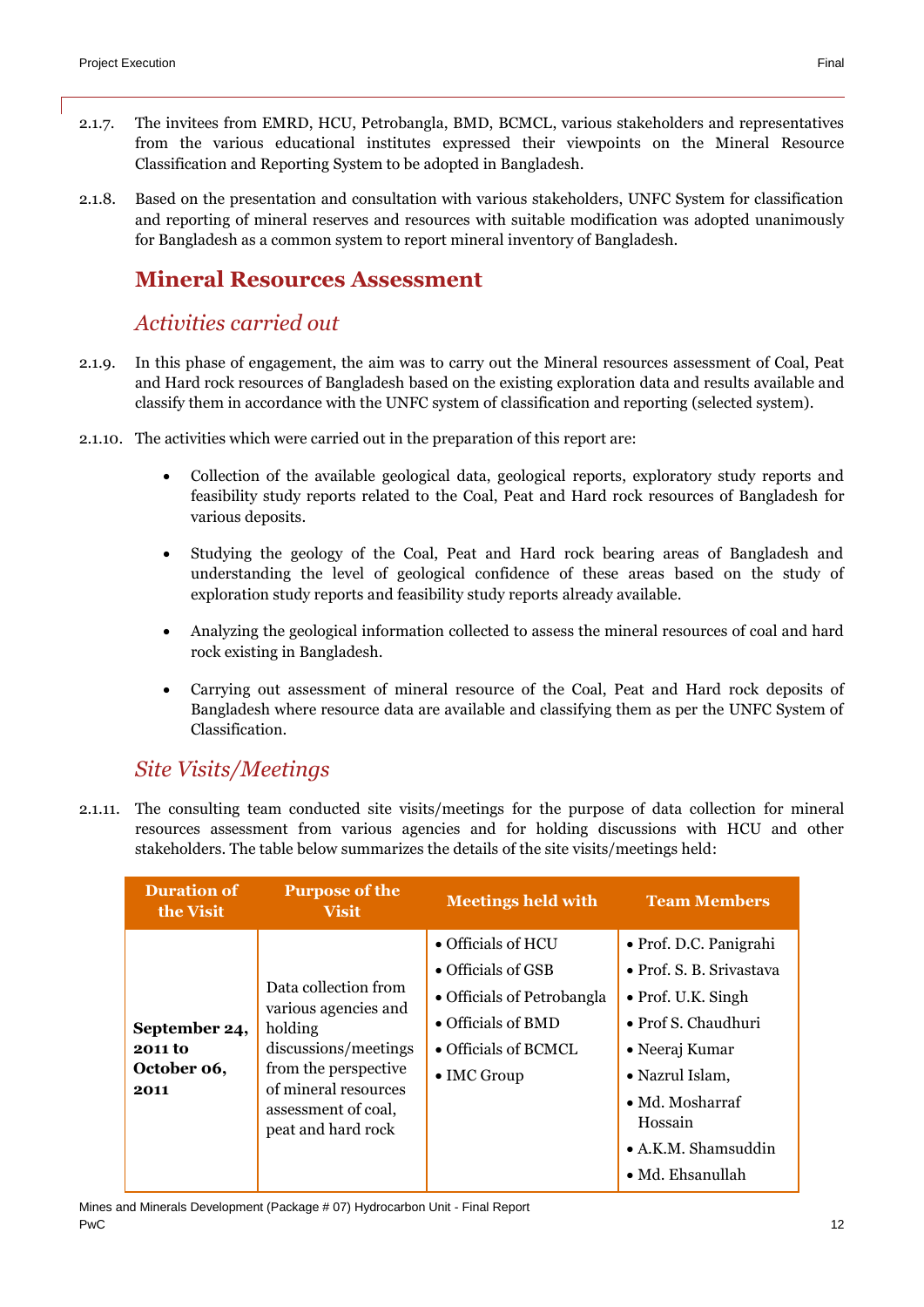2.1.7. The invitees from EMRD, HCU, Petrobangla, BMD, BCMCL, various stakeholders and representatives from the various educational institutes expressed their viewpoints on the Mineral Resource Classification and Reporting System to be adopted in Bangladesh.

2.1.8. Based on the presentation and consultation with various stakeholders, UNFC System for classification and reporting of mineral reserves and resources with suitable modification was adopted unanimously for Bangladesh as a common system to report mineral inventory of Bangladesh.

## Mineral Resources Assessment

### *Activities carried out*

2.1.9. In this phase of engagement, the aim was to carry out the Mineral resources assessment of Coal, Peat and Hard rock resources of Bangladesh based on the existing exploration data and results available and classify them in accordance with the UNFC system of classification and reporting (selected system).

2.1.10. The activities which were carried out in the preparation of this report are:

- Collection of the available geological data, geological reports, exploratory study reports and feasibility study reports related to the Coal, Peat and Hard rock resources of Bangladesh for various deposits.
- Studying the geology of the Coal, Peat and Hard rock bearing areas of Bangladesh and understanding the level of geological confidence of these areas based on the study of exploration study reports and feasibility study reports already available.
- Analyzing the geological information collected to assess the mineral resources of coal and hard rock existing in Bangladesh.
- Carrying out assessment of mineral resource of the Coal, Peat and Hard rock deposits of Bangladesh where resource data are available and classifying them as per the UNFC System of Classification.

### *Site Visits/Meetings*

2.1.11. The consulting team conducted site visits/meetings for the purpose of data collection for mineral resources assessment from various agencies and for holding discussions with HCU and other stakeholders. The table below summarizes the details of the site visits/meetings held:

| Duration of the Visit | Purpose of the Visit | Meetings held with | Team Members |
|---|---|---|---|
| **September 24, 2011 to October 06, 2011** | Data collection from various agencies and holding discussions/meetings from the perspective of mineral resources assessment of coal, peat and hard rock | • Officials of HCU<br>• Officials of GSB<br>• Officials of Petrobangla<br>• Officials of BMD<br>• Officials of BCMCL<br>• IMC Group | • Prof. D.C. Panigrahi<br>• Prof. S. B. Srivastava<br>• Prof. U.K. Singh<br>• Prof S. Chaudhuri<br>• Neeraj Kumar<br>• Nazrul Islam,<br>• Md. Mosharraf Hossain<br>• A.K.M. Shamsuddin<br>• Md. Ehsanullah |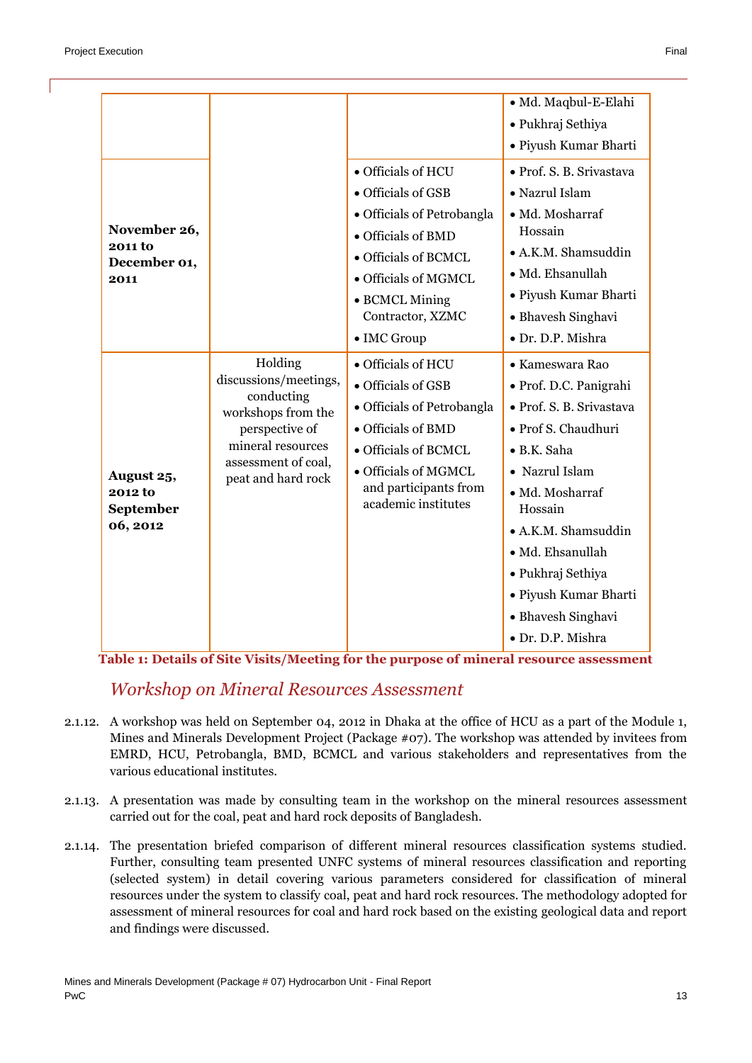| | | | |
|---|---|---|---|
| | | | • Md. Maqbul-E-Elahi<br>• Pukhraj Sethiya<br>• Piyush Kumar Bharti |
| **November 26, 2011 to December 01, 2011** | | • Officials of HCU<br>• Officials of GSB<br>• Officials of Petrobangla<br>• Officials of BMD<br>• Officials of BCMCL<br>• Officials of MGMCL<br>• BCMCL Mining Contractor, XZMC<br>• IMC Group | • Prof. S. B. Srivastava<br>• Nazrul Islam<br>• Md. Mosharraf Hossain<br>• A.K.M. Shamsuddin<br>• Md. Ehsanullah<br>• Piyush Kumar Bharti<br>• Bhavesh Singhavi<br>• Dr. D.P. Mishra |
| **August 25, 2012 to September 06, 2012** | Holding discussions/meetings, conducting workshops from the perspective of mineral resources assessment of coal, peat and hard rock | • Officials of HCU<br>• Officials of GSB<br>• Officials of Petrobangla<br>• Officials of BMD<br>• Officials of BCMCL<br>• Officials of MGMCL and participants from academic institutes | • Kameswara Rao<br>• Prof. D.C. Panigrahi<br>• Prof. S. B. Srivastava<br>• Prof S. Chaudhuri<br>• B.K. Saha<br>• Nazrul Islam<br>• Md. Mosharraf Hossain<br>• A.K.M. Shamsuddin<br>• Md. Ehsanullah<br>• Pukhraj Sethiya<br>• Piyush Kumar Bharti<br>• Bhavesh Singhavi<br>• Dr. D.P. Mishra |

**Table 1: Details of Site Visits/Meeting for the purpose of mineral resource assessment**

### *Workshop on Mineral Resources Assessment*

2.1.12. A workshop was held on September 04, 2012 in Dhaka at the office of HCU as a part of the Module 1, Mines and Minerals Development Project (Package #07). The workshop was attended by invitees from EMRD, HCU, Petrobangla, BMD, BCMCL and various stakeholders and representatives from the various educational institutes.

2.1.13. A presentation was made by consulting team in the workshop on the mineral resources assessment carried out for the coal, peat and hard rock deposits of Bangladesh.

2.1.14. The presentation briefed comparison of different mineral resources classification systems studied. Further, consulting team presented UNFC systems of mineral resources classification and reporting (selected system) in detail covering various parameters considered for classification of mineral resources under the system to classify coal, peat and hard rock resources. The methodology adopted for assessment of mineral resources for coal and hard rock based on the existing geological data and report and findings were discussed.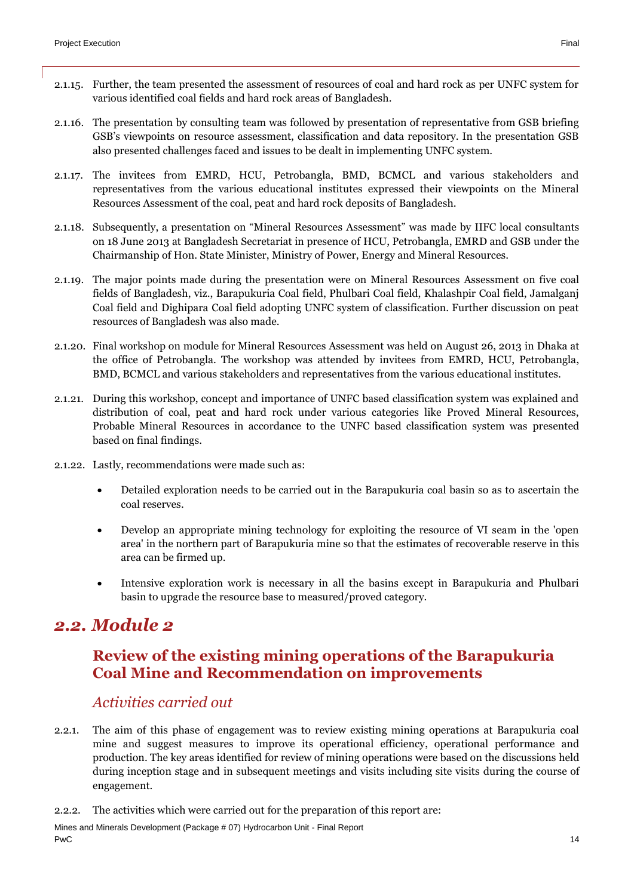2.1.15. Further, the team presented the assessment of resources of coal and hard rock as per UNFC system for various identified coal fields and hard rock areas of Bangladesh.

2.1.16. The presentation by consulting team was followed by presentation of representative from GSB briefing GSB's viewpoints on resource assessment, classification and data repository. In the presentation GSB also presented challenges faced and issues to be dealt in implementing UNFC system.

2.1.17. The invitees from EMRD, HCU, Petrobangla, BMD, BCMCL and various stakeholders and representatives from the various educational institutes expressed their viewpoints on the Mineral Resources Assessment of the coal, peat and hard rock deposits of Bangladesh.

2.1.18. Subsequently, a presentation on "Mineral Resources Assessment" was made by IIFC local consultants on 18 June 2013 at Bangladesh Secretariat in presence of HCU, Petrobangla, EMRD and GSB under the Chairmanship of Hon. State Minister, Ministry of Power, Energy and Mineral Resources.

2.1.19. The major points made during the presentation were on Mineral Resources Assessment on five coal fields of Bangladesh, viz., Barapukuria Coal field, Phulbari Coal field, Khalashpir Coal field, Jamalganj Coal field and Dighipara Coal field adopting UNFC system of classification. Further discussion on peat resources of Bangladesh was also made.

2.1.20. Final workshop on module for Mineral Resources Assessment was held on August 26, 2013 in Dhaka at the office of Petrobangla. The workshop was attended by invitees from EMRD, HCU, Petrobangla, BMD, BCMCL and various stakeholders and representatives from the various educational institutes.

2.1.21. During this workshop, concept and importance of UNFC based classification system was explained and distribution of coal, peat and hard rock under various categories like Proved Mineral Resources, Probable Mineral Resources in accordance to the UNFC based classification system was presented based on final findings.

2.1.22. Lastly, recommendations were made such as:

- Detailed exploration needs to be carried out in the Barapukuria coal basin so as to ascertain the coal reserves.
- Develop an appropriate mining technology for exploiting the resource of VI seam in the 'open area' in the northern part of Barapukuria mine so that the estimates of recoverable reserve in this area can be firmed up.
- Intensive exploration work is necessary in all the basins except in Barapukuria and Phulbari basin to upgrade the resource base to measured/proved category.

## *2.2. Module 2*

### Review of the existing mining operations of the Barapukuria Coal Mine and Recommendation on improvements

#### *Activities carried out*

2.2.1. The aim of this phase of engagement was to review existing mining operations at Barapukuria coal mine and suggest measures to improve its operational efficiency, operational performance and production. The key areas identified for review of mining operations were based on the discussions held during inception stage and in subsequent meetings and visits including site visits during the course of engagement.

2.2.2. The activities which were carried out for the preparation of this report are: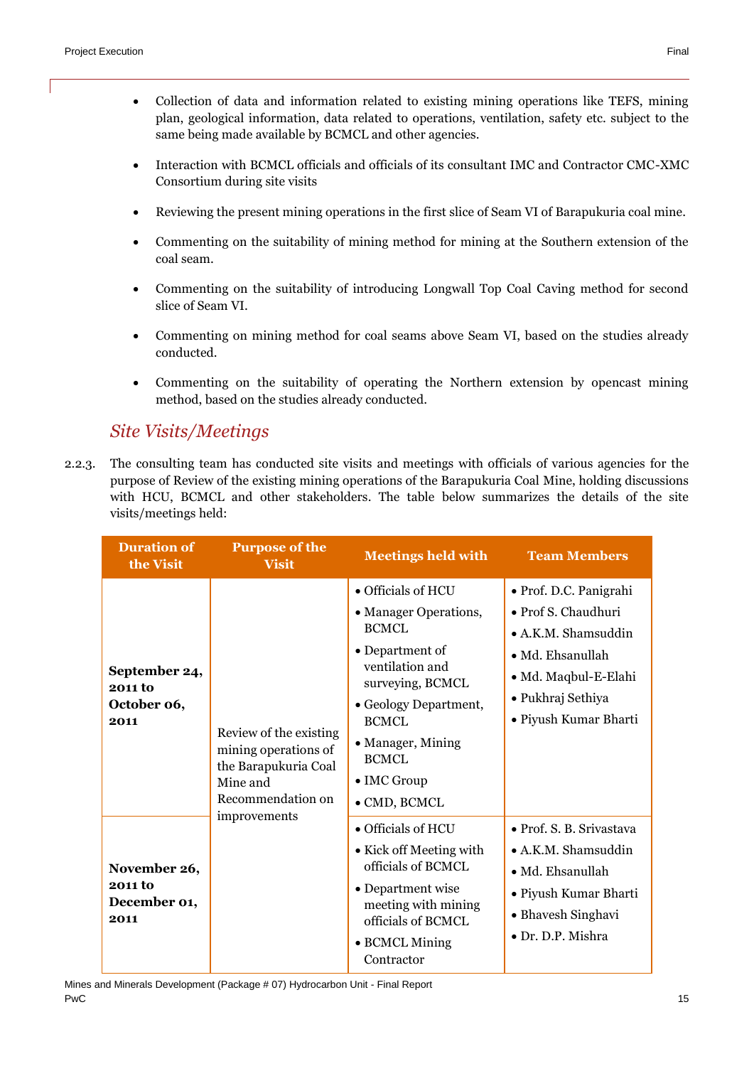- Collection of data and information related to existing mining operations like TEFS, mining plan, geological information, data related to operations, ventilation, safety etc. subject to the same being made available by BCMCL and other agencies.

- Interaction with BCMCL officials and officials of its consultant IMC and Contractor CMC-XMC Consortium during site visits

- Reviewing the present mining operations in the first slice of Seam VI of Barapukuria coal mine.

- Commenting on the suitability of mining method for mining at the Southern extension of the coal seam.

- Commenting on the suitability of introducing Longwall Top Coal Caving method for second slice of Seam VI.

- Commenting on mining method for coal seams above Seam VI, based on the studies already conducted.

- Commenting on the suitability of operating the Northern extension by opencast mining method, based on the studies already conducted.

## *Site Visits/Meetings*

2.2.3. The consulting team has conducted site visits and meetings with officials of various agencies for the purpose of Review of the existing mining operations of the Barapukuria Coal Mine, holding discussions with HCU, BCMCL and other stakeholders. The table below summarizes the details of the site visits/meetings held:

| Duration of the Visit | Purpose of the Visit | Meetings held with | Team Members |
|---|---|---|---|
| **September 24, 2011 to October 06, 2011** | Review of the existing mining operations of the Barapukuria Coal Mine and Recommendation on improvements | • Officials of HCU<br>• Manager Operations, BCMCL<br>• Department of ventilation and surveying, BCMCL<br>• Geology Department, BCMCL<br>• Manager, Mining BCMCL<br>• IMC Group<br>• CMD, BCMCL | • Prof. D.C. Panigrahi<br>• Prof S. Chaudhuri<br>• A.K.M. Shamsuddin<br>• Md. Ehsanullah<br>• Md. Maqbul-E-Elahi<br>• Pukhraj Sethiya<br>• Piyush Kumar Bharti |
| **November 26, 2011 to December 01, 2011** | | • Officials of HCU<br>• Kick off Meeting with officials of BCMCL<br>• Department wise meeting with mining officials of BCMCL<br>• BCMCL Mining Contractor | • Prof. S. B. Srivastava<br>• A.K.M. Shamsuddin<br>• Md. Ehsanullah<br>• Piyush Kumar Bharti<br>• Bhavesh Singhavi<br>• Dr. D.P. Mishra |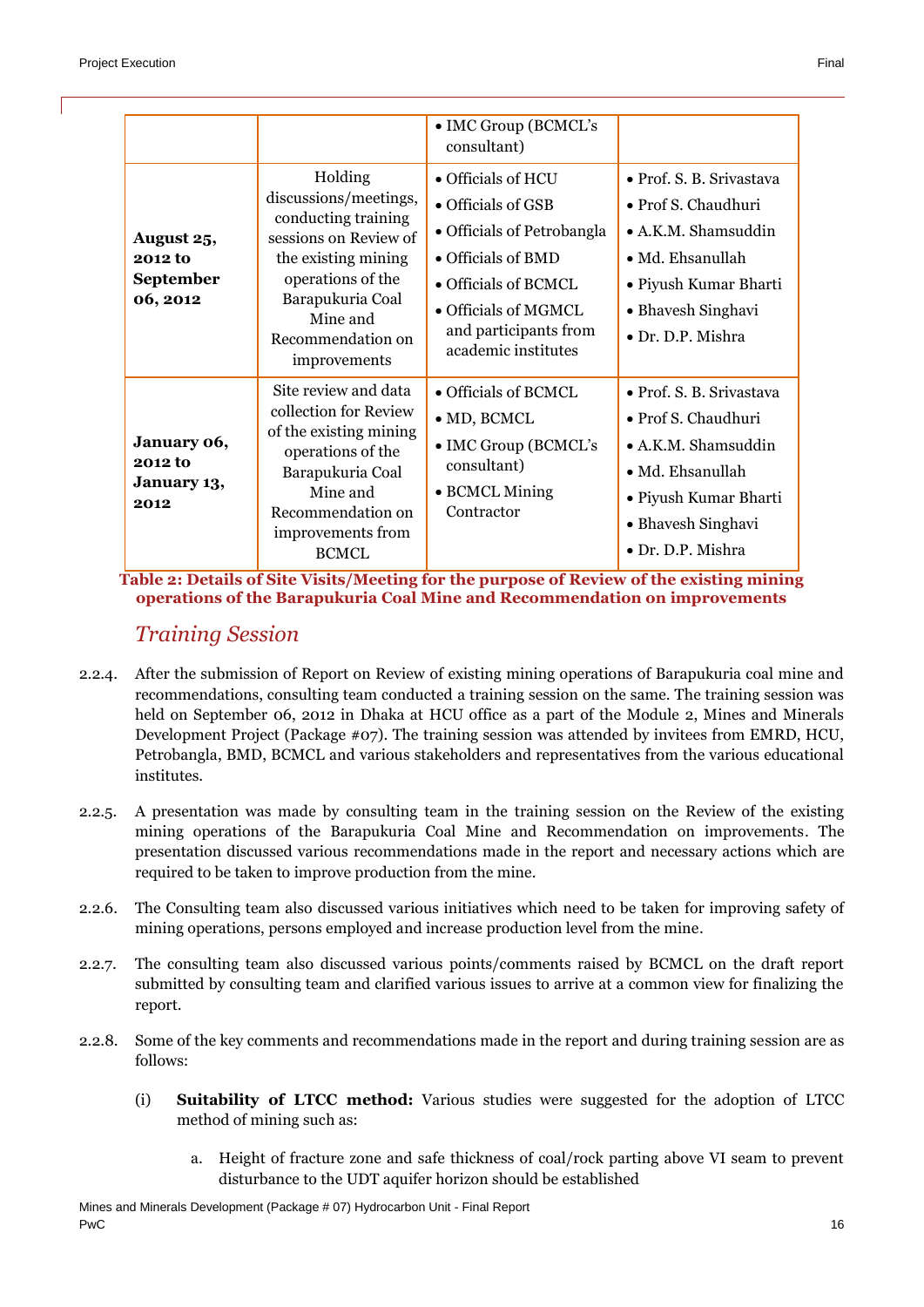| | | • IMC Group (BCMCL's consultant) | |
|---|---|---|---|
| **August 25, 2012 to September 06, 2012** | Holding discussions/meetings, conducting training sessions on Review of the existing mining operations of the Barapukuria Coal Mine and Recommendation on improvements | • Officials of HCU<br>• Officials of GSB<br>• Officials of Petrobangla<br>• Officials of BMD<br>• Officials of BCMCL<br>• Officials of MGMCL and participants from academic institutes | • Prof. S. B. Srivastava<br>• Prof S. Chaudhuri<br>• A.K.M. Shamsuddin<br>• Md. Ehsanullah<br>• Piyush Kumar Bharti<br>• Bhavesh Singhavi<br>• Dr. D.P. Mishra |
| **January 06, 2012 to January 13, 2012** | Site review and data collection for Review of the existing mining operations of the Barapukuria Coal Mine and Recommendation on improvements from BCMCL | • Officials of BCMCL<br>• MD, BCMCL<br>• IMC Group (BCMCL's consultant)<br>• BCMCL Mining Contractor | • Prof. S. B. Srivastava<br>• Prof S. Chaudhuri<br>• A.K.M. Shamsuddin<br>• Md. Ehsanullah<br>• Piyush Kumar Bharti<br>• Bhavesh Singhavi<br>• Dr. D.P. Mishra |

**Table 2: Details of Site Visits/Meeting for the purpose of Review of the existing mining operations of the Barapukuria Coal Mine and Recommendation on improvements**

### *Training Session*

2.2.4. After the submission of Report on Review of existing mining operations of Barapukuria coal mine and recommendations, consulting team conducted a training session on the same. The training session was held on September 06, 2012 in Dhaka at HCU office as a part of the Module 2, Mines and Minerals Development Project (Package #07). The training session was attended by invitees from EMRD, HCU, Petrobangla, BMD, BCMCL and various stakeholders and representatives from the various educational institutes.

2.2.5. A presentation was made by consulting team in the training session on the Review of the existing mining operations of the Barapukuria Coal Mine and Recommendation on improvements. The presentation discussed various recommendations made in the report and necessary actions which are required to be taken to improve production from the mine.

2.2.6. The Consulting team also discussed various initiatives which need to be taken for improving safety of mining operations, persons employed and increase production level from the mine.

2.2.7. The consulting team also discussed various points/comments raised by BCMCL on the draft report submitted by consulting team and clarified various issues to arrive at a common view for finalizing the report.

2.2.8. Some of the key comments and recommendations made in the report and during training session are as follows:

(i) **Suitability of LTCC method:** Various studies were suggested for the adoption of LTCC method of mining such as:

a. Height of fracture zone and safe thickness of coal/rock parting above VI seam to prevent disturbance to the UDT aquifer horizon should be established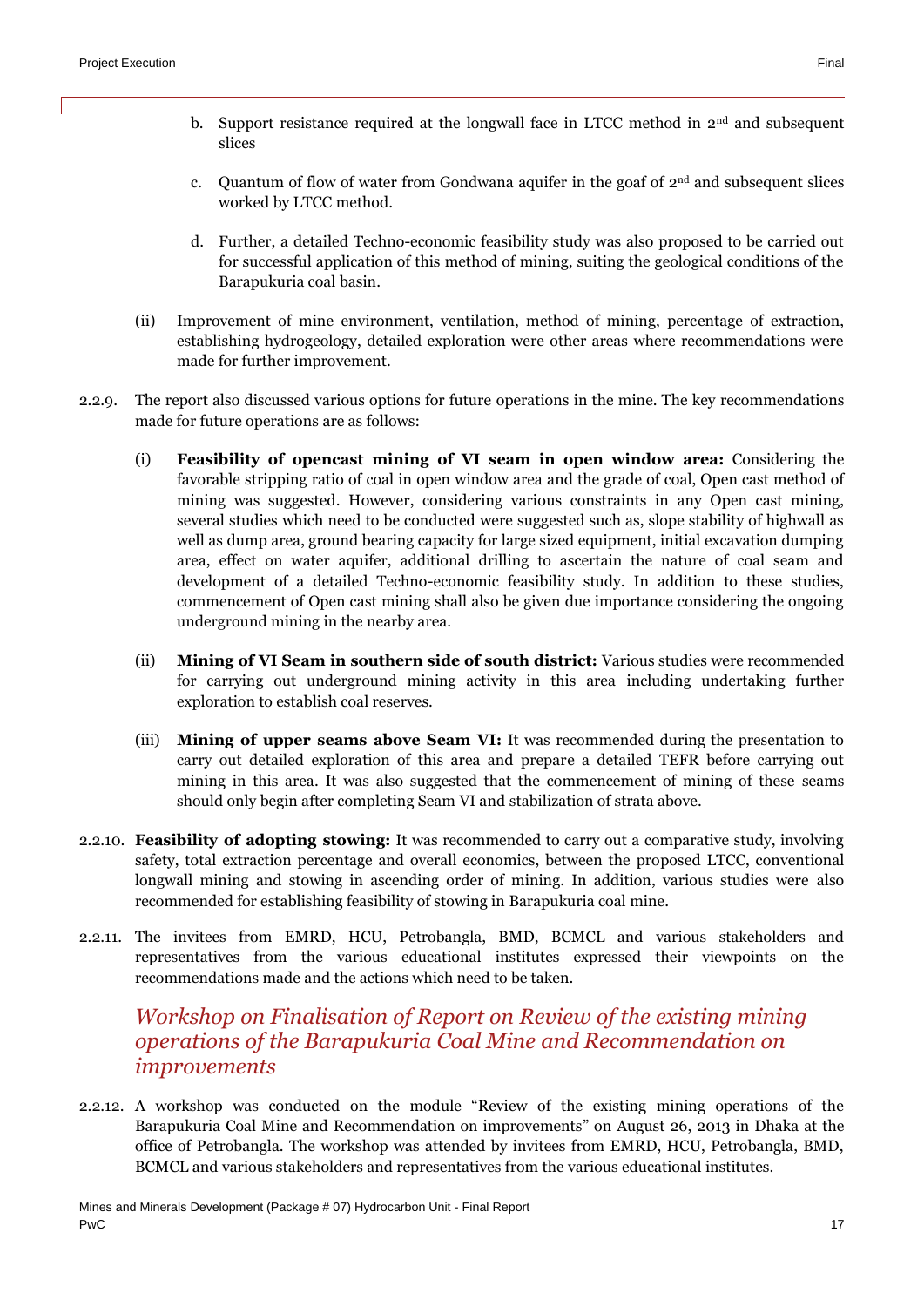b. Support resistance required at the longwall face in LTCC method in 2nd and subsequent slices

c. Quantum of flow of water from Gondwana aquifer in the goaf of 2nd and subsequent slices worked by LTCC method.

d. Further, a detailed Techno-economic feasibility study was also proposed to be carried out for successful application of this method of mining, suiting the geological conditions of the Barapukuria coal basin.

(ii) Improvement of mine environment, ventilation, method of mining, percentage of extraction, establishing hydrogeology, detailed exploration were other areas where recommendations were made for further improvement.

2.2.9. The report also discussed various options for future operations in the mine. The key recommendations made for future operations are as follows:

(i) **Feasibility of opencast mining of VI seam in open window area:** Considering the favorable stripping ratio of coal in open window area and the grade of coal, Open cast method of mining was suggested. However, considering various constraints in any Open cast mining, several studies which need to be conducted were suggested such as, slope stability of highwall as well as dump area, ground bearing capacity for large sized equipment, initial excavation dumping area, effect on water aquifer, additional drilling to ascertain the nature of coal seam and development of a detailed Techno-economic feasibility study. In addition to these studies, commencement of Open cast mining shall also be given due importance considering the ongoing underground mining in the nearby area.

(ii) **Mining of VI Seam in southern side of south district:** Various studies were recommended for carrying out underground mining activity in this area including undertaking further exploration to establish coal reserves.

(iii) **Mining of upper seams above Seam VI:** It was recommended during the presentation to carry out detailed exploration of this area and prepare a detailed TEFR before carrying out mining in this area. It was also suggested that the commencement of mining of these seams should only begin after completing Seam VI and stabilization of strata above.

2.2.10. **Feasibility of adopting stowing:** It was recommended to carry out a comparative study, involving safety, total extraction percentage and overall economics, between the proposed LTCC, conventional longwall mining and stowing in ascending order of mining. In addition, various studies were also recommended for establishing feasibility of stowing in Barapukuria coal mine.

2.2.11. The invitees from EMRD, HCU, Petrobangla, BMD, BCMCL and various stakeholders and representatives from the various educational institutes expressed their viewpoints on the recommendations made and the actions which need to be taken.

### *Workshop on Finalisation of Report on Review of the existing mining operations of the Barapukuria Coal Mine and Recommendation on improvements*

2.2.12. A workshop was conducted on the module "Review of the existing mining operations of the Barapukuria Coal Mine and Recommendation on improvements" on August 26, 2013 in Dhaka at the office of Petrobangla. The workshop was attended by invitees from EMRD, HCU, Petrobangla, BMD, BCMCL and various stakeholders and representatives from the various educational institutes.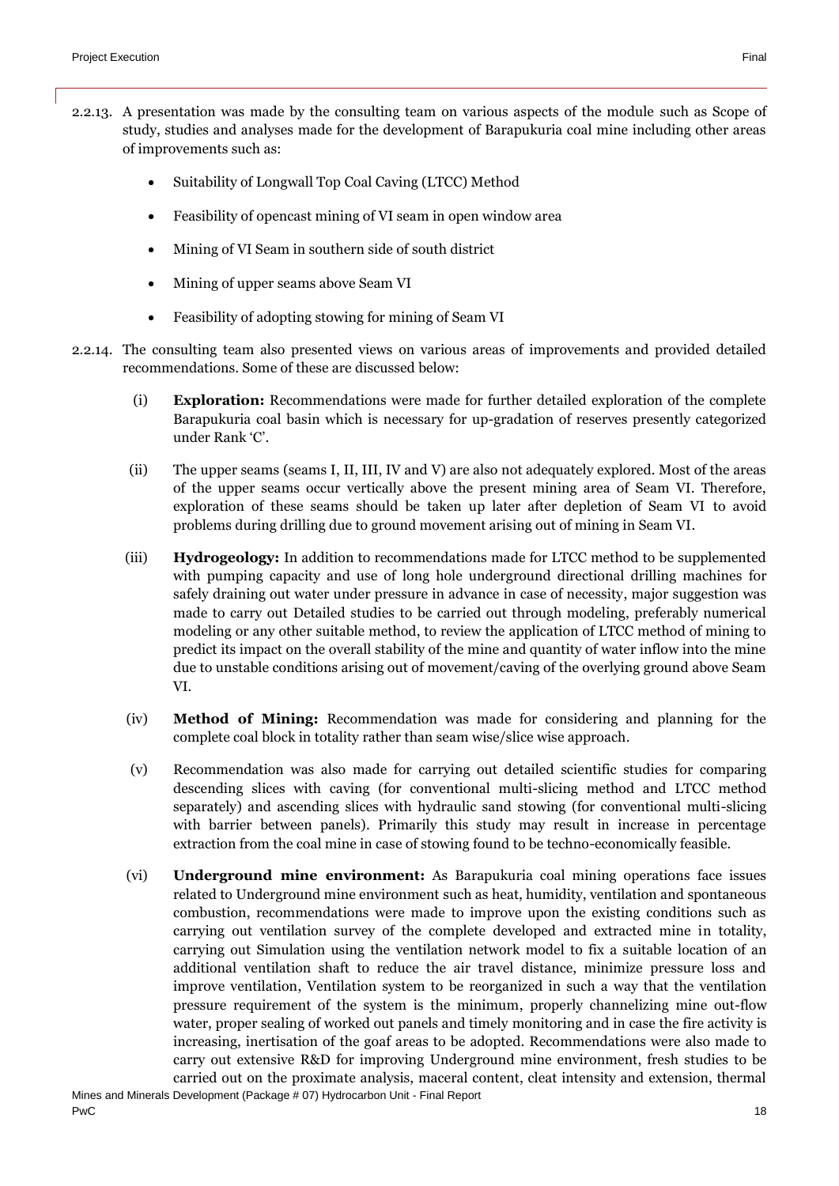2.2.13. A presentation was made by the consulting team on various aspects of the module such as Scope of study, studies and analyses made for the development of Barapukuria coal mine including other areas of improvements such as:

- Suitability of Longwall Top Coal Caving (LTCC) Method
- Feasibility of opencast mining of VI seam in open window area
- Mining of VI Seam in southern side of south district
- Mining of upper seams above Seam VI
- Feasibility of adopting stowing for mining of Seam VI

2.2.14. The consulting team also presented views on various areas of improvements and provided detailed recommendations. Some of these are discussed below:

(i) **Exploration:** Recommendations were made for further detailed exploration of the complete Barapukuria coal basin which is necessary for up-gradation of reserves presently categorized under Rank 'C'.

(ii) The upper seams (seams I, II, III, IV and V) are also not adequately explored. Most of the areas of the upper seams occur vertically above the present mining area of Seam VI. Therefore, exploration of these seams should be taken up later after depletion of Seam VI to avoid problems during drilling due to ground movement arising out of mining in Seam VI.

(iii) **Hydrogeology:** In addition to recommendations made for LTCC method to be supplemented with pumping capacity and use of long hole underground directional drilling machines for safely draining out water under pressure in advance in case of necessity, major suggestion was made to carry out Detailed studies to be carried out through modeling, preferably numerical modeling or any other suitable method, to review the application of LTCC method of mining to predict its impact on the overall stability of the mine and quantity of water inflow into the mine due to unstable conditions arising out of movement/caving of the overlying ground above Seam VI.

(iv) **Method of Mining:** Recommendation was made for considering and planning for the complete coal block in totality rather than seam wise/slice wise approach.

(v) Recommendation was also made for carrying out detailed scientific studies for comparing descending slices with caving (for conventional multi-slicing method and LTCC method separately) and ascending slices with hydraulic sand stowing (for conventional multi-slicing with barrier between panels). Primarily this study may result in increase in percentage extraction from the coal mine in case of stowing found to be techno-economically feasible.

(vi) **Underground mine environment:** As Barapukuria coal mining operations face issues related to Underground mine environment such as heat, humidity, ventilation and spontaneous combustion, recommendations were made to improve upon the existing conditions such as carrying out ventilation survey of the complete developed and extracted mine in totality, carrying out Simulation using the ventilation network model to fix a suitable location of an additional ventilation shaft to reduce the air travel distance, minimize pressure loss and improve ventilation, Ventilation system to be reorganized in such a way that the ventilation pressure requirement of the system is the minimum, properly channelizing mine out-flow water, proper sealing of worked out panels and timely monitoring and in case the fire activity is increasing, inertisation of the goaf areas to be adopted. Recommendations were also made to carry out extensive R&D for improving Underground mine environment, fresh studies to be carried out on the proximate analysis, maceral content, cleat intensity and extension, thermal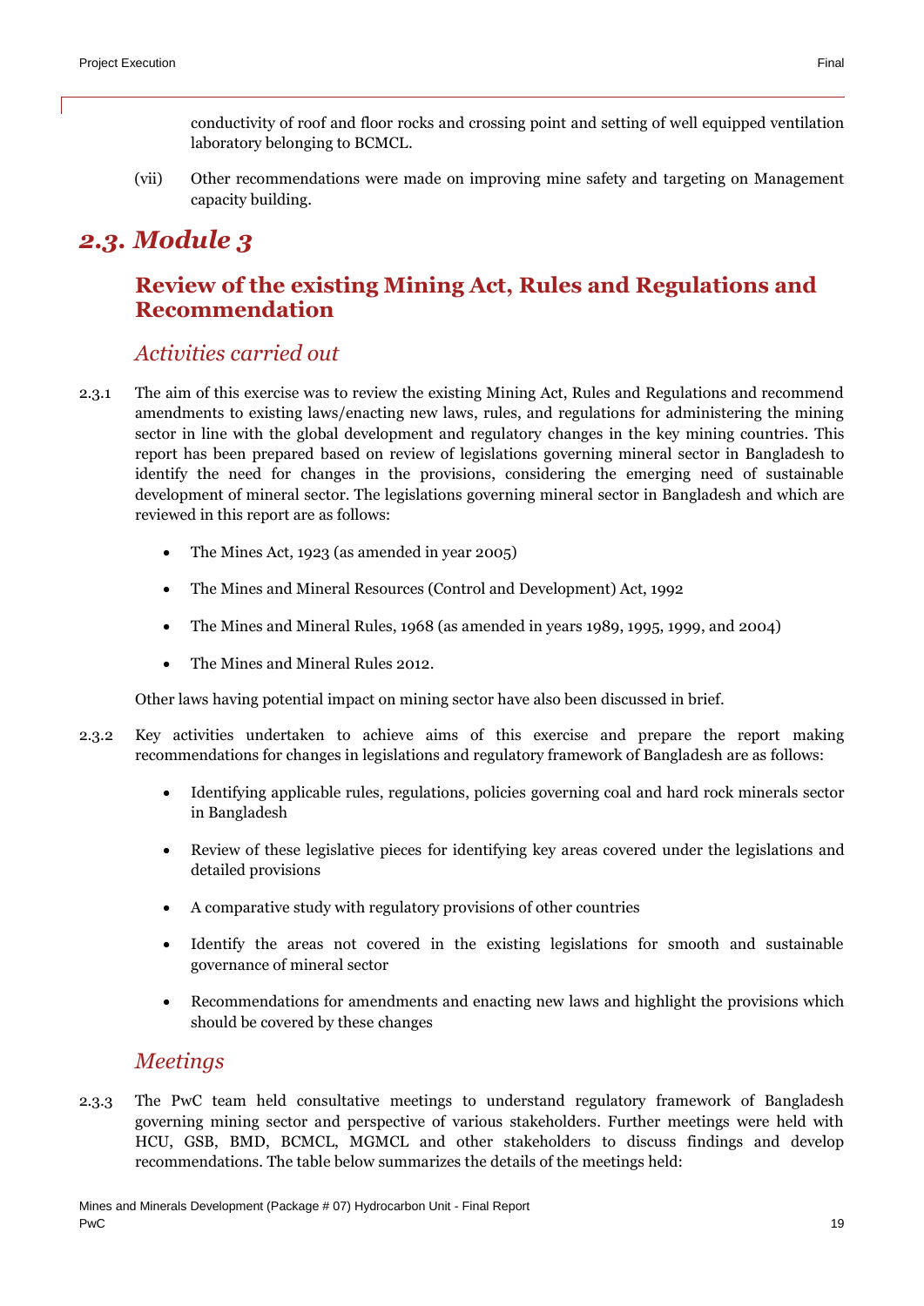conductivity of roof and floor rocks and crossing point and setting of well equipped ventilation laboratory belonging to BCMCL.

(vii) Other recommendations were made on improving mine safety and targeting on Management capacity building.

## *2.3. Module 3*

### Review of the existing Mining Act, Rules and Regulations and Recommendation

#### *Activities carried out*

2.3.1 The aim of this exercise was to review the existing Mining Act, Rules and Regulations and recommend amendments to existing laws/enacting new laws, rules, and regulations for administering the mining sector in line with the global development and regulatory changes in the key mining countries. This report has been prepared based on review of legislations governing mineral sector in Bangladesh to identify the need for changes in the provisions, considering the emerging need of sustainable development of mineral sector. The legislations governing mineral sector in Bangladesh and which are reviewed in this report are as follows:

- The Mines Act, 1923 (as amended in year 2005)
- The Mines and Mineral Resources (Control and Development) Act, 1992
- The Mines and Mineral Rules, 1968 (as amended in years 1989, 1995, 1999, and 2004)
- The Mines and Mineral Rules 2012.

Other laws having potential impact on mining sector have also been discussed in brief.

2.3.2 Key activities undertaken to achieve aims of this exercise and prepare the report making recommendations for changes in legislations and regulatory framework of Bangladesh are as follows:

- Identifying applicable rules, regulations, policies governing coal and hard rock minerals sector in Bangladesh
- Review of these legislative pieces for identifying key areas covered under the legislations and detailed provisions
- A comparative study with regulatory provisions of other countries
- Identify the areas not covered in the existing legislations for smooth and sustainable governance of mineral sector
- Recommendations for amendments and enacting new laws and highlight the provisions which should be covered by these changes

#### *Meetings*

2.3.3 The PwC team held consultative meetings to understand regulatory framework of Bangladesh governing mining sector and perspective of various stakeholders. Further meetings were held with HCU, GSB, BMD, BCMCL, MGMCL and other stakeholders to discuss findings and develop recommendations. The table below summarizes the details of the meetings held: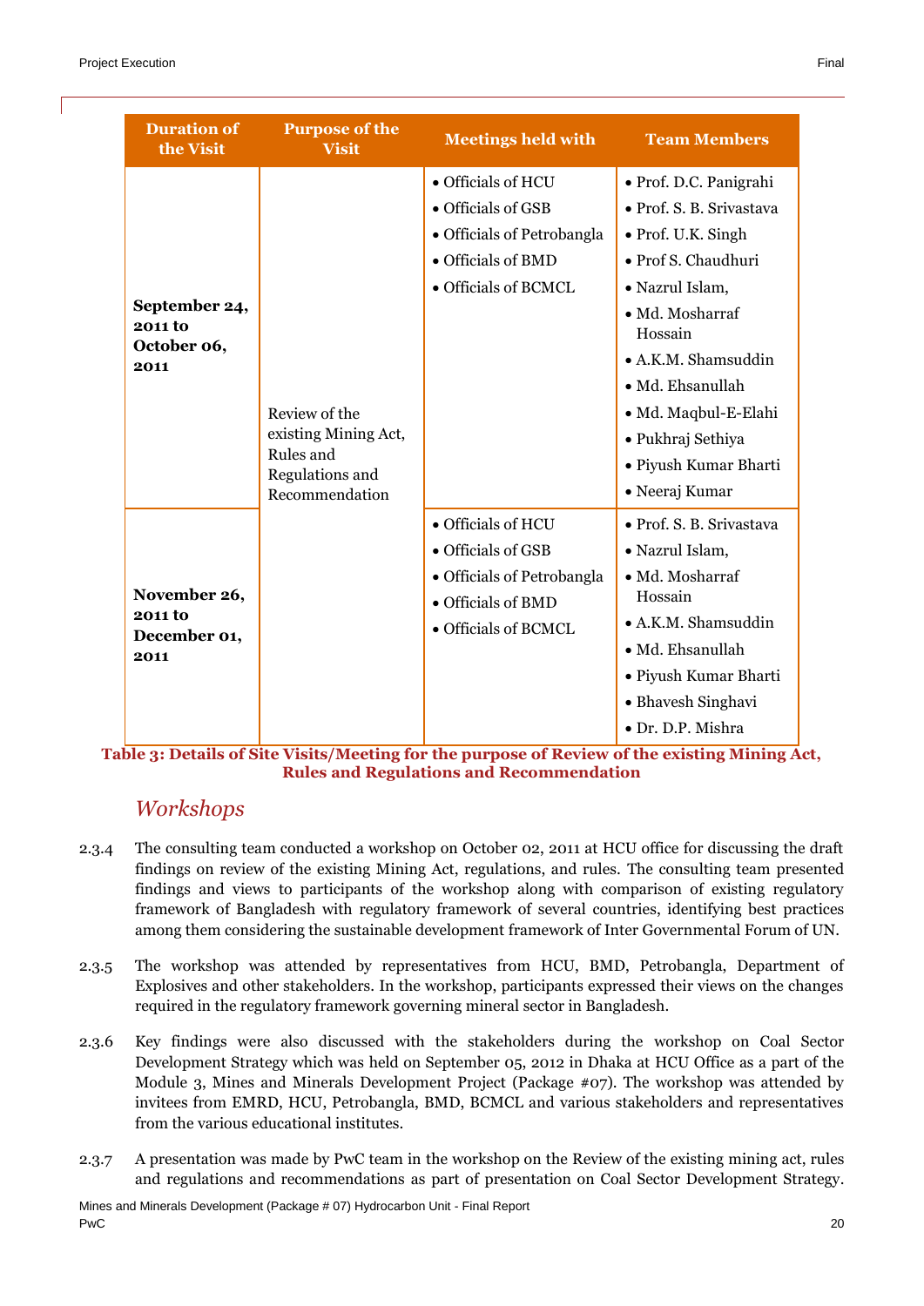| Duration of the Visit | Purpose of the Visit | Meetings held with | Team Members |
|---|---|---|---|
| **September 24, 2011 to October 06, 2011** | Review of the existing Mining Act, Rules and Regulations and Recommendation | • Officials of HCU<br>• Officials of GSB<br>• Officials of Petrobangla<br>• Officials of BMD<br>• Officials of BCMCL | • Prof. D.C. Panigrahi<br>• Prof. S. B. Srivastava<br>• Prof. U.K. Singh<br>• Prof S. Chaudhuri<br>• Nazrul Islam,<br>• Md. Mosharraf Hossain<br>• A.K.M. Shamsuddin<br>• Md. Ehsanullah<br>• Md. Maqbul-E-Elahi<br>• Pukhraj Sethiya<br>• Piyush Kumar Bharti<br>• Neeraj Kumar |
| **November 26, 2011 to December 01, 2011** | | • Officials of HCU<br>• Officials of GSB<br>• Officials of Petrobangla<br>• Officials of BMD<br>• Officials of BCMCL | • Prof. S. B. Srivastava<br>• Nazrul Islam,<br>• Md. Mosharraf Hossain<br>• A.K.M. Shamsuddin<br>• Md. Ehsanullah<br>• Piyush Kumar Bharti<br>• Bhavesh Singhavi<br>• Dr. D.P. Mishra |

**Table 3: Details of Site Visits/Meeting for the purpose of Review of the existing Mining Act, Rules and Regulations and Recommendation**

### *Workshops*

2.3.4 The consulting team conducted a workshop on October 02, 2011 at HCU office for discussing the draft findings on review of the existing Mining Act, regulations, and rules. The consulting team presented findings and views to participants of the workshop along with comparison of existing regulatory framework of Bangladesh with regulatory framework of several countries, identifying best practices among them considering the sustainable development framework of Inter Governmental Forum of UN.

2.3.5 The workshop was attended by representatives from HCU, BMD, Petrobangla, Department of Explosives and other stakeholders. In the workshop, participants expressed their views on the changes required in the regulatory framework governing mineral sector in Bangladesh.

2.3.6 Key findings were also discussed with the stakeholders during the workshop on Coal Sector Development Strategy which was held on September 05, 2012 in Dhaka at HCU Office as a part of the Module 3, Mines and Minerals Development Project (Package #07). The workshop was attended by invitees from EMRD, HCU, Petrobangla, BMD, BCMCL and various stakeholders and representatives from the various educational institutes.

2.3.7 A presentation was made by PwC team in the workshop on the Review of the existing mining act, rules and regulations and recommendations as part of presentation on Coal Sector Development Strategy.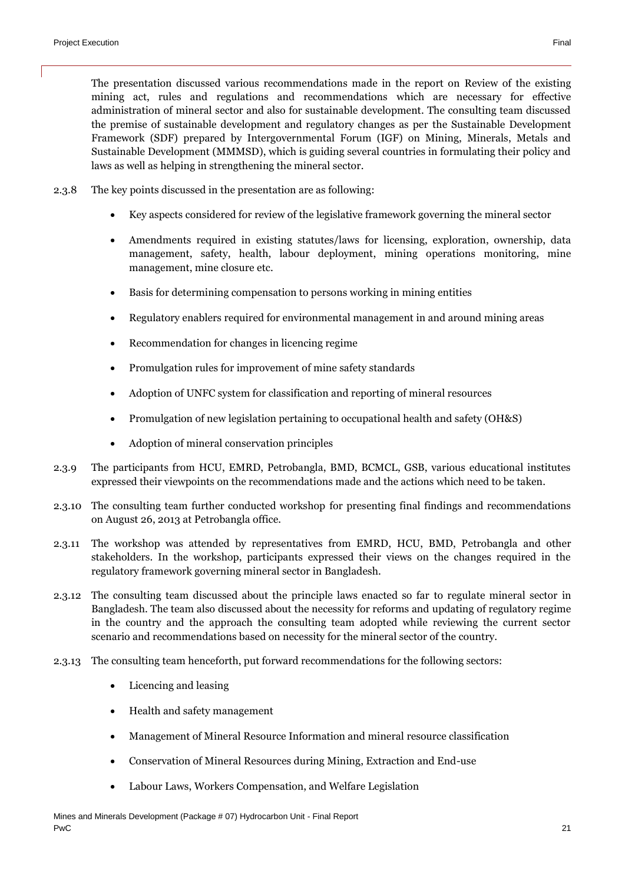The presentation discussed various recommendations made in the report on Review of the existing mining act, rules and regulations and recommendations which are necessary for effective administration of mineral sector and also for sustainable development. The consulting team discussed the premise of sustainable development and regulatory changes as per the Sustainable Development Framework (SDF) prepared by Intergovernmental Forum (IGF) on Mining, Minerals, Metals and Sustainable Development (MMMSD), which is guiding several countries in formulating their policy and laws as well as helping in strengthening the mineral sector.

2.3.8 The key points discussed in the presentation are as following:

- Key aspects considered for review of the legislative framework governing the mineral sector
- Amendments required in existing statutes/laws for licensing, exploration, ownership, data management, safety, health, labour deployment, mining operations monitoring, mine management, mine closure etc.
- Basis for determining compensation to persons working in mining entities
- Regulatory enablers required for environmental management in and around mining areas
- Recommendation for changes in licencing regime
- Promulgation rules for improvement of mine safety standards
- Adoption of UNFC system for classification and reporting of mineral resources
- Promulgation of new legislation pertaining to occupational health and safety (OH&S)
- Adoption of mineral conservation principles

2.3.9 The participants from HCU, EMRD, Petrobangla, BMD, BCMCL, GSB, various educational institutes expressed their viewpoints on the recommendations made and the actions which need to be taken.

2.3.10 The consulting team further conducted workshop for presenting final findings and recommendations on August 26, 2013 at Petrobangla office.

2.3.11 The workshop was attended by representatives from EMRD, HCU, BMD, Petrobangla and other stakeholders. In the workshop, participants expressed their views on the changes required in the regulatory framework governing mineral sector in Bangladesh.

2.3.12 The consulting team discussed about the principle laws enacted so far to regulate mineral sector in Bangladesh. The team also discussed about the necessity for reforms and updating of regulatory regime in the country and the approach the consulting team adopted while reviewing the current sector scenario and recommendations based on necessity for the mineral sector of the country.

2.3.13 The consulting team henceforth, put forward recommendations for the following sectors:

- Licencing and leasing
- Health and safety management
- Management of Mineral Resource Information and mineral resource classification
- Conservation of Mineral Resources during Mining, Extraction and End-use
- Labour Laws, Workers Compensation, and Welfare Legislation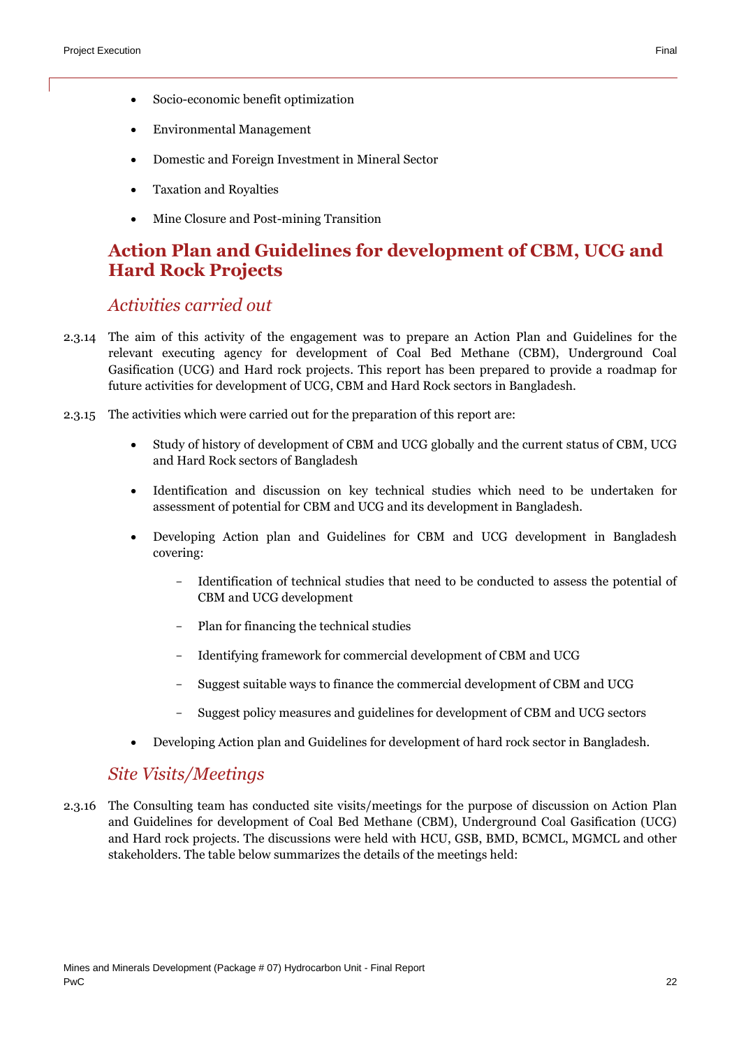- Socio-economic benefit optimization
- Environmental Management
- Domestic and Foreign Investment in Mineral Sector
- Taxation and Royalties
- Mine Closure and Post-mining Transition

## Action Plan and Guidelines for development of CBM, UCG and Hard Rock Projects

### *Activities carried out*

2.3.14 The aim of this activity of the engagement was to prepare an Action Plan and Guidelines for the relevant executing agency for development of Coal Bed Methane (CBM), Underground Coal Gasification (UCG) and Hard rock projects. This report has been prepared to provide a roadmap for future activities for development of UCG, CBM and Hard Rock sectors in Bangladesh.

2.3.15 The activities which were carried out for the preparation of this report are:

- Study of history of development of CBM and UCG globally and the current status of CBM, UCG and Hard Rock sectors of Bangladesh
- Identification and discussion on key technical studies which need to be undertaken for assessment of potential for CBM and UCG and its development in Bangladesh.
- Developing Action plan and Guidelines for CBM and UCG development in Bangladesh covering:
  - Identification of technical studies that need to be conducted to assess the potential of CBM and UCG development
  - Plan for financing the technical studies
  - Identifying framework for commercial development of CBM and UCG
  - Suggest suitable ways to finance the commercial development of CBM and UCG
  - Suggest policy measures and guidelines for development of CBM and UCG sectors
- Developing Action plan and Guidelines for development of hard rock sector in Bangladesh.

### *Site Visits/Meetings*

2.3.16 The Consulting team has conducted site visits/meetings for the purpose of discussion on Action Plan and Guidelines for development of Coal Bed Methane (CBM), Underground Coal Gasification (UCG) and Hard rock projects. The discussions were held with HCU, GSB, BMD, BCMCL, MGMCL and other stakeholders. The table below summarizes the details of the meetings held: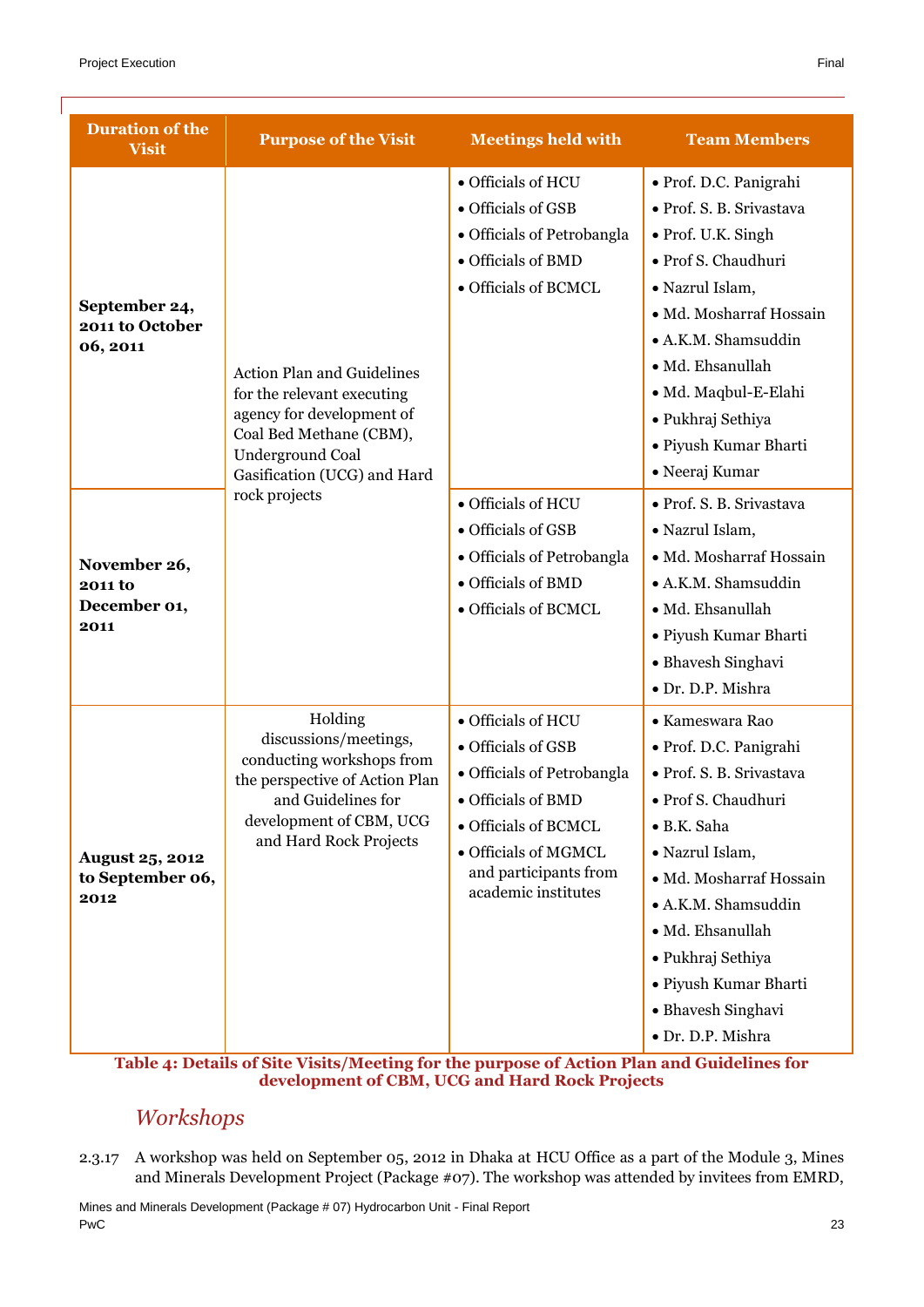| Duration of the Visit | Purpose of the Visit | Meetings held with | Team Members |
|---|---|---|---|
| **September 24, 2011 to October 06, 2011** | Action Plan and Guidelines for the relevant executing agency for development of Coal Bed Methane (CBM), Underground Coal Gasification (UCG) and Hard rock projects | • Officials of HCU<br>• Officials of GSB<br>• Officials of Petrobangla<br>• Officials of BMD<br>• Officials of BCMCL | • Prof. D.C. Panigrahi<br>• Prof. S. B. Srivastava<br>• Prof. U.K. Singh<br>• Prof S. Chaudhuri<br>• Nazrul Islam,<br>• Md. Mosharraf Hossain<br>• A.K.M. Shamsuddin<br>• Md. Ehsanullah<br>• Md. Maqbul-E-Elahi<br>• Pukhraj Sethiya<br>• Piyush Kumar Bharti<br>• Neeraj Kumar |
| **November 26, 2011 to December 01, 2011** | | • Officials of HCU<br>• Officials of GSB<br>• Officials of Petrobangla<br>• Officials of BMD<br>• Officials of BCMCL | • Prof. S. B. Srivastava<br>• Nazrul Islam,<br>• Md. Mosharraf Hossain<br>• A.K.M. Shamsuddin<br>• Md. Ehsanullah<br>• Piyush Kumar Bharti<br>• Bhavesh Singhavi<br>• Dr. D.P. Mishra |
| **August 25, 2012 to September 06, 2012** | Holding discussions/meetings, conducting workshops from the perspective of Action Plan and Guidelines for development of CBM, UCG and Hard Rock Projects | • Officials of HCU<br>• Officials of GSB<br>• Officials of Petrobangla<br>• Officials of BMD<br>• Officials of BCMCL<br>• Officials of MGMCL and participants from academic institutes | • Kameswara Rao<br>• Prof. D.C. Panigrahi<br>• Prof. S. B. Srivastava<br>• Prof S. Chaudhuri<br>• B.K. Saha<br>• Nazrul Islam,<br>• Md. Mosharraf Hossain<br>• A.K.M. Shamsuddin<br>• Md. Ehsanullah<br>• Pukhraj Sethiya<br>• Piyush Kumar Bharti<br>• Bhavesh Singhavi<br>• Dr. D.P. Mishra |

**Table 4: Details of Site Visits/Meeting for the purpose of Action Plan and Guidelines for development of CBM, UCG and Hard Rock Projects**

## *Workshops*

2.3.17 A workshop was held on September 05, 2012 in Dhaka at HCU Office as a part of the Module 3, Mines and Minerals Development Project (Package #07). The workshop was attended by invitees from EMRD,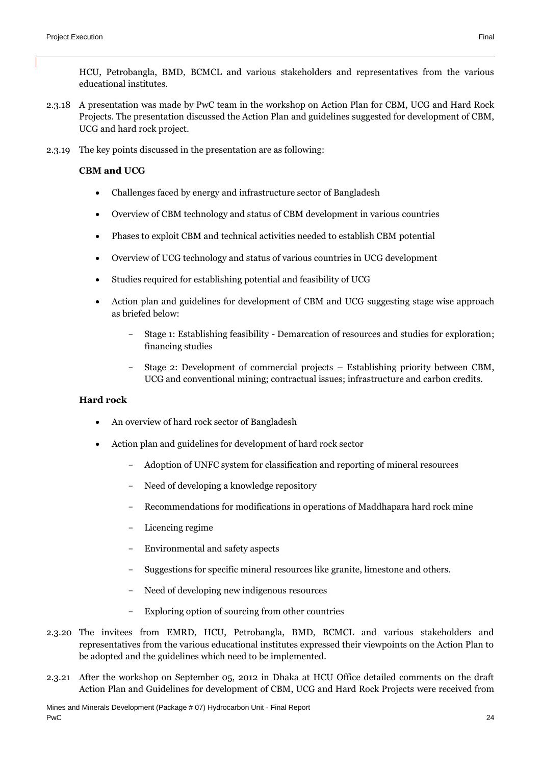HCU, Petrobangla, BMD, BCMCL and various stakeholders and representatives from the various educational institutes.

2.3.18 A presentation was made by PwC team in the workshop on Action Plan for CBM, UCG and Hard Rock Projects. The presentation discussed the Action Plan and guidelines suggested for development of CBM, UCG and hard rock project.

2.3.19 The key points discussed in the presentation are as following:

**CBM and UCG**

- Challenges faced by energy and infrastructure sector of Bangladesh
- Overview of CBM technology and status of CBM development in various countries
- Phases to exploit CBM and technical activities needed to establish CBM potential
- Overview of UCG technology and status of various countries in UCG development
- Studies required for establishing potential and feasibility of UCG
- Action plan and guidelines for development of CBM and UCG suggesting stage wise approach as briefed below:
  - Stage 1: Establishing feasibility - Demarcation of resources and studies for exploration; financing studies
  - Stage 2: Development of commercial projects – Establishing priority between CBM, UCG and conventional mining; contractual issues; infrastructure and carbon credits.

**Hard rock**

- An overview of hard rock sector of Bangladesh
- Action plan and guidelines for development of hard rock sector
  - Adoption of UNFC system for classification and reporting of mineral resources
  - Need of developing a knowledge repository
  - Recommendations for modifications in operations of Maddhapara hard rock mine
  - Licencing regime
  - Environmental and safety aspects
  - Suggestions for specific mineral resources like granite, limestone and others.
  - Need of developing new indigenous resources
  - Exploring option of sourcing from other countries

2.3.20 The invitees from EMRD, HCU, Petrobangla, BMD, BCMCL and various stakeholders and representatives from the various educational institutes expressed their viewpoints on the Action Plan to be adopted and the guidelines which need to be implemented.

2.3.21 After the workshop on September 05, 2012 in Dhaka at HCU Office detailed comments on the draft Action Plan and Guidelines for development of CBM, UCG and Hard Rock Projects were received from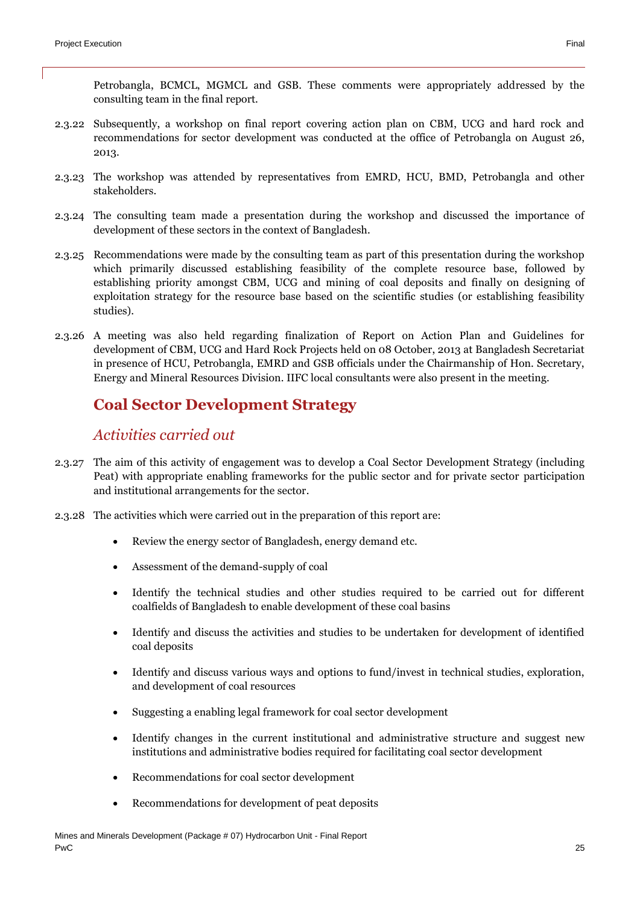Petrobangla, BCMCL, MGMCL and GSB. These comments were appropriately addressed by the consulting team in the final report.

2.3.22 Subsequently, a workshop on final report covering action plan on CBM, UCG and hard rock and recommendations for sector development was conducted at the office of Petrobangla on August 26, 2013.

2.3.23 The workshop was attended by representatives from EMRD, HCU, BMD, Petrobangla and other stakeholders.

2.3.24 The consulting team made a presentation during the workshop and discussed the importance of development of these sectors in the context of Bangladesh.

2.3.25 Recommendations were made by the consulting team as part of this presentation during the workshop which primarily discussed establishing feasibility of the complete resource base, followed by establishing priority amongst CBM, UCG and mining of coal deposits and finally on designing of exploitation strategy for the resource base based on the scientific studies (or establishing feasibility studies).

2.3.26 A meeting was also held regarding finalization of Report on Action Plan and Guidelines for development of CBM, UCG and Hard Rock Projects held on 08 October, 2013 at Bangladesh Secretariat in presence of HCU, Petrobangla, EMRD and GSB officials under the Chairmanship of Hon. Secretary, Energy and Mineral Resources Division. IIFC local consultants were also present in the meeting.

## Coal Sector Development Strategy

### *Activities carried out*

2.3.27 The aim of this activity of engagement was to develop a Coal Sector Development Strategy (including Peat) with appropriate enabling frameworks for the public sector and for private sector participation and institutional arrangements for the sector.

2.3.28 The activities which were carried out in the preparation of this report are:

- Review the energy sector of Bangladesh, energy demand etc.
- Assessment of the demand-supply of coal
- Identify the technical studies and other studies required to be carried out for different coalfields of Bangladesh to enable development of these coal basins
- Identify and discuss the activities and studies to be undertaken for development of identified coal deposits
- Identify and discuss various ways and options to fund/invest in technical studies, exploration, and development of coal resources
- Suggesting a enabling legal framework for coal sector development
- Identify changes in the current institutional and administrative structure and suggest new institutions and administrative bodies required for facilitating coal sector development
- Recommendations for coal sector development
- Recommendations for development of peat deposits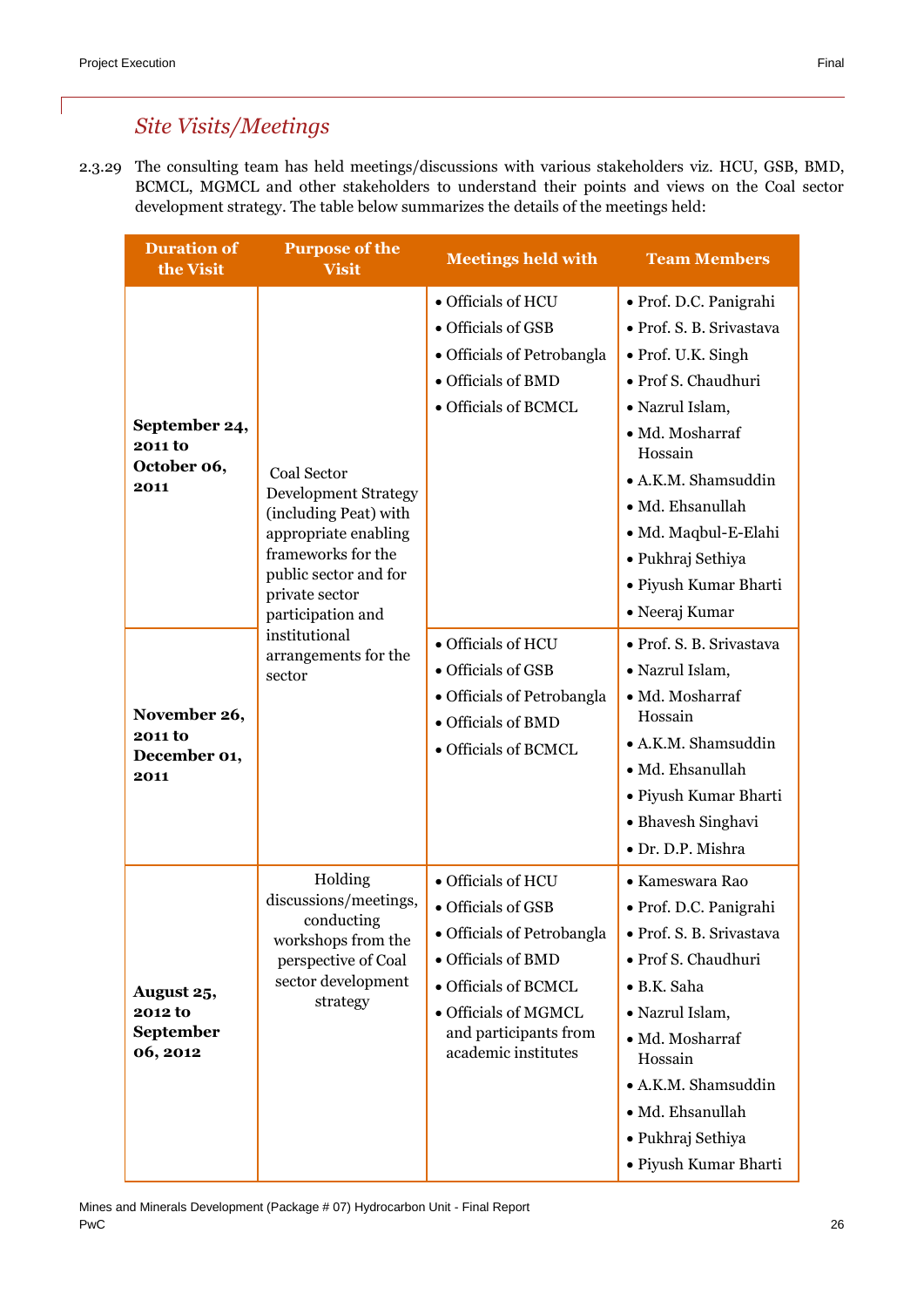## Site Visits/Meetings

2.3.29 The consulting team has held meetings/discussions with various stakeholders viz. HCU, GSB, BMD, BCMCL, MGMCL and other stakeholders to understand their points and views on the Coal sector development strategy. The table below summarizes the details of the meetings held:

| Duration of the Visit | Purpose of the Visit | Meetings held with | Team Members |
|---|---|---|---|
| **September 24, 2011 to October 06, 2011** | Coal Sector Development Strategy (including Peat) with appropriate enabling frameworks for the public sector and for private sector participation and institutional arrangements for the sector | • Officials of HCU<br>• Officials of GSB<br>• Officials of Petrobangla<br>• Officials of BMD<br>• Officials of BCMCL | • Prof. D.C. Panigrahi<br>• Prof. S. B. Srivastava<br>• Prof. U.K. Singh<br>• Prof S. Chaudhuri<br>• Nazrul Islam,<br>• Md. Mosharraf Hossain<br>• A.K.M. Shamsuddin<br>• Md. Ehsanullah<br>• Md. Maqbul-E-Elahi<br>• Pukhraj Sethiya<br>• Piyush Kumar Bharti<br>• Neeraj Kumar |
| **November 26, 2011 to December 01, 2011** | | • Officials of HCU<br>• Officials of GSB<br>• Officials of Petrobangla<br>• Officials of BMD<br>• Officials of BCMCL | • Prof. S. B. Srivastava<br>• Nazrul Islam,<br>• Md. Mosharraf Hossain<br>• A.K.M. Shamsuddin<br>• Md. Ehsanullah<br>• Piyush Kumar Bharti<br>• Bhavesh Singhavi<br>• Dr. D.P. Mishra |
| **August 25, 2012 to September 06, 2012** | Holding discussions/meetings, conducting workshops from the perspective of Coal sector development strategy | • Officials of HCU<br>• Officials of GSB<br>• Officials of Petrobangla<br>• Officials of BMD<br>• Officials of BCMCL<br>• Officials of MGMCL and participants from academic institutes | • Kameswara Rao<br>• Prof. D.C. Panigrahi<br>• Prof. S. B. Srivastava<br>• Prof S. Chaudhuri<br>• B.K. Saha<br>• Nazrul Islam,<br>• Md. Mosharraf Hossain<br>• A.K.M. Shamsuddin<br>• Md. Ehsanullah<br>• Pukhraj Sethiya<br>• Piyush Kumar Bharti |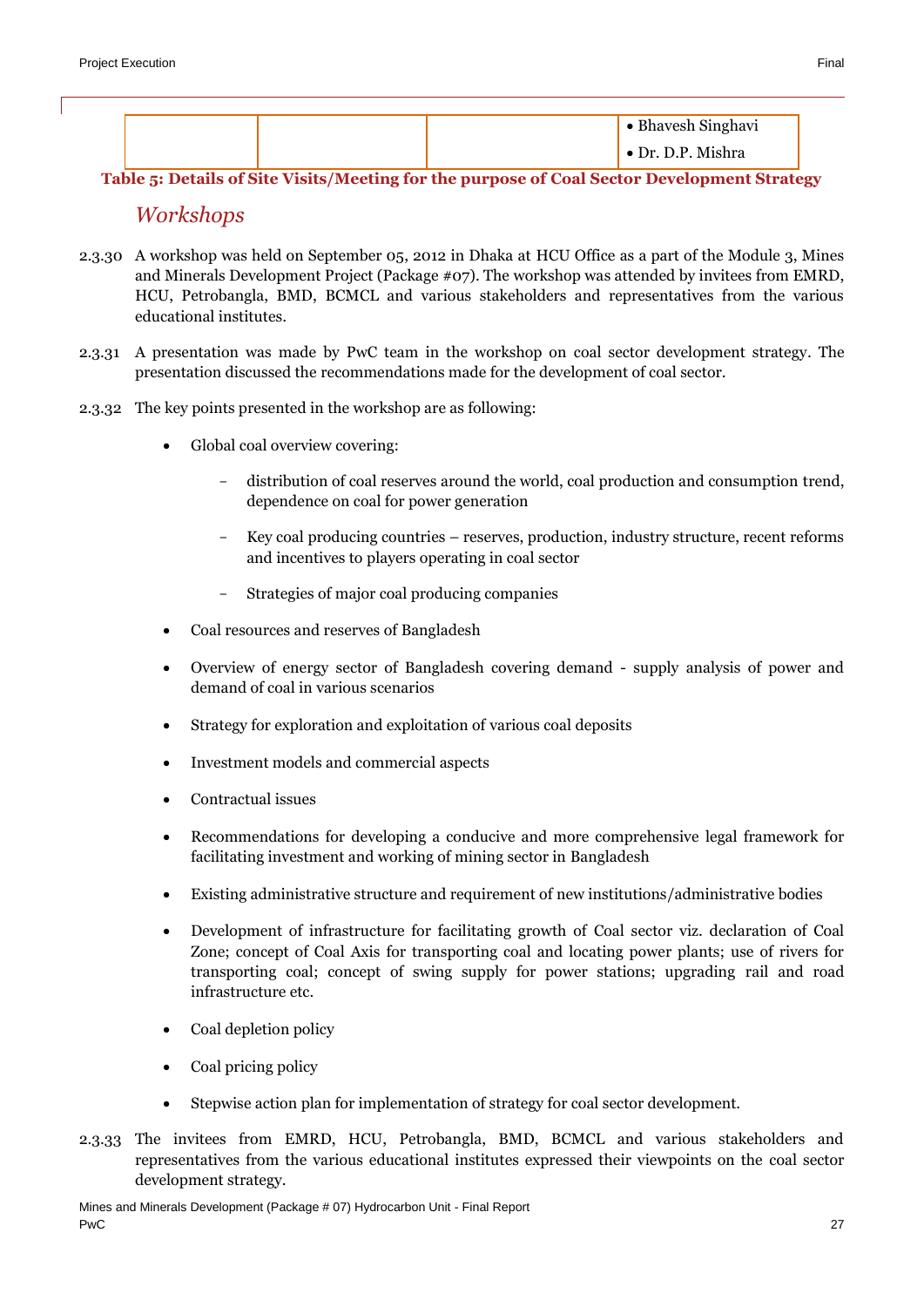|  |  |  | • Bhavesh Singhavi<br>• Dr. D.P. Mishra |
|---|---|---|---|

**Table 5: Details of Site Visits/Meeting for the purpose of Coal Sector Development Strategy**

### *Workshops*

2.3.30 A workshop was held on September 05, 2012 in Dhaka at HCU Office as a part of the Module 3, Mines and Minerals Development Project (Package #07). The workshop was attended by invitees from EMRD, HCU, Petrobangla, BMD, BCMCL and various stakeholders and representatives from the various educational institutes.

2.3.31 A presentation was made by PwC team in the workshop on coal sector development strategy. The presentation discussed the recommendations made for the development of coal sector.

2.3.32 The key points presented in the workshop are as following:

- Global coal overview covering:
  - distribution of coal reserves around the world, coal production and consumption trend, dependence on coal for power generation
  - Key coal producing countries – reserves, production, industry structure, recent reforms and incentives to players operating in coal sector
  - Strategies of major coal producing companies
- Coal resources and reserves of Bangladesh
- Overview of energy sector of Bangladesh covering demand - supply analysis of power and demand of coal in various scenarios
- Strategy for exploration and exploitation of various coal deposits
- Investment models and commercial aspects
- Contractual issues
- Recommendations for developing a conducive and more comprehensive legal framework for facilitating investment and working of mining sector in Bangladesh
- Existing administrative structure and requirement of new institutions/administrative bodies
- Development of infrastructure for facilitating growth of Coal sector viz. declaration of Coal Zone; concept of Coal Axis for transporting coal and locating power plants; use of rivers for transporting coal; concept of swing supply for power stations; upgrading rail and road infrastructure etc.
- Coal depletion policy
- Coal pricing policy
- Stepwise action plan for implementation of strategy for coal sector development.

2.3.33 The invitees from EMRD, HCU, Petrobangla, BMD, BCMCL and various stakeholders and representatives from the various educational institutes expressed their viewpoints on the coal sector development strategy.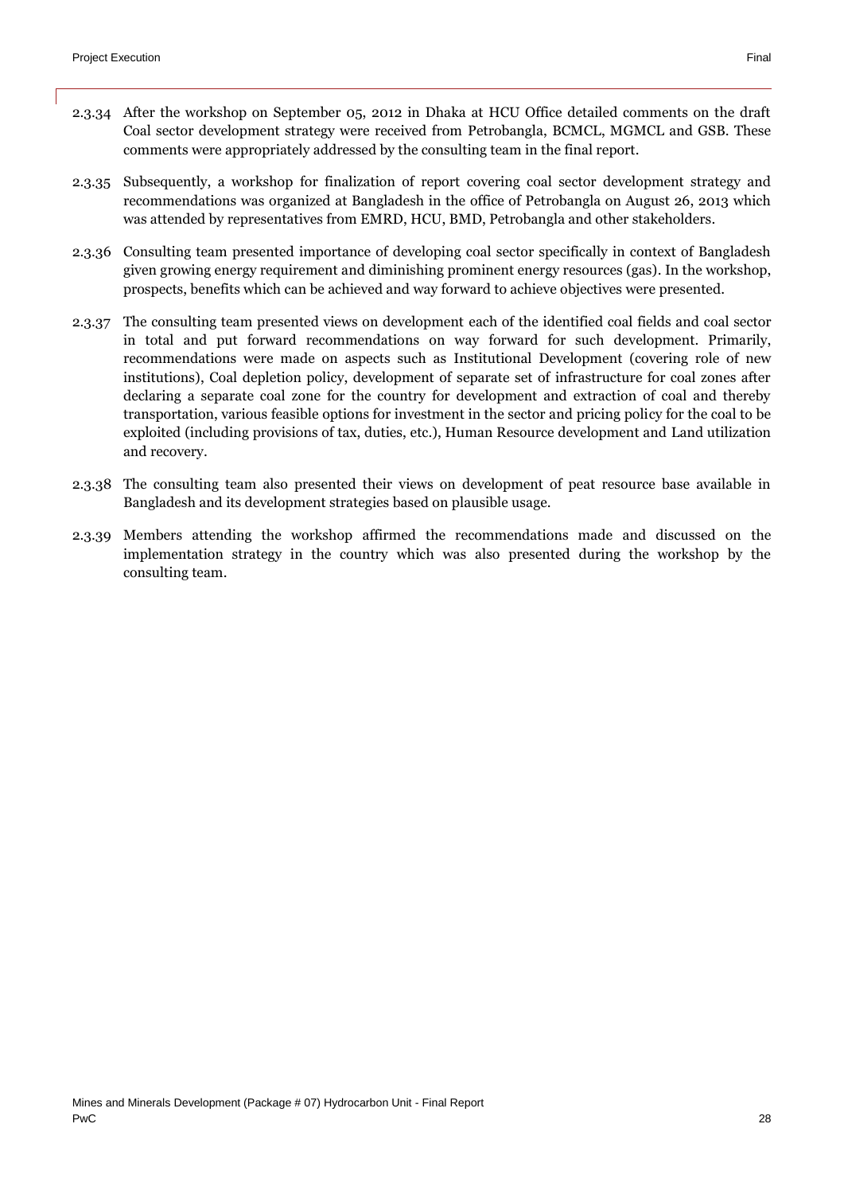2.3.34 After the workshop on September 05, 2012 in Dhaka at HCU Office detailed comments on the draft Coal sector development strategy were received from Petrobangla, BCMCL, MGMCL and GSB. These comments were appropriately addressed by the consulting team in the final report.

2.3.35 Subsequently, a workshop for finalization of report covering coal sector development strategy and recommendations was organized at Bangladesh in the office of Petrobangla on August 26, 2013 which was attended by representatives from EMRD, HCU, BMD, Petrobangla and other stakeholders.

2.3.36 Consulting team presented importance of developing coal sector specifically in context of Bangladesh given growing energy requirement and diminishing prominent energy resources (gas). In the workshop, prospects, benefits which can be achieved and way forward to achieve objectives were presented.

2.3.37 The consulting team presented views on development each of the identified coal fields and coal sector in total and put forward recommendations on way forward for such development. Primarily, recommendations were made on aspects such as Institutional Development (covering role of new institutions), Coal depletion policy, development of separate set of infrastructure for coal zones after declaring a separate coal zone for the country for development and extraction of coal and thereby transportation, various feasible options for investment in the sector and pricing policy for the coal to be exploited (including provisions of tax, duties, etc.), Human Resource development and Land utilization and recovery.

2.3.38 The consulting team also presented their views on development of peat resource base available in Bangladesh and its development strategies based on plausible usage.

2.3.39 Members attending the workshop affirmed the recommendations made and discussed on the implementation strategy in the country which was also presented during the workshop by the consulting team.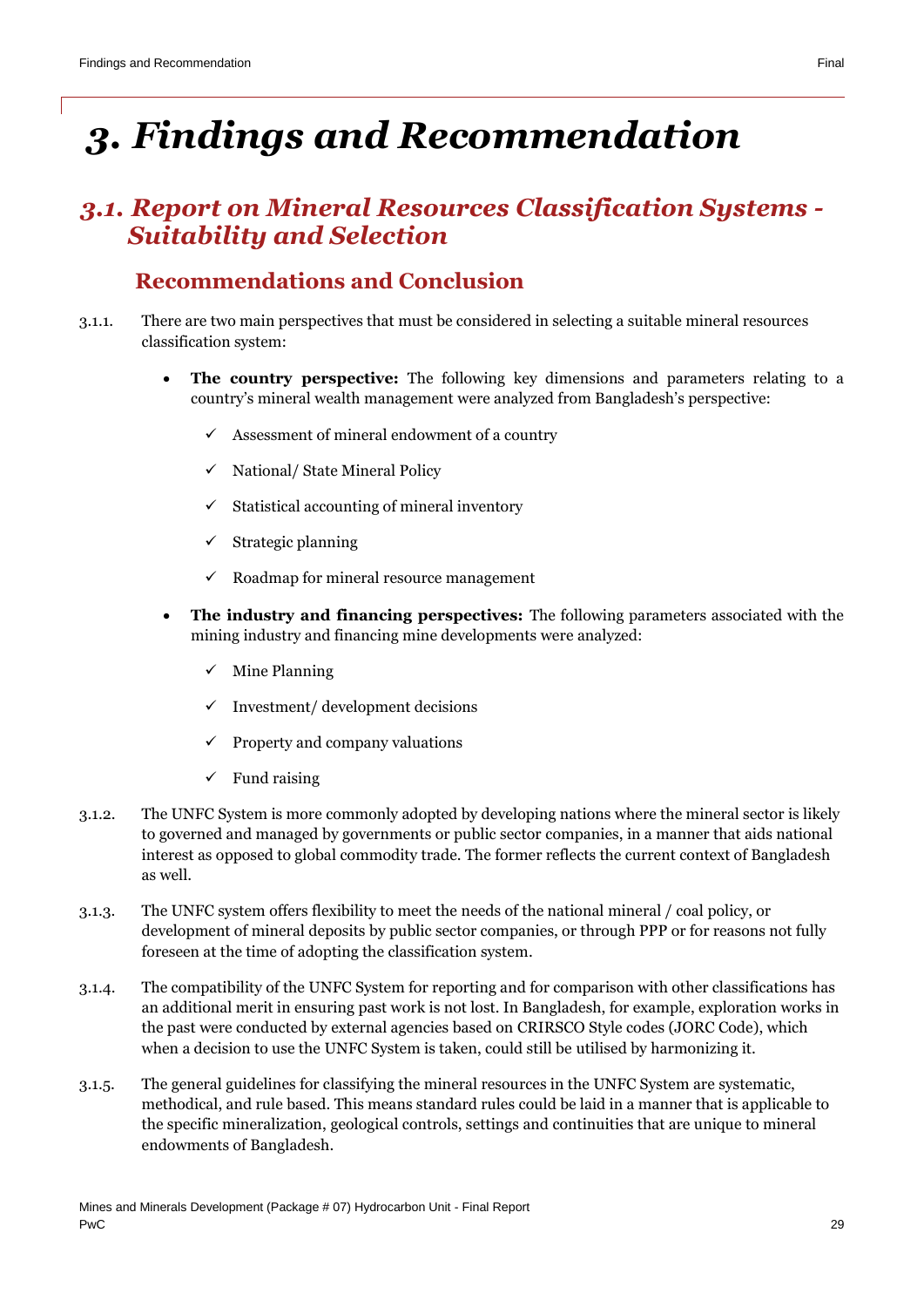# 3. Findings and Recommendation

## 3.1. Report on Mineral Resources Classification Systems - Suitability and Selection

### Recommendations and Conclusion

3.1.1. There are two main perspectives that must be considered in selecting a suitable mineral resources classification system:

- **The country perspective:** The following key dimensions and parameters relating to a country's mineral wealth management were analyzed from Bangladesh's perspective:
  - ✓ Assessment of mineral endowment of a country
  - ✓ National/ State Mineral Policy
  - ✓ Statistical accounting of mineral inventory
  - ✓ Strategic planning
  - ✓ Roadmap for mineral resource management
- **The industry and financing perspectives:** The following parameters associated with the mining industry and financing mine developments were analyzed:
  - ✓ Mine Planning
  - ✓ Investment/ development decisions
  - ✓ Property and company valuations
  - ✓ Fund raising

3.1.2. The UNFC System is more commonly adopted by developing nations where the mineral sector is likely to governed and managed by governments or public sector companies, in a manner that aids national interest as opposed to global commodity trade. The former reflects the current context of Bangladesh as well.

3.1.3. The UNFC system offers flexibility to meet the needs of the national mineral / coal policy, or development of mineral deposits by public sector companies, or through PPP or for reasons not fully foreseen at the time of adopting the classification system.

3.1.4. The compatibility of the UNFC System for reporting and for comparison with other classifications has an additional merit in ensuring past work is not lost. In Bangladesh, for example, exploration works in the past were conducted by external agencies based on CRIRSCO Style codes (JORC Code), which when a decision to use the UNFC System is taken, could still be utilised by harmonizing it.

3.1.5. The general guidelines for classifying the mineral resources in the UNFC System are systematic, methodical, and rule based. This means standard rules could be laid in a manner that is applicable to the specific mineralization, geological controls, settings and continuities that are unique to mineral endowments of Bangladesh.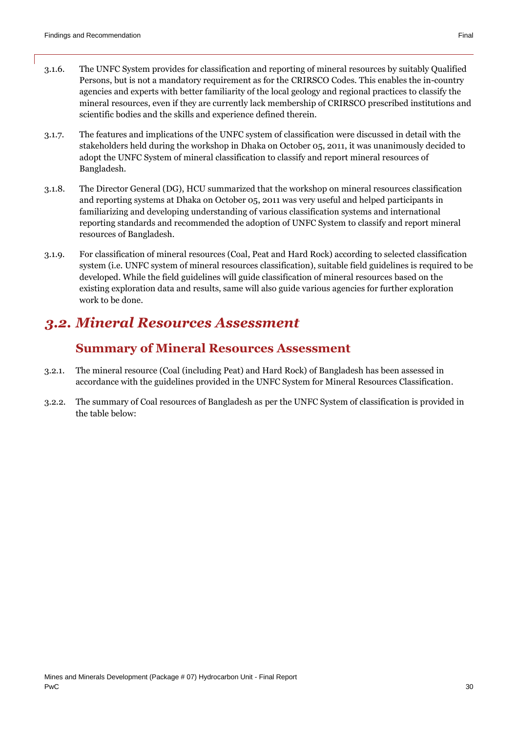3.1.6. The UNFC System provides for classification and reporting of mineral resources by suitably Qualified Persons, but is not a mandatory requirement as for the CRIRSCO Codes. This enables the in-country agencies and experts with better familiarity of the local geology and regional practices to classify the mineral resources, even if they are currently lack membership of CRIRSCO prescribed institutions and scientific bodies and the skills and experience defined therein.

3.1.7. The features and implications of the UNFC system of classification were discussed in detail with the stakeholders held during the workshop in Dhaka on October 05, 2011, it was unanimously decided to adopt the UNFC System of mineral classification to classify and report mineral resources of Bangladesh.

3.1.8. The Director General (DG), HCU summarized that the workshop on mineral resources classification and reporting systems at Dhaka on October 05, 2011 was very useful and helped participants in familiarizing and developing understanding of various classification systems and international reporting standards and recommended the adoption of UNFC System to classify and report mineral resources of Bangladesh.

3.1.9. For classification of mineral resources (Coal, Peat and Hard Rock) according to selected classification system (i.e. UNFC system of mineral resources classification), suitable field guidelines is required to be developed. While the field guidelines will guide classification of mineral resources based on the existing exploration data and results, same will also guide various agencies for further exploration work to be done.

## *3.2. Mineral Resources Assessment*

### Summary of Mineral Resources Assessment

3.2.1. The mineral resource (Coal (including Peat) and Hard Rock) of Bangladesh has been assessed in accordance with the guidelines provided in the UNFC System for Mineral Resources Classification.

3.2.2. The summary of Coal resources of Bangladesh as per the UNFC System of classification is provided in the table below: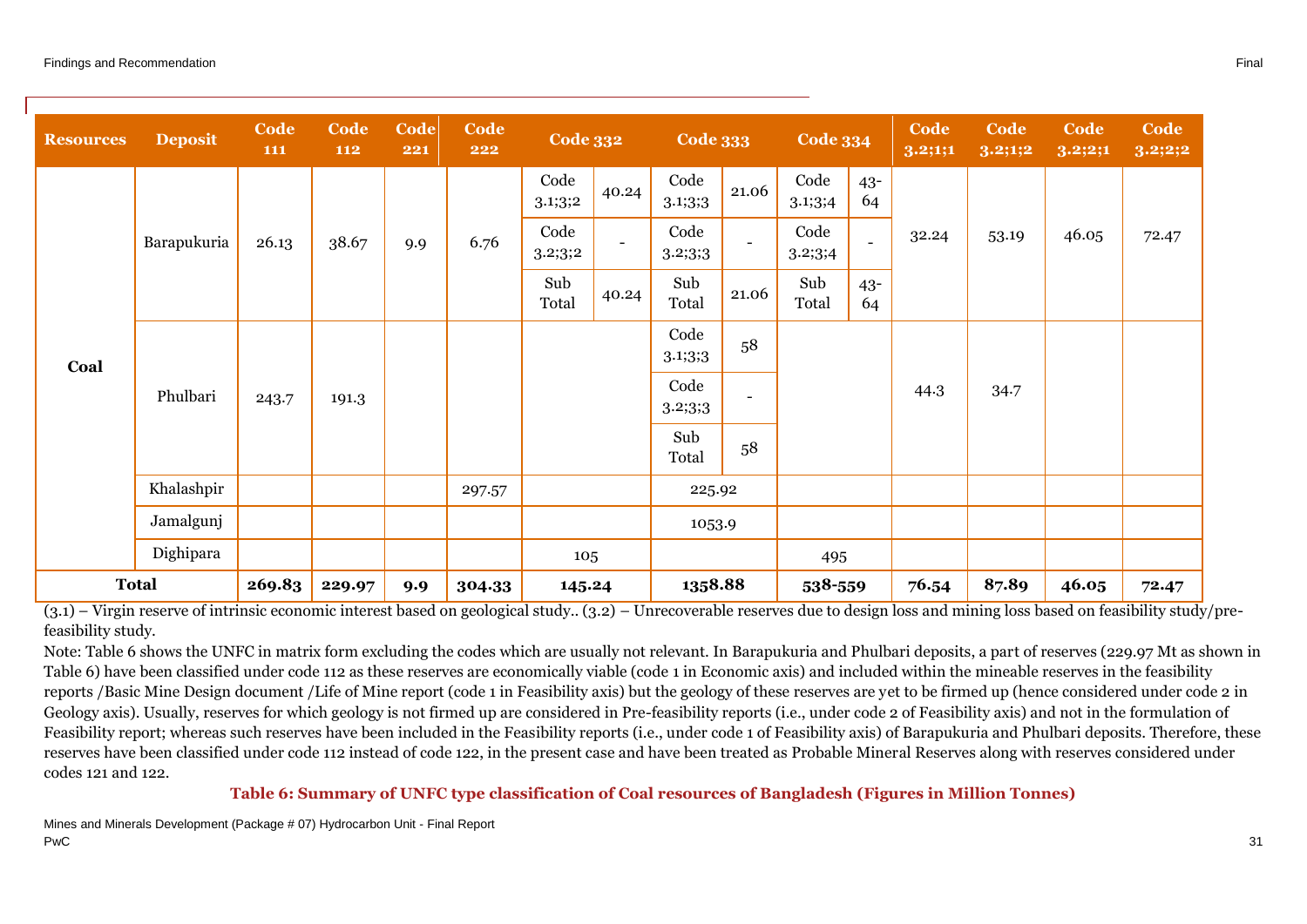| Resources | Deposit | Code 111 | Code 112 | Code 221 | Code 222 | Code 332 | | Code 333 | | Code 334 | | Code 3.2;1;1 | Code 3.2;1;2 | Code 3.2;2;1 | Code 3.2;2;2 |
|---|---|---|---|---|---|---|---|---|---|---|---|---|---|---|---|
| Coal | Barapukuria | 26.13 | 38.67 | 9.9 | 6.76 | Code 3.1;3;2 | 40.24 | Code 3.1;3;3 | 21.06 | Code 3.1;3;4 | 43-64 | 32.24 | 53.19 | 46.05 | 72.47 |
| | | | | | | Code 3.2;3;2 | - | Code 3.2;3;3 | - | Code 3.2;3;4 | - | | | | |
| | | | | | | Sub Total | 40.24 | Sub Total | 21.06 | Sub Total | 43-64 | | | | |
| | Phulbari | 243.7 | 191.3 | | | | | Code 3.1;3;3 | 58 | | | 44.3 | 34.7 | | |
| | | | | | | | | Code 3.2;3;3 | - | | | | | | |
| | | | | | | | | Sub Total | 58 | | | | | | |
| | Khalashpir | | | | 297.57 | | | 225.92 | | | | | | | |
| | Jamalgunj | | | | | | | 1053.9 | | | | | | | |
| | Dighipara | | | | | 105 | | | | 495 | | | | | |
| **Total** | | **269.83** | **229.97** | **9.9** | **304.33** | **145.24** | | **1358.88** | | **538-559** | | **76.54** | **87.89** | **46.05** | **72.47** |

(3.1) – Virgin reserve of intrinsic economic interest based on geological study.. (3.2) – Unrecoverable reserves due to design loss and mining loss based on feasibility study/pre-feasibility study.

Note: Table 6 shows the UNFC in matrix form excluding the codes which are usually not relevant. In Barapukuria and Phulbari deposits, a part of reserves (229.97 Mt as shown in Table 6) have been classified under code 112 as these reserves are economically viable (code 1 in Economic axis) and included within the mineable reserves in the feasibility reports /Basic Mine Design document /Life of Mine report (code 1 in Feasibility axis) but the geology of these reserves are yet to be firmed up (hence considered under code 2 in Geology axis). Usually, reserves for which geology is not firmed up are considered in Pre-feasibility reports (i.e., under code 2 of Feasibility axis) and not in the formulation of Feasibility report; whereas such reserves have been included in the Feasibility reports (i.e., under code 1 of Feasibility axis) of Barapukuria and Phulbari deposits. Therefore, these reserves have been classified under code 112 instead of code 122, in the present case and have been treated as Probable Mineral Reserves along with reserves considered under codes 121 and 122.

**Table 6: Summary of UNFC type classification of Coal resources of Bangladesh (Figures in Million Tonnes)**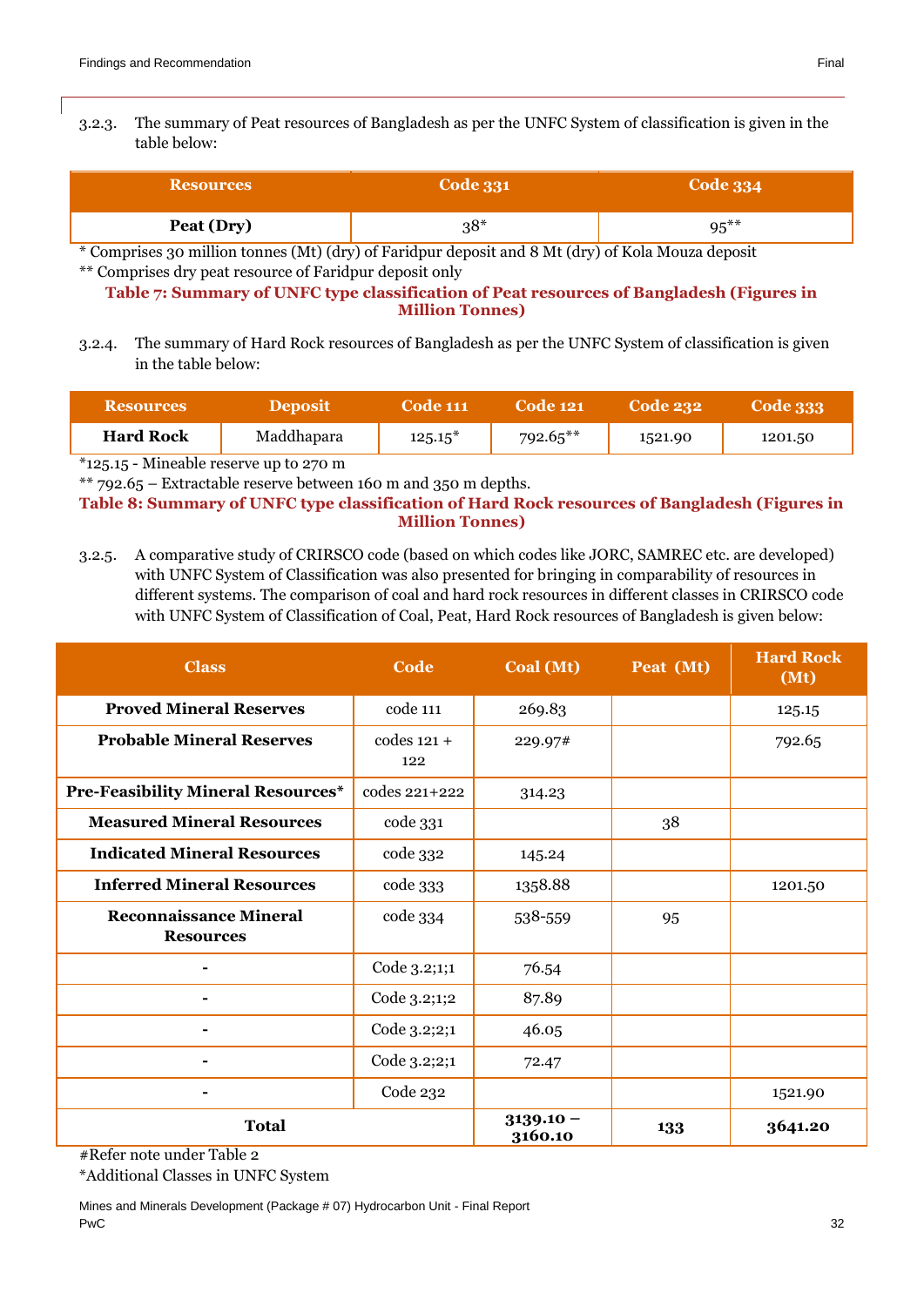3.2.3. The summary of Peat resources of Bangladesh as per the UNFC System of classification is given in the table below:

| Resources | Code 331 | Code 334 |
|---|---|---|
| **Peat (Dry)** | 38* | 95** |

\* Comprises 30 million tonnes (Mt) (dry) of Faridpur deposit and 8 Mt (dry) of Kola Mouza deposit

\*\* Comprises dry peat resource of Faridpur deposit only

**Table 7: Summary of UNFC type classification of Peat resources of Bangladesh (Figures in Million Tonnes)**

3.2.4. The summary of Hard Rock resources of Bangladesh as per the UNFC System of classification is given in the table below:

| Resources | Deposit | Code 111 | Code 121 | Code 232 | Code 333 |
|---|---|---|---|---|---|
| **Hard Rock** | Maddhapara | 125.15* | 792.65** | 1521.90 | 1201.50 |

\*125.15 - Mineable reserve up to 270 m

\*\* 792.65 – Extractable reserve between 160 m and 350 m depths.

**Table 8: Summary of UNFC type classification of Hard Rock resources of Bangladesh (Figures in Million Tonnes)**

3.2.5. A comparative study of CRIRSCO code (based on which codes like JORC, SAMREC etc. are developed) with UNFC System of Classification was also presented for bringing in comparability of resources in different systems. The comparison of coal and hard rock resources in different classes in CRIRSCO code with UNFC System of Classification of Coal, Peat, Hard Rock resources of Bangladesh is given below:

| Class | Code | Coal (Mt) | Peat (Mt) | Hard Rock (Mt) |
|---|---|---|---|---|
| **Proved Mineral Reserves** | code 111 | 269.83 | | 125.15 |
| **Probable Mineral Reserves** | codes 121 + 122 | 229.97# | | 792.65 |
| **Pre-Feasibility Mineral Resources*** | codes 221+222 | 314.23 | | |
| **Measured Mineral Resources** | code 331 | | 38 | |
| **Indicated Mineral Resources** | code 332 | 145.24 | | |
| **Inferred Mineral Resources** | code 333 | 1358.88 | | 1201.50 |
| **Reconnaissance Mineral Resources** | code 334 | 538-559 | 95 | |
| - | Code 3.2;1;1 | 76.54 | | |
| - | Code 3.2;1;2 | 87.89 | | |
| - | Code 3.2;2;1 | 46.05 | | |
| - | Code 3.2;2;1 | 72.47 | | |
| - | Code 232 | | | 1521.90 |
| **Total** | | **3139.10 – 3160.10** | **133** | **3641.20** |

#Refer note under Table 2

*Additional Classes in UNFC System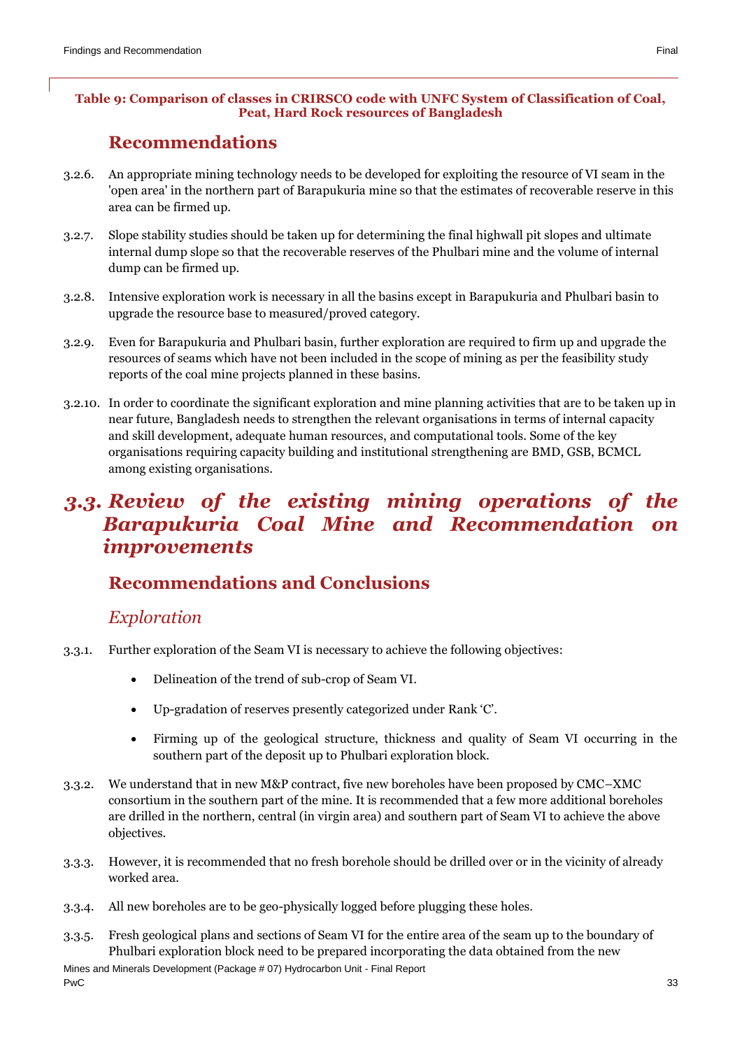**Table 9: Comparison of classes in CRIRSCO code with UNFC System of Classification of Coal, Peat, Hard Rock resources of Bangladesh**

## Recommendations

3.2.6. An appropriate mining technology needs to be developed for exploiting the resource of VI seam in the 'open area' in the northern part of Barapukuria mine so that the estimates of recoverable reserve in this area can be firmed up.

3.2.7. Slope stability studies should be taken up for determining the final highwall pit slopes and ultimate internal dump slope so that the recoverable reserves of the Phulbari mine and the volume of internal dump can be firmed up.

3.2.8. Intensive exploration work is necessary in all the basins except in Barapukuria and Phulbari basin to upgrade the resource base to measured/proved category.

3.2.9. Even for Barapukuria and Phulbari basin, further exploration are required to firm up and upgrade the resources of seams which have not been included in the scope of mining as per the feasibility study reports of the coal mine projects planned in these basins.

3.2.10. In order to coordinate the significant exploration and mine planning activities that are to be taken up in near future, Bangladesh needs to strengthen the relevant organisations in terms of internal capacity and skill development, adequate human resources, and computational tools. Some of the key organisations requiring capacity building and institutional strengthening are BMD, GSB, BCMCL among existing organisations.

# *3.3. Review of the existing mining operations of the Barapukuria Coal Mine and Recommendation on improvements*

## Recommendations and Conclusions

### *Exploration*

3.3.1. Further exploration of the Seam VI is necessary to achieve the following objectives:

- Delineation of the trend of sub-crop of Seam VI.
- Up-gradation of reserves presently categorized under Rank 'C'.
- Firming up of the geological structure, thickness and quality of Seam VI occurring in the southern part of the deposit up to Phulbari exploration block.

3.3.2. We understand that in new M&P contract, five new boreholes have been proposed by CMC–XMC consortium in the southern part of the mine. It is recommended that a few more additional boreholes are drilled in the northern, central (in virgin area) and southern part of Seam VI to achieve the above objectives.

3.3.3. However, it is recommended that no fresh borehole should be drilled over or in the vicinity of already worked area.

3.3.4. All new boreholes are to be geo-physically logged before plugging these holes.

3.3.5. Fresh geological plans and sections of Seam VI for the entire area of the seam up to the boundary of Phulbari exploration block need to be prepared incorporating the data obtained from the new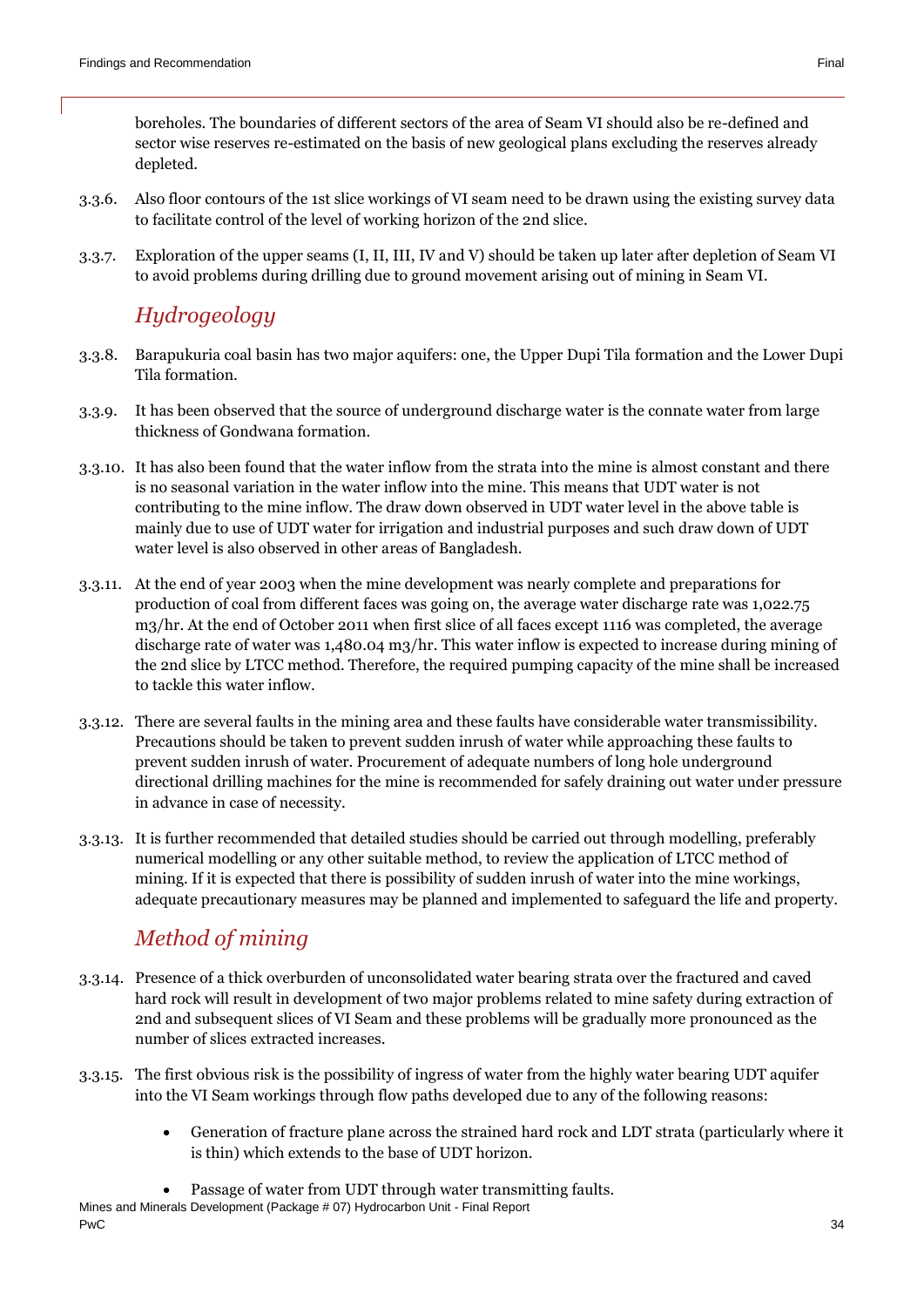boreholes. The boundaries of different sectors of the area of Seam VI should also be re-defined and sector wise reserves re-estimated on the basis of new geological plans excluding the reserves already depleted.

3.3.6. Also floor contours of the 1st slice workings of VI seam need to be drawn using the existing survey data to facilitate control of the level of working horizon of the 2nd slice.

3.3.7. Exploration of the upper seams (I, II, III, IV and V) should be taken up later after depletion of Seam VI to avoid problems during drilling due to ground movement arising out of mining in Seam VI.

## *Hydrogeology*

3.3.8. Barapukuria coal basin has two major aquifers: one, the Upper Dupi Tila formation and the Lower Dupi Tila formation.

3.3.9. It has been observed that the source of underground discharge water is the connate water from large thickness of Gondwana formation.

3.3.10. It has also been found that the water inflow from the strata into the mine is almost constant and there is no seasonal variation in the water inflow into the mine. This means that UDT water is not contributing to the mine inflow. The draw down observed in UDT water level in the above table is mainly due to use of UDT water for irrigation and industrial purposes and such draw down of UDT water level is also observed in other areas of Bangladesh.

3.3.11. At the end of year 2003 when the mine development was nearly complete and preparations for production of coal from different faces was going on, the average water discharge rate was 1,022.75 m3/hr. At the end of October 2011 when first slice of all faces except 1116 was completed, the average discharge rate of water was 1,480.04 m3/hr. This water inflow is expected to increase during mining of the 2nd slice by LTCC method. Therefore, the required pumping capacity of the mine shall be increased to tackle this water inflow.

3.3.12. There are several faults in the mining area and these faults have considerable water transmissibility. Precautions should be taken to prevent sudden inrush of water while approaching these faults to prevent sudden inrush of water. Procurement of adequate numbers of long hole underground directional drilling machines for the mine is recommended for safely draining out water under pressure in advance in case of necessity.

3.3.13. It is further recommended that detailed studies should be carried out through modelling, preferably numerical modelling or any other suitable method, to review the application of LTCC method of mining. If it is expected that there is possibility of sudden inrush of water into the mine workings, adequate precautionary measures may be planned and implemented to safeguard the life and property.

## *Method of mining*

3.3.14. Presence of a thick overburden of unconsolidated water bearing strata over the fractured and caved hard rock will result in development of two major problems related to mine safety during extraction of 2nd and subsequent slices of VI Seam and these problems will be gradually more pronounced as the number of slices extracted increases.

3.3.15. The first obvious risk is the possibility of ingress of water from the highly water bearing UDT aquifer into the VI Seam workings through flow paths developed due to any of the following reasons:

- Generation of fracture plane across the strained hard rock and LDT strata (particularly where it is thin) which extends to the base of UDT horizon.
- Passage of water from UDT through water transmitting faults.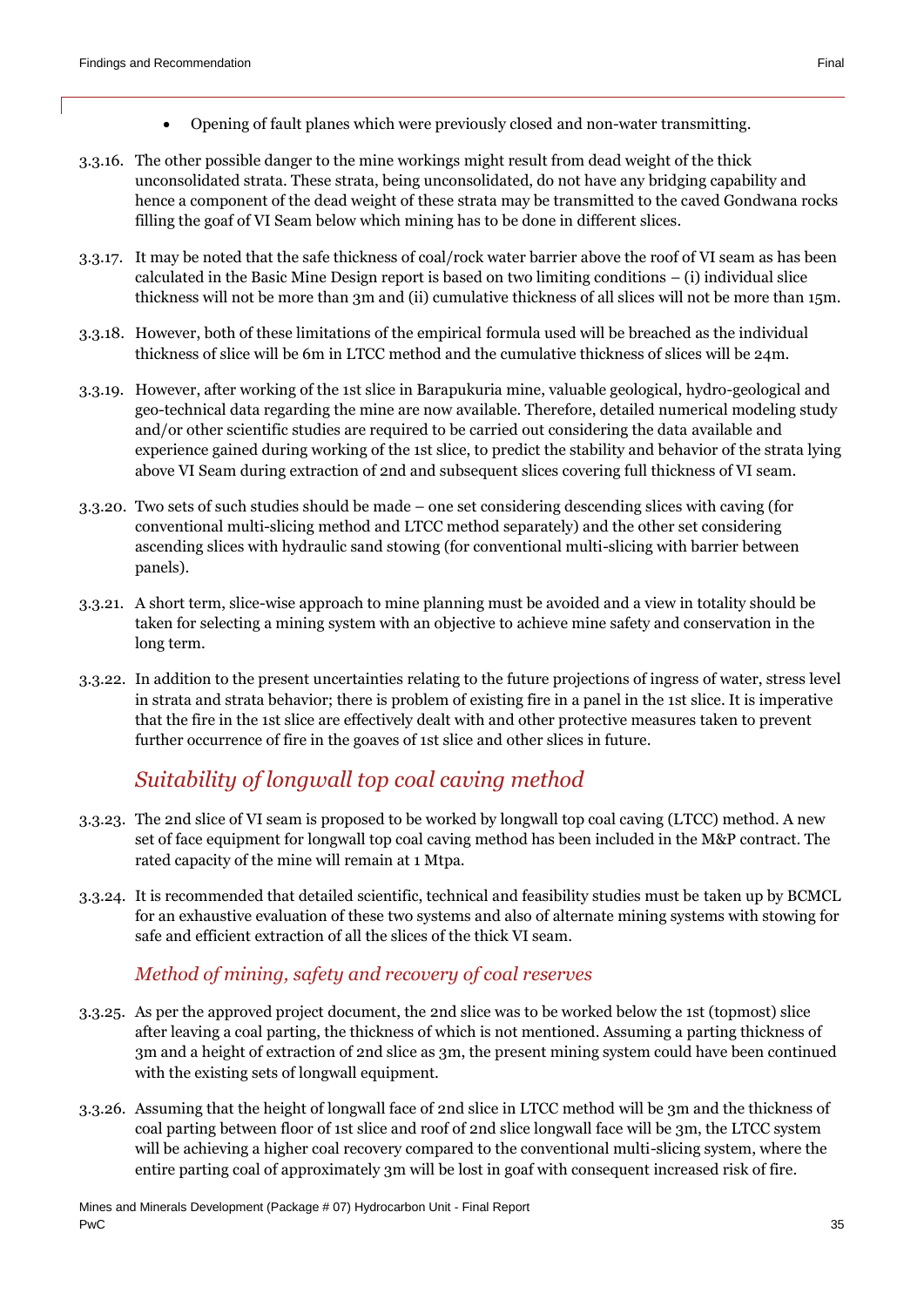- Opening of fault planes which were previously closed and non-water transmitting.

3.3.16. The other possible danger to the mine workings might result from dead weight of the thick unconsolidated strata. These strata, being unconsolidated, do not have any bridging capability and hence a component of the dead weight of these strata may be transmitted to the caved Gondwana rocks filling the goaf of VI Seam below which mining has to be done in different slices.

3.3.17. It may be noted that the safe thickness of coal/rock water barrier above the roof of VI seam as has been calculated in the Basic Mine Design report is based on two limiting conditions – (i) individual slice thickness will not be more than 3m and (ii) cumulative thickness of all slices will not be more than 15m.

3.3.18. However, both of these limitations of the empirical formula used will be breached as the individual thickness of slice will be 6m in LTCC method and the cumulative thickness of slices will be 24m.

3.3.19. However, after working of the 1st slice in Barapukuria mine, valuable geological, hydro-geological and geo-technical data regarding the mine are now available. Therefore, detailed numerical modeling study and/or other scientific studies are required to be carried out considering the data available and experience gained during working of the 1st slice, to predict the stability and behavior of the strata lying above VI Seam during extraction of 2nd and subsequent slices covering full thickness of VI seam.

3.3.20. Two sets of such studies should be made – one set considering descending slices with caving (for conventional multi-slicing method and LTCC method separately) and the other set considering ascending slices with hydraulic sand stowing (for conventional multi-slicing with barrier between panels).

3.3.21. A short term, slice-wise approach to mine planning must be avoided and a view in totality should be taken for selecting a mining system with an objective to achieve mine safety and conservation in the long term.

3.3.22. In addition to the present uncertainties relating to the future projections of ingress of water, stress level in strata and strata behavior; there is problem of existing fire in a panel in the 1st slice. It is imperative that the fire in the 1st slice are effectively dealt with and other protective measures taken to prevent further occurrence of fire in the goaves of 1st slice and other slices in future.

## *Suitability of longwall top coal caving method*

3.3.23. The 2nd slice of VI seam is proposed to be worked by longwall top coal caving (LTCC) method. A new set of face equipment for longwall top coal caving method has been included in the M&P contract. The rated capacity of the mine will remain at 1 Mtpa.

3.3.24. It is recommended that detailed scientific, technical and feasibility studies must be taken up by BCMCL for an exhaustive evaluation of these two systems and also of alternate mining systems with stowing for safe and efficient extraction of all the slices of the thick VI seam.

### *Method of mining, safety and recovery of coal reserves*

3.3.25. As per the approved project document, the 2nd slice was to be worked below the 1st (topmost) slice after leaving a coal parting, the thickness of which is not mentioned. Assuming a parting thickness of 3m and a height of extraction of 2nd slice as 3m, the present mining system could have been continued with the existing sets of longwall equipment.

3.3.26. Assuming that the height of longwall face of 2nd slice in LTCC method will be 3m and the thickness of coal parting between floor of 1st slice and roof of 2nd slice longwall face will be 3m, the LTCC system will be achieving a higher coal recovery compared to the conventional multi-slicing system, where the entire parting coal of approximately 3m will be lost in goaf with consequent increased risk of fire.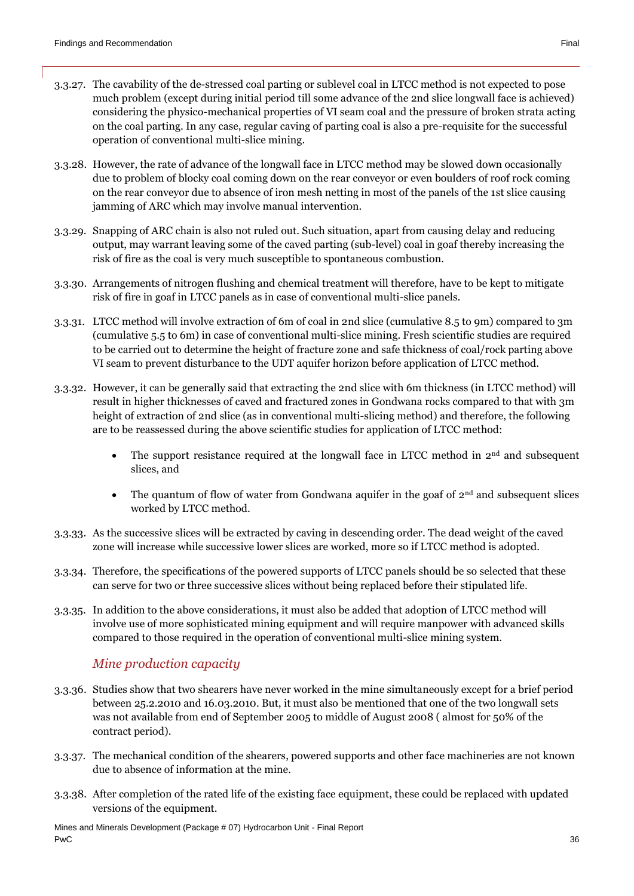3.3.27. The cavability of the de-stressed coal parting or sublevel coal in LTCC method is not expected to pose much problem (except during initial period till some advance of the 2nd slice longwall face is achieved) considering the physico-mechanical properties of VI seam coal and the pressure of broken strata acting on the coal parting. In any case, regular caving of parting coal is also a pre-requisite for the successful operation of conventional multi-slice mining.

3.3.28. However, the rate of advance of the longwall face in LTCC method may be slowed down occasionally due to problem of blocky coal coming down on the rear conveyor or even boulders of roof rock coming on the rear conveyor due to absence of iron mesh netting in most of the panels of the 1st slice causing jamming of ARC which may involve manual intervention.

3.3.29. Snapping of ARC chain is also not ruled out. Such situation, apart from causing delay and reducing output, may warrant leaving some of the caved parting (sub-level) coal in goaf thereby increasing the risk of fire as the coal is very much susceptible to spontaneous combustion.

3.3.30. Arrangements of nitrogen flushing and chemical treatment will therefore, have to be kept to mitigate risk of fire in goaf in LTCC panels as in case of conventional multi-slice panels.

3.3.31. LTCC method will involve extraction of 6m of coal in 2nd slice (cumulative 8.5 to 9m) compared to 3m (cumulative 5.5 to 6m) in case of conventional multi-slice mining. Fresh scientific studies are required to be carried out to determine the height of fracture zone and safe thickness of coal/rock parting above VI seam to prevent disturbance to the UDT aquifer horizon before application of LTCC method.

3.3.32. However, it can be generally said that extracting the 2nd slice with 6m thickness (in LTCC method) will result in higher thicknesses of caved and fractured zones in Gondwana rocks compared to that with 3m height of extraction of 2nd slice (as in conventional multi-slicing method) and therefore, the following are to be reassessed during the above scientific studies for application of LTCC method:

- The support resistance required at the longwall face in LTCC method in 2nd and subsequent slices, and
- The quantum of flow of water from Gondwana aquifer in the goaf of 2nd and subsequent slices worked by LTCC method.

3.3.33. As the successive slices will be extracted by caving in descending order. The dead weight of the caved zone will increase while successive lower slices are worked, more so if LTCC method is adopted.

3.3.34. Therefore, the specifications of the powered supports of LTCC panels should be so selected that these can serve for two or three successive slices without being replaced before their stipulated life.

3.3.35. In addition to the above considerations, it must also be added that adoption of LTCC method will involve use of more sophisticated mining equipment and will require manpower with advanced skills compared to those required in the operation of conventional multi-slice mining system.

### *Mine production capacity*

3.3.36. Studies show that two shearers have never worked in the mine simultaneously except for a brief period between 25.2.2010 and 16.03.2010. But, it must also be mentioned that one of the two longwall sets was not available from end of September 2005 to middle of August 2008 ( almost for 50% of the contract period).

3.3.37. The mechanical condition of the shearers, powered supports and other face machineries are not known due to absence of information at the mine.

3.3.38. After completion of the rated life of the existing face equipment, these could be replaced with updated versions of the equipment.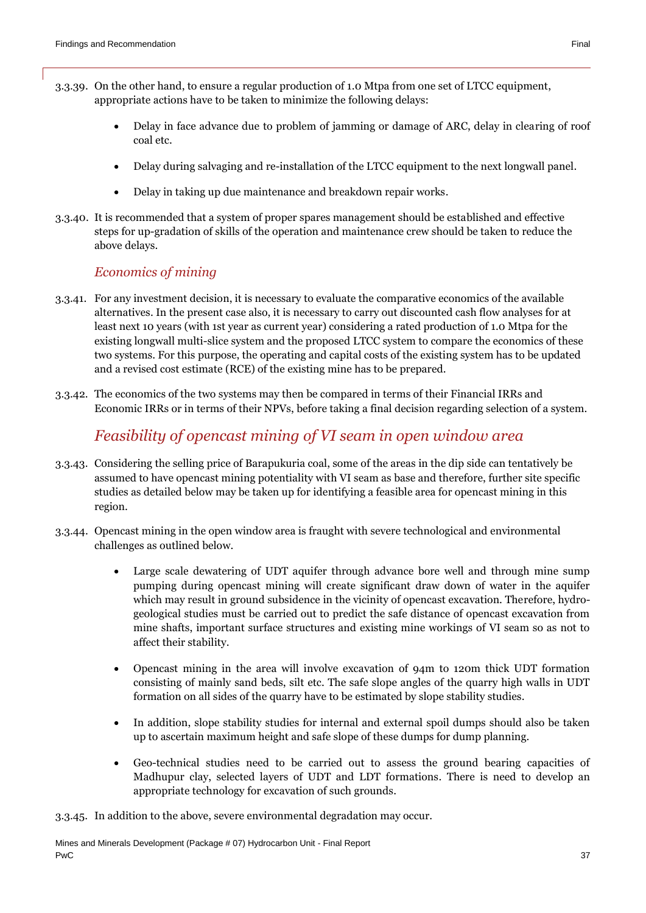3.3.39. On the other hand, to ensure a regular production of 1.0 Mtpa from one set of LTCC equipment, appropriate actions have to be taken to minimize the following delays:

- Delay in face advance due to problem of jamming or damage of ARC, delay in clearing of roof coal etc.
- Delay during salvaging and re-installation of the LTCC equipment to the next longwall panel.
- Delay in taking up due maintenance and breakdown repair works.

3.3.40. It is recommended that a system of proper spares management should be established and effective steps for up-gradation of skills of the operation and maintenance crew should be taken to reduce the above delays.

### *Economics of mining*

3.3.41. For any investment decision, it is necessary to evaluate the comparative economics of the available alternatives. In the present case also, it is necessary to carry out discounted cash flow analyses for at least next 10 years (with 1st year as current year) considering a rated production of 1.0 Mtpa for the existing longwall multi-slice system and the proposed LTCC system to compare the economics of these two systems. For this purpose, the operating and capital costs of the existing system has to be updated and a revised cost estimate (RCE) of the existing mine has to be prepared.

3.3.42. The economics of the two systems may then be compared in terms of their Financial IRRs and Economic IRRs or in terms of their NPVs, before taking a final decision regarding selection of a system.

## *Feasibility of opencast mining of VI seam in open window area*

3.3.43. Considering the selling price of Barapukuria coal, some of the areas in the dip side can tentatively be assumed to have opencast mining potentiality with VI seam as base and therefore, further site specific studies as detailed below may be taken up for identifying a feasible area for opencast mining in this region.

3.3.44. Opencast mining in the open window area is fraught with severe technological and environmental challenges as outlined below.

- Large scale dewatering of UDT aquifer through advance bore well and through mine sump pumping during opencast mining will create significant draw down of water in the aquifer which may result in ground subsidence in the vicinity of opencast excavation. Therefore, hydro-geological studies must be carried out to predict the safe distance of opencast excavation from mine shafts, important surface structures and existing mine workings of VI seam so as not to affect their stability.
- Opencast mining in the area will involve excavation of 94m to 120m thick UDT formation consisting of mainly sand beds, silt etc. The safe slope angles of the quarry high walls in UDT formation on all sides of the quarry have to be estimated by slope stability studies.
- In addition, slope stability studies for internal and external spoil dumps should also be taken up to ascertain maximum height and safe slope of these dumps for dump planning.
- Geo-technical studies need to be carried out to assess the ground bearing capacities of Madhupur clay, selected layers of UDT and LDT formations. There is need to develop an appropriate technology for excavation of such grounds.

3.3.45. In addition to the above, severe environmental degradation may occur.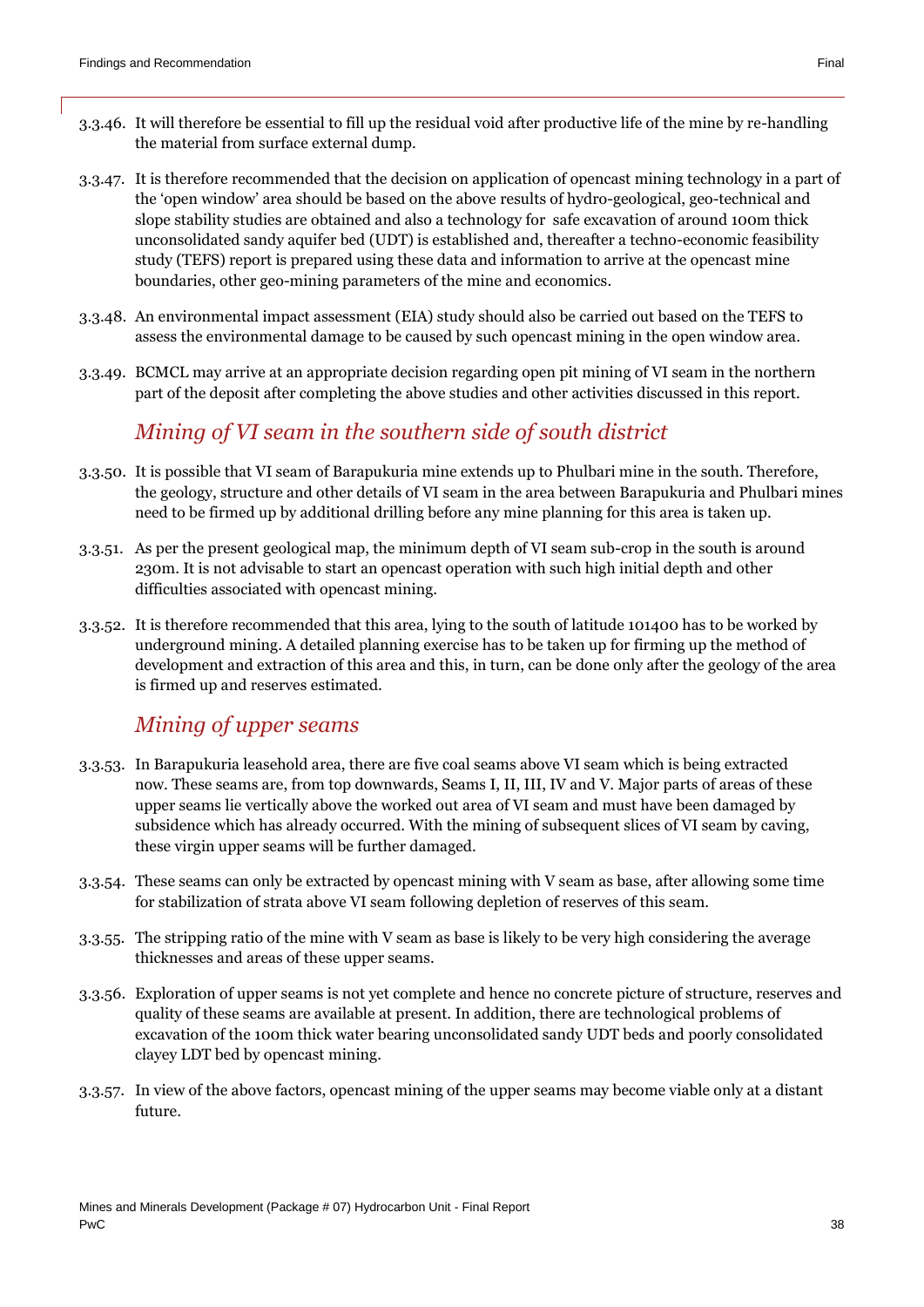3.3.46. It will therefore be essential to fill up the residual void after productive life of the mine by re-handling the material from surface external dump.

3.3.47. It is therefore recommended that the decision on application of opencast mining technology in a part of the 'open window' area should be based on the above results of hydro-geological, geo-technical and slope stability studies are obtained and also a technology for safe excavation of around 100m thick unconsolidated sandy aquifer bed (UDT) is established and, thereafter a techno-economic feasibility study (TEFS) report is prepared using these data and information to arrive at the opencast mine boundaries, other geo-mining parameters of the mine and economics.

3.3.48. An environmental impact assessment (EIA) study should also be carried out based on the TEFS to assess the environmental damage to be caused by such opencast mining in the open window area.

3.3.49. BCMCL may arrive at an appropriate decision regarding open pit mining of VI seam in the northern part of the deposit after completing the above studies and other activities discussed in this report.

### *Mining of VI seam in the southern side of south district*

3.3.50. It is possible that VI seam of Barapukuria mine extends up to Phulbari mine in the south. Therefore, the geology, structure and other details of VI seam in the area between Barapukuria and Phulbari mines need to be firmed up by additional drilling before any mine planning for this area is taken up.

3.3.51. As per the present geological map, the minimum depth of VI seam sub-crop in the south is around 230m. It is not advisable to start an opencast operation with such high initial depth and other difficulties associated with opencast mining.

3.3.52. It is therefore recommended that this area, lying to the south of latitude 101400 has to be worked by underground mining. A detailed planning exercise has to be taken up for firming up the method of development and extraction of this area and this, in turn, can be done only after the geology of the area is firmed up and reserves estimated.

### *Mining of upper seams*

3.3.53. In Barapukuria leasehold area, there are five coal seams above VI seam which is being extracted now. These seams are, from top downwards, Seams I, II, III, IV and V. Major parts of areas of these upper seams lie vertically above the worked out area of VI seam and must have been damaged by subsidence which has already occurred. With the mining of subsequent slices of VI seam by caving, these virgin upper seams will be further damaged.

3.3.54. These seams can only be extracted by opencast mining with V seam as base, after allowing some time for stabilization of strata above VI seam following depletion of reserves of this seam.

3.3.55. The stripping ratio of the mine with V seam as base is likely to be very high considering the average thicknesses and areas of these upper seams.

3.3.56. Exploration of upper seams is not yet complete and hence no concrete picture of structure, reserves and quality of these seams are available at present. In addition, there are technological problems of excavation of the 100m thick water bearing unconsolidated sandy UDT beds and poorly consolidated clayey LDT bed by opencast mining.

3.3.57. In view of the above factors, opencast mining of the upper seams may become viable only at a distant future.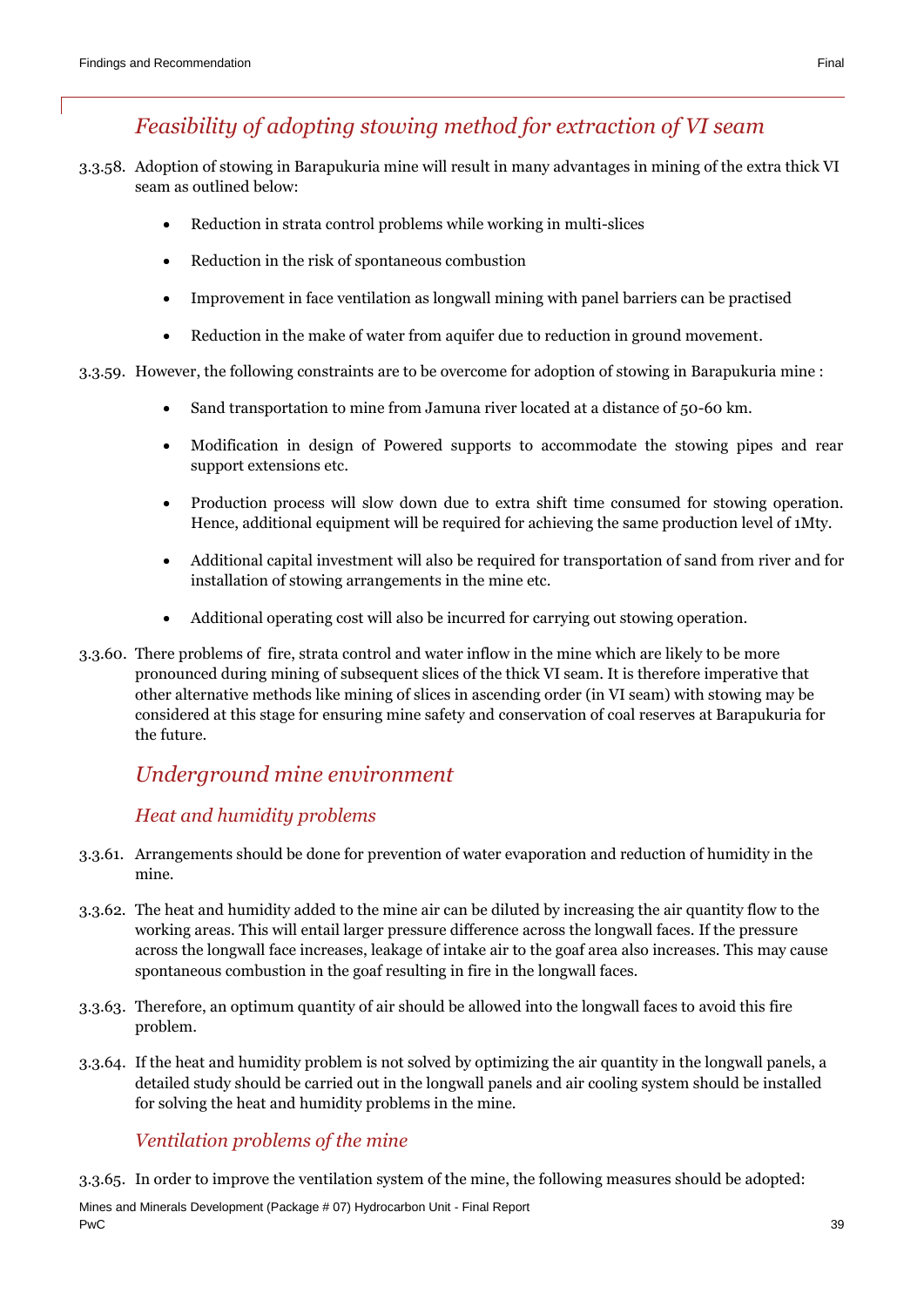## *Feasibility of adopting stowing method for extraction of VI seam*

3.3.58. Adoption of stowing in Barapukuria mine will result in many advantages in mining of the extra thick VI seam as outlined below:

- Reduction in strata control problems while working in multi-slices
- Reduction in the risk of spontaneous combustion
- Improvement in face ventilation as longwall mining with panel barriers can be practised
- Reduction in the make of water from aquifer due to reduction in ground movement.

3.3.59. However, the following constraints are to be overcome for adoption of stowing in Barapukuria mine :

- Sand transportation to mine from Jamuna river located at a distance of 50-60 km.
- Modification in design of Powered supports to accommodate the stowing pipes and rear support extensions etc.
- Production process will slow down due to extra shift time consumed for stowing operation. Hence, additional equipment will be required for achieving the same production level of 1Mty.
- Additional capital investment will also be required for transportation of sand from river and for installation of stowing arrangements in the mine etc.
- Additional operating cost will also be incurred for carrying out stowing operation.

3.3.60. There problems of fire, strata control and water inflow in the mine which are likely to be more pronounced during mining of subsequent slices of the thick VI seam. It is therefore imperative that other alternative methods like mining of slices in ascending order (in VI seam) with stowing may be considered at this stage for ensuring mine safety and conservation of coal reserves at Barapukuria for the future.

## *Underground mine environment*

### *Heat and humidity problems*

3.3.61. Arrangements should be done for prevention of water evaporation and reduction of humidity in the mine.

3.3.62. The heat and humidity added to the mine air can be diluted by increasing the air quantity flow to the working areas. This will entail larger pressure difference across the longwall faces. If the pressure across the longwall face increases, leakage of intake air to the goaf area also increases. This may cause spontaneous combustion in the goaf resulting in fire in the longwall faces.

3.3.63. Therefore, an optimum quantity of air should be allowed into the longwall faces to avoid this fire problem.

3.3.64. If the heat and humidity problem is not solved by optimizing the air quantity in the longwall panels, a detailed study should be carried out in the longwall panels and air cooling system should be installed for solving the heat and humidity problems in the mine.

### *Ventilation problems of the mine*

3.3.65. In order to improve the ventilation system of the mine, the following measures should be adopted: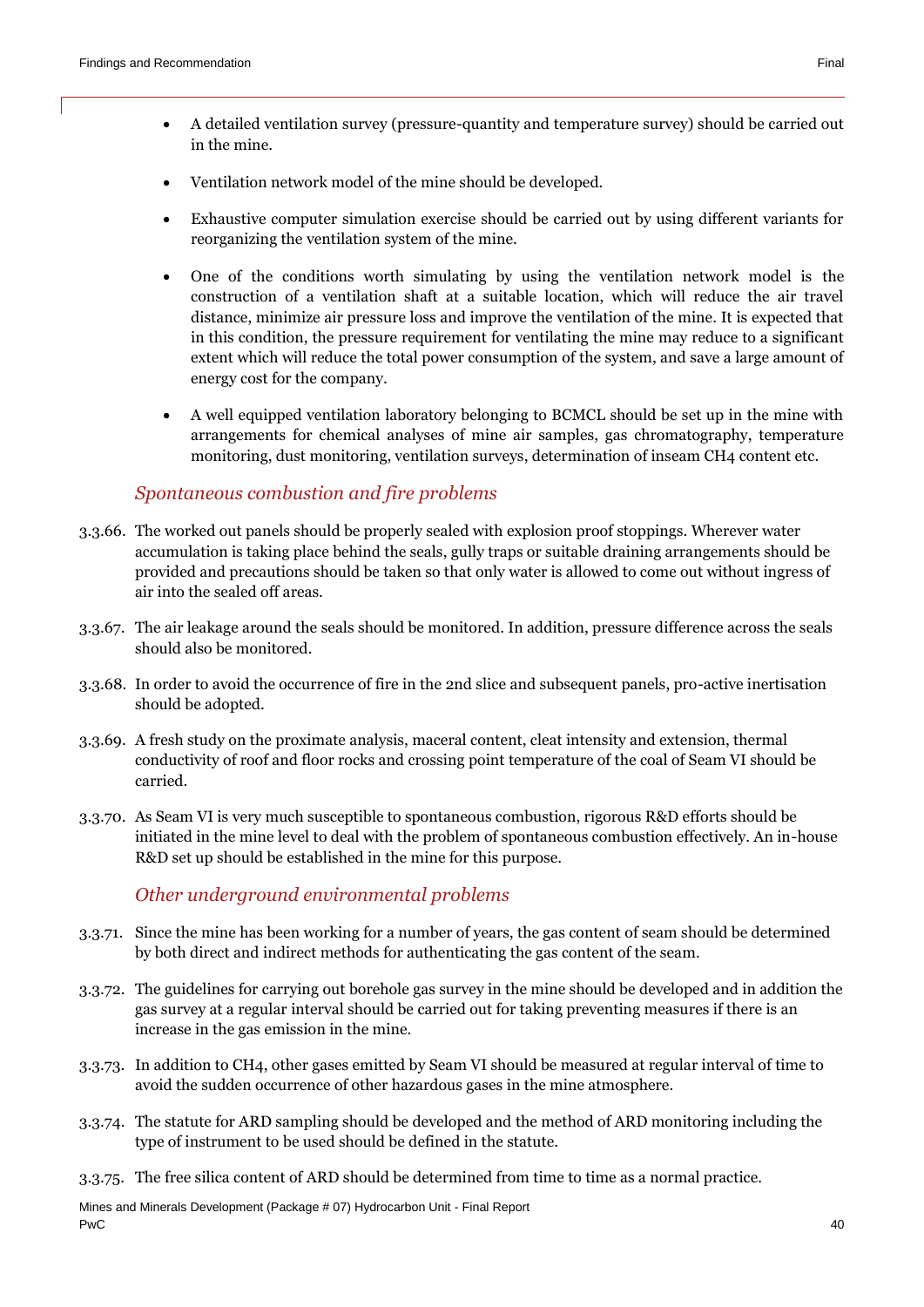- A detailed ventilation survey (pressure-quantity and temperature survey) should be carried out in the mine.
- Ventilation network model of the mine should be developed.
- Exhaustive computer simulation exercise should be carried out by using different variants for reorganizing the ventilation system of the mine.
- One of the conditions worth simulating by using the ventilation network model is the construction of a ventilation shaft at a suitable location, which will reduce the air travel distance, minimize air pressure loss and improve the ventilation of the mine. It is expected that in this condition, the pressure requirement for ventilating the mine may reduce to a significant extent which will reduce the total power consumption of the system, and save a large amount of energy cost for the company.
- A well equipped ventilation laboratory belonging to BCMCL should be set up in the mine with arrangements for chemical analyses of mine air samples, gas chromatography, temperature monitoring, dust monitoring, ventilation surveys, determination of inseam $CH_4$ content etc.

### *Spontaneous combustion and fire problems*

3.3.66. The worked out panels should be properly sealed with explosion proof stoppings. Wherever water accumulation is taking place behind the seals, gully traps or suitable draining arrangements should be provided and precautions should be taken so that only water is allowed to come out without ingress of air into the sealed off areas.

3.3.67. The air leakage around the seals should be monitored. In addition, pressure difference across the seals should also be monitored.

3.3.68. In order to avoid the occurrence of fire in the 2nd slice and subsequent panels, pro-active inertisation should be adopted.

3.3.69. A fresh study on the proximate analysis, maceral content, cleat intensity and extension, thermal conductivity of roof and floor rocks and crossing point temperature of the coal of Seam VI should be carried.

3.3.70. As Seam VI is very much susceptible to spontaneous combustion, rigorous R&D efforts should be initiated in the mine level to deal with the problem of spontaneous combustion effectively. An in-house R&D set up should be established in the mine for this purpose.

### *Other underground environmental problems*

3.3.71. Since the mine has been working for a number of years, the gas content of seam should be determined by both direct and indirect methods for authenticating the gas content of the seam.

3.3.72. The guidelines for carrying out borehole gas survey in the mine should be developed and in addition the gas survey at a regular interval should be carried out for taking preventing measures if there is an increase in the gas emission in the mine.

3.3.73. In addition to $CH_4$, other gases emitted by Seam VI should be measured at regular interval of time to avoid the sudden occurrence of other hazardous gases in the mine atmosphere.

3.3.74. The statute for ARD sampling should be developed and the method of ARD monitoring including the type of instrument to be used should be defined in the statute.

3.3.75. The free silica content of ARD should be determined from time to time as a normal practice.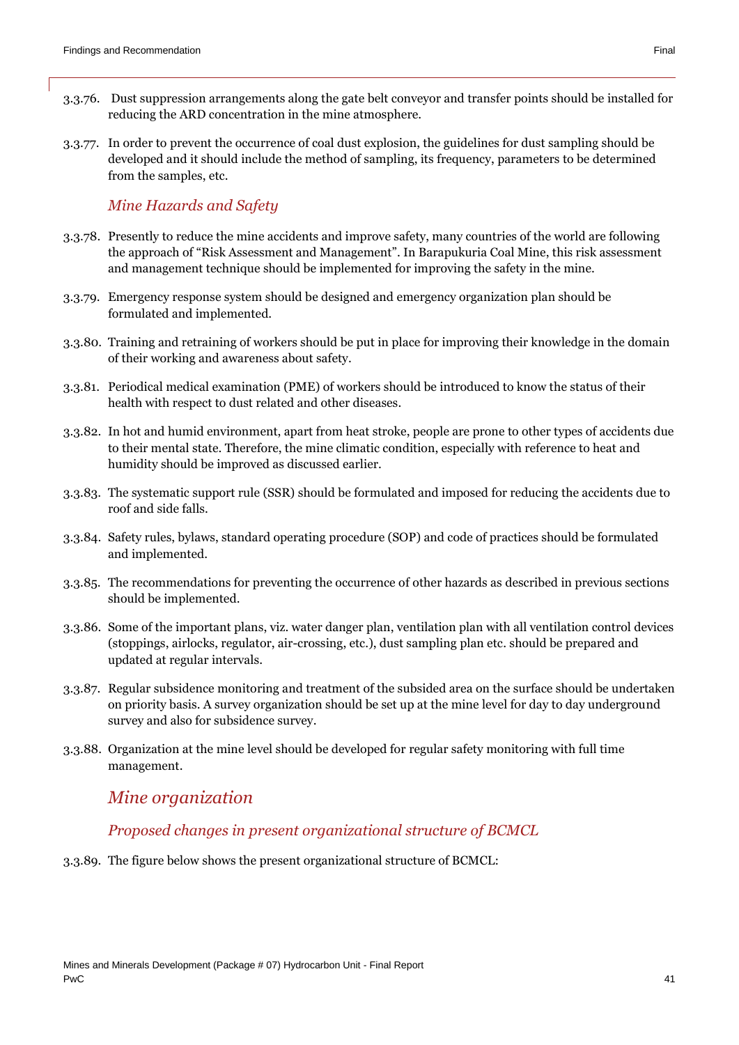3.3.76. Dust suppression arrangements along the gate belt conveyor and transfer points should be installed for reducing the ARD concentration in the mine atmosphere.

3.3.77. In order to prevent the occurrence of coal dust explosion, the guidelines for dust sampling should be developed and it should include the method of sampling, its frequency, parameters to be determined from the samples, etc.

### *Mine Hazards and Safety*

3.3.78. Presently to reduce the mine accidents and improve safety, many countries of the world are following the approach of "Risk Assessment and Management". In Barapukuria Coal Mine, this risk assessment and management technique should be implemented for improving the safety in the mine.

3.3.79. Emergency response system should be designed and emergency organization plan should be formulated and implemented.

3.3.80. Training and retraining of workers should be put in place for improving their knowledge in the domain of their working and awareness about safety.

3.3.81. Periodical medical examination (PME) of workers should be introduced to know the status of their health with respect to dust related and other diseases.

3.3.82. In hot and humid environment, apart from heat stroke, people are prone to other types of accidents due to their mental state. Therefore, the mine climatic condition, especially with reference to heat and humidity should be improved as discussed earlier.

3.3.83. The systematic support rule (SSR) should be formulated and imposed for reducing the accidents due to roof and side falls.

3.3.84. Safety rules, bylaws, standard operating procedure (SOP) and code of practices should be formulated and implemented.

3.3.85. The recommendations for preventing the occurrence of other hazards as described in previous sections should be implemented.

3.3.86. Some of the important plans, viz. water danger plan, ventilation plan with all ventilation control devices (stoppings, airlocks, regulator, air-crossing, etc.), dust sampling plan etc. should be prepared and updated at regular intervals.

3.3.87. Regular subsidence monitoring and treatment of the subsided area on the surface should be undertaken on priority basis. A survey organization should be set up at the mine level for day to day underground survey and also for subsidence survey.

3.3.88. Organization at the mine level should be developed for regular safety monitoring with full time management.

## *Mine organization*

### *Proposed changes in present organizational structure of BCMCL*

3.3.89. The figure below shows the present organizational structure of BCMCL: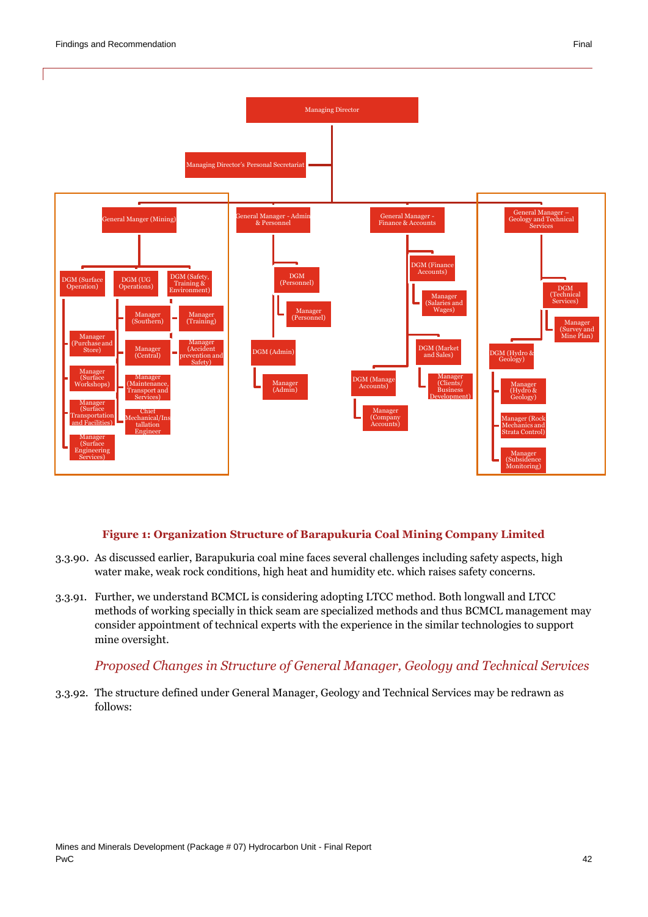Managing Director

Managing Director's Personal Secretariat

- General Manger (Mining)
  - DGM (Surface Operation)
    - Manager (Purchase and Store)
    - Manager (Surface Workshops)
    - Manager (Surface Transportation and Facilities)
    - Manager (Surface Engineering Services)
  - DGM (UG Operations)
    - Manager (Southern)
    - Manager (Central)
    - Manager (Maintenance, Transport and Services)
    - Chief Mechanical/Installation Engineer
  - DGM (Safety, Training & Environment)
    - Manager (Training)
    - Manager (Accident prevention and Safety)
- General Manager - Admin & Personnel
  - DGM (Personnel)
    - Manager (Personnel)
  - DGM (Admin)
    - Manager (Admin)
- General Manager - Finance & Accounts
  - DGM (Finance Accounts)
    - Manager (Salaries and Wages)
  - DGM (Market and Sales)
    - Manager (Clients/ Business Development)
  - DGM (Manage Accounts)
    - Manager (Company Accounts)
- General Manager – Geology and Technical Services
  - DGM (Technical Services)
    - Manager (Survey and Mine Plan)
  - DGM (Hydro & Geology)
    - Manager (Hydro & Geology)
    - Manager (Rock Mechanics and Strata Control)
    - Manager (Subsidence Monitoring)

**Figure 1: Organization Structure of Barapukuria Coal Mining Company Limited**

3.3.90. As discussed earlier, Barapukuria coal mine faces several challenges including safety aspects, high water make, weak rock conditions, high heat and humidity etc. which raises safety concerns.

3.3.91. Further, we understand BCMCL is considering adopting LTCC method. Both longwall and LTCC methods of working specially in thick seam are specialized methods and thus BCMCL management may consider appointment of technical experts with the experience in the similar technologies to support mine oversight.

*Proposed Changes in Structure of General Manager, Geology and Technical Services*

3.3.92. The structure defined under General Manager, Geology and Technical Services may be redrawn as follows: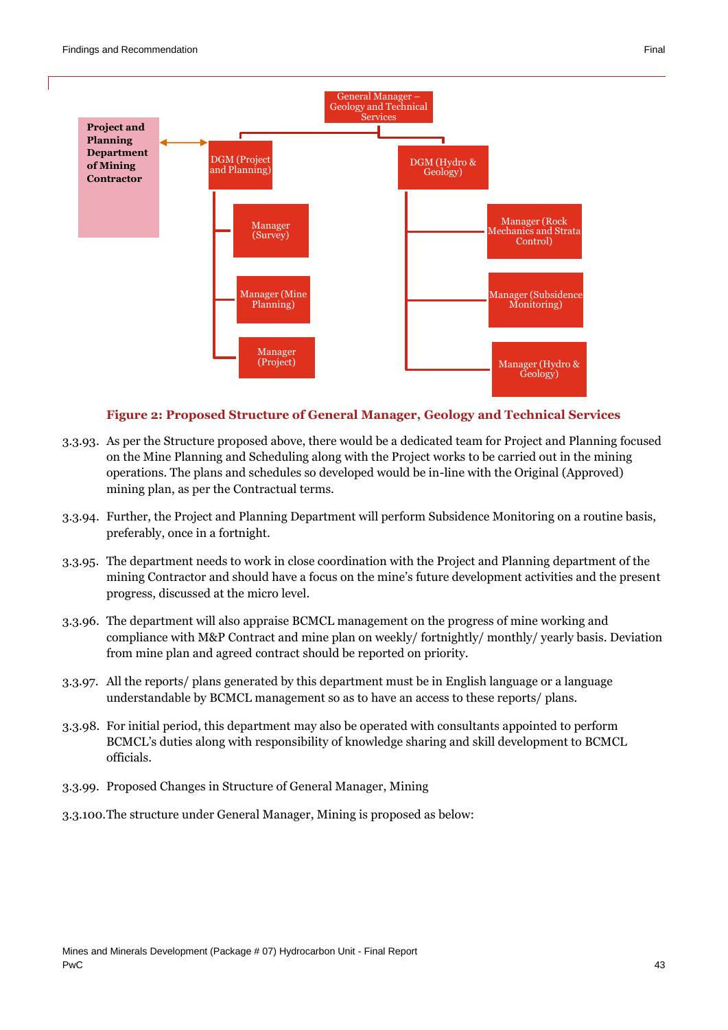- General Manager – Geology and Technical Services
  - DGM (Project and Planning) ↔ Project and Planning Department of Mining Contractor
    - Manager (Survey)
    - Manager (Mine Planning)
    - Manager (Project)
  - DGM (Hydro & Geology)
    - Manager (Rock Mechanics and Strata Control)
    - Manager (Subsidence Monitoring)
    - Manager (Hydro & Geology)

**Figure 2: Proposed Structure of General Manager, Geology and Technical Services**

3.3.93. As per the Structure proposed above, there would be a dedicated team for Project and Planning focused on the Mine Planning and Scheduling along with the Project works to be carried out in the mining operations. The plans and schedules so developed would be in-line with the Original (Approved) mining plan, as per the Contractual terms.

3.3.94. Further, the Project and Planning Department will perform Subsidence Monitoring on a routine basis, preferably, once in a fortnight.

3.3.95. The department needs to work in close coordination with the Project and Planning department of the mining Contractor and should have a focus on the mine's future development activities and the present progress, discussed at the micro level.

3.3.96. The department will also appraise BCMCL management on the progress of mine working and compliance with M&P Contract and mine plan on weekly/ fortnightly/ monthly/ yearly basis. Deviation from mine plan and agreed contract should be reported on priority.

3.3.97. All the reports/ plans generated by this department must be in English language or a language understandable by BCMCL management so as to have an access to these reports/ plans.

3.3.98. For initial period, this department may also be operated with consultants appointed to perform BCMCL's duties along with responsibility of knowledge sharing and skill development to BCMCL officials.

3.3.99. Proposed Changes in Structure of General Manager, Mining

3.3.100. The structure under General Manager, Mining is proposed as below: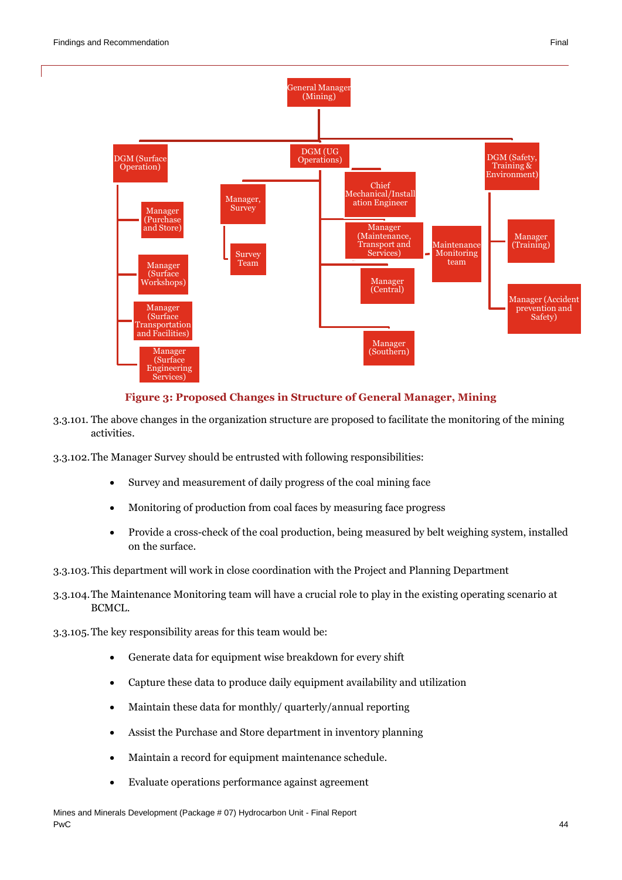- General Manager (Mining)
  - DGM (Surface Operation)
    - Manager (Purchase and Store)
    - Manager (Surface Workshops)
    - Manager (Surface Transportation and Facilities)
    - Manager (Surface Engineering Services)
  - DGM (UG Operations)
    - Manager, Survey
      - Survey Team
    - Chief Mechanical/Installation Engineer
    - Manager (Maintenance, Transport and Services)
      - Maintenance Monitoring team
    - Manager (Central)
    - Manager (Southern)
  - DGM (Safety, Training & Environment)
    - Manager (Training)
    - Manager (Accident prevention and Safety)

**Figure 3: Proposed Changes in Structure of General Manager, Mining**

3.3.101. The above changes in the organization structure are proposed to facilitate the monitoring of the mining activities.

3.3.102. The Manager Survey should be entrusted with following responsibilities:

- Survey and measurement of daily progress of the coal mining face
- Monitoring of production from coal faces by measuring face progress
- Provide a cross-check of the coal production, being measured by belt weighing system, installed on the surface.

3.3.103. This department will work in close coordination with the Project and Planning Department

3.3.104. The Maintenance Monitoring team will have a crucial role to play in the existing operating scenario at BCMCL.

3.3.105. The key responsibility areas for this team would be:

- Generate data for equipment wise breakdown for every shift
- Capture these data to produce daily equipment availability and utilization
- Maintain these data for monthly/ quarterly/annual reporting
- Assist the Purchase and Store department in inventory planning
- Maintain a record for equipment maintenance schedule.
- Evaluate operations performance against agreement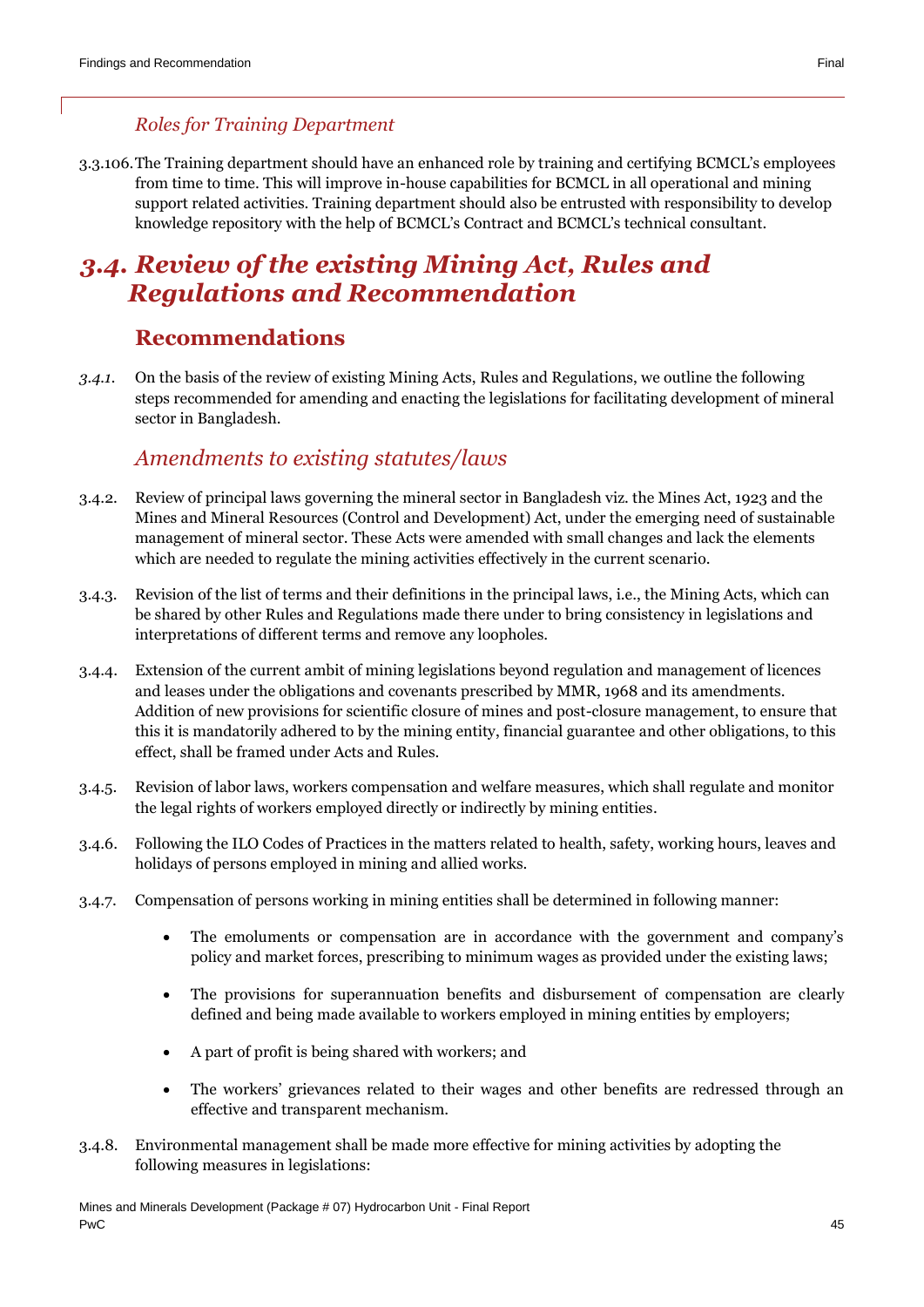### *Roles for Training Department*

3.3.106. The Training department should have an enhanced role by training and certifying BCMCL's employees from time to time. This will improve in-house capabilities for BCMCL in all operational and mining support related activities. Training department should also be entrusted with responsibility to develop knowledge repository with the help of BCMCL's Contract and BCMCL's technical consultant.

## *3.4. Review of the existing Mining Act, Rules and Regulations and Recommendation*

### Recommendations

*3.4.1.* On the basis of the review of existing Mining Acts, Rules and Regulations, we outline the following steps recommended for amending and enacting the legislations for facilitating development of mineral sector in Bangladesh.

### *Amendments to existing statutes/laws*

3.4.2. Review of principal laws governing the mineral sector in Bangladesh viz. the Mines Act, 1923 and the Mines and Mineral Resources (Control and Development) Act, under the emerging need of sustainable management of mineral sector. These Acts were amended with small changes and lack the elements which are needed to regulate the mining activities effectively in the current scenario.

3.4.3. Revision of the list of terms and their definitions in the principal laws, i.e., the Mining Acts, which can be shared by other Rules and Regulations made there under to bring consistency in legislations and interpretations of different terms and remove any loopholes.

3.4.4. Extension of the current ambit of mining legislations beyond regulation and management of licences and leases under the obligations and covenants prescribed by MMR, 1968 and its amendments. Addition of new provisions for scientific closure of mines and post-closure management, to ensure that this it is mandatorily adhered to by the mining entity, financial guarantee and other obligations, to this effect, shall be framed under Acts and Rules.

3.4.5. Revision of labor laws, workers compensation and welfare measures, which shall regulate and monitor the legal rights of workers employed directly or indirectly by mining entities.

3.4.6. Following the ILO Codes of Practices in the matters related to health, safety, working hours, leaves and holidays of persons employed in mining and allied works.

3.4.7. Compensation of persons working in mining entities shall be determined in following manner:

- The emoluments or compensation are in accordance with the government and company's policy and market forces, prescribing to minimum wages as provided under the existing laws;
- The provisions for superannuation benefits and disbursement of compensation are clearly defined and being made available to workers employed in mining entities by employers;
- A part of profit is being shared with workers; and
- The workers' grievances related to their wages and other benefits are redressed through an effective and transparent mechanism.

3.4.8. Environmental management shall be made more effective for mining activities by adopting the following measures in legislations: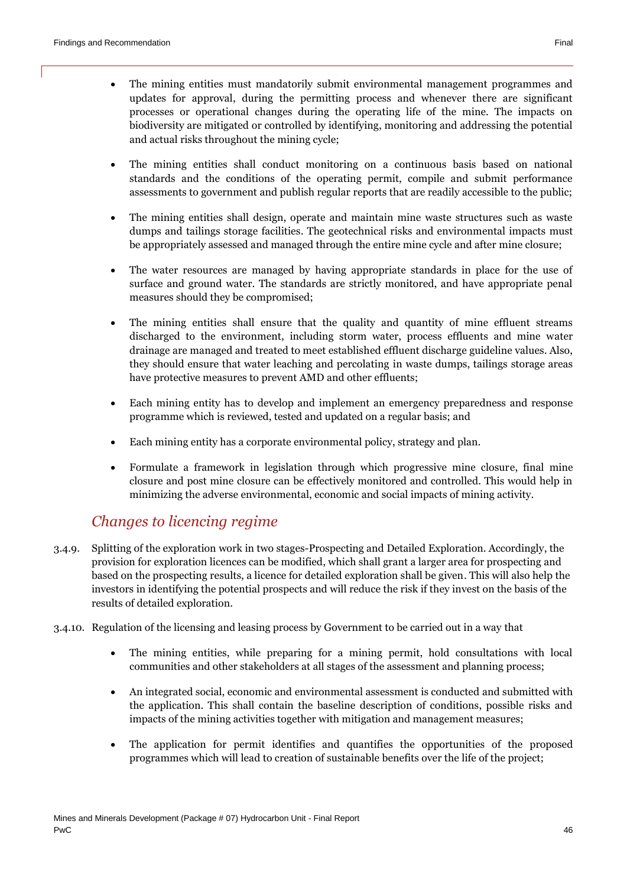- The mining entities must mandatorily submit environmental management programmes and updates for approval, during the permitting process and whenever there are significant processes or operational changes during the operating life of the mine. The impacts on biodiversity are mitigated or controlled by identifying, monitoring and addressing the potential and actual risks throughout the mining cycle;

- The mining entities shall conduct monitoring on a continuous basis based on national standards and the conditions of the operating permit, compile and submit performance assessments to government and publish regular reports that are readily accessible to the public;

- The mining entities shall design, operate and maintain mine waste structures such as waste dumps and tailings storage facilities. The geotechnical risks and environmental impacts must be appropriately assessed and managed through the entire mine cycle and after mine closure;

- The water resources are managed by having appropriate standards in place for the use of surface and ground water. The standards are strictly monitored, and have appropriate penal measures should they be compromised;

- The mining entities shall ensure that the quality and quantity of mine effluent streams discharged to the environment, including storm water, process effluents and mine water drainage are managed and treated to meet established effluent discharge guideline values. Also, they should ensure that water leaching and percolating in waste dumps, tailings storage areas have protective measures to prevent AMD and other effluents;

- Each mining entity has to develop and implement an emergency preparedness and response programme which is reviewed, tested and updated on a regular basis; and

- Each mining entity has a corporate environmental policy, strategy and plan.

- Formulate a framework in legislation through which progressive mine closure, final mine closure and post mine closure can be effectively monitored and controlled. This would help in minimizing the adverse environmental, economic and social impacts of mining activity.

## *Changes to licencing regime*

3.4.9. Splitting of the exploration work in two stages-Prospecting and Detailed Exploration. Accordingly, the provision for exploration licences can be modified, which shall grant a larger area for prospecting and based on the prospecting results, a licence for detailed exploration shall be given. This will also help the investors in identifying the potential prospects and will reduce the risk if they invest on the basis of the results of detailed exploration.

3.4.10. Regulation of the licensing and leasing process by Government to be carried out in a way that

- The mining entities, while preparing for a mining permit, hold consultations with local communities and other stakeholders at all stages of the assessment and planning process;

- An integrated social, economic and environmental assessment is conducted and submitted with the application. This shall contain the baseline description of conditions, possible risks and impacts of the mining activities together with mitigation and management measures;

- The application for permit identifies and quantifies the opportunities of the proposed programmes which will lead to creation of sustainable benefits over the life of the project;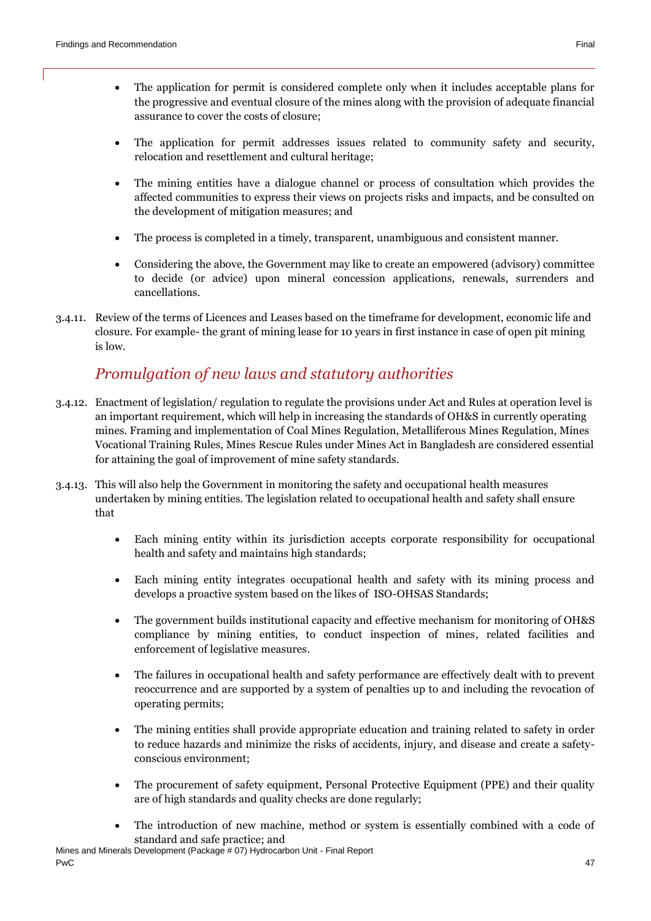- The application for permit is considered complete only when it includes acceptable plans for the progressive and eventual closure of the mines along with the provision of adequate financial assurance to cover the costs of closure;

- The application for permit addresses issues related to community safety and security, relocation and resettlement and cultural heritage;

- The mining entities have a dialogue channel or process of consultation which provides the affected communities to express their views on projects risks and impacts, and be consulted on the development of mitigation measures; and

- The process is completed in a timely, transparent, unambiguous and consistent manner.

- Considering the above, the Government may like to create an empowered (advisory) committee to decide (or advice) upon mineral concession applications, renewals, surrenders and cancellations.

3.4.11. Review of the terms of Licences and Leases based on the timeframe for development, economic life and closure. For example- the grant of mining lease for 10 years in first instance in case of open pit mining is low.

## *Promulgation of new laws and statutory authorities*

3.4.12. Enactment of legislation/ regulation to regulate the provisions under Act and Rules at operation level is an important requirement, which will help in increasing the standards of OH&S in currently operating mines. Framing and implementation of Coal Mines Regulation, Metalliferous Mines Regulation, Mines Vocational Training Rules, Mines Rescue Rules under Mines Act in Bangladesh are considered essential for attaining the goal of improvement of mine safety standards.

3.4.13. This will also help the Government in monitoring the safety and occupational health measures undertaken by mining entities. The legislation related to occupational health and safety shall ensure that

- Each mining entity within its jurisdiction accepts corporate responsibility for occupational health and safety and maintains high standards;

- Each mining entity integrates occupational health and safety with its mining process and develops a proactive system based on the likes of ISO-OHSAS Standards;

- The government builds institutional capacity and effective mechanism for monitoring of OH&S compliance by mining entities, to conduct inspection of mines, related facilities and enforcement of legislative measures.

- The failures in occupational health and safety performance are effectively dealt with to prevent reoccurrence and are supported by a system of penalties up to and including the revocation of operating permits;

- The mining entities shall provide appropriate education and training related to safety in order to reduce hazards and minimize the risks of accidents, injury, and disease and create a safety-conscious environment;

- The procurement of safety equipment, Personal Protective Equipment (PPE) and their quality are of high standards and quality checks are done regularly;

- The introduction of new machine, method or system is essentially combined with a code of standard and safe practice; and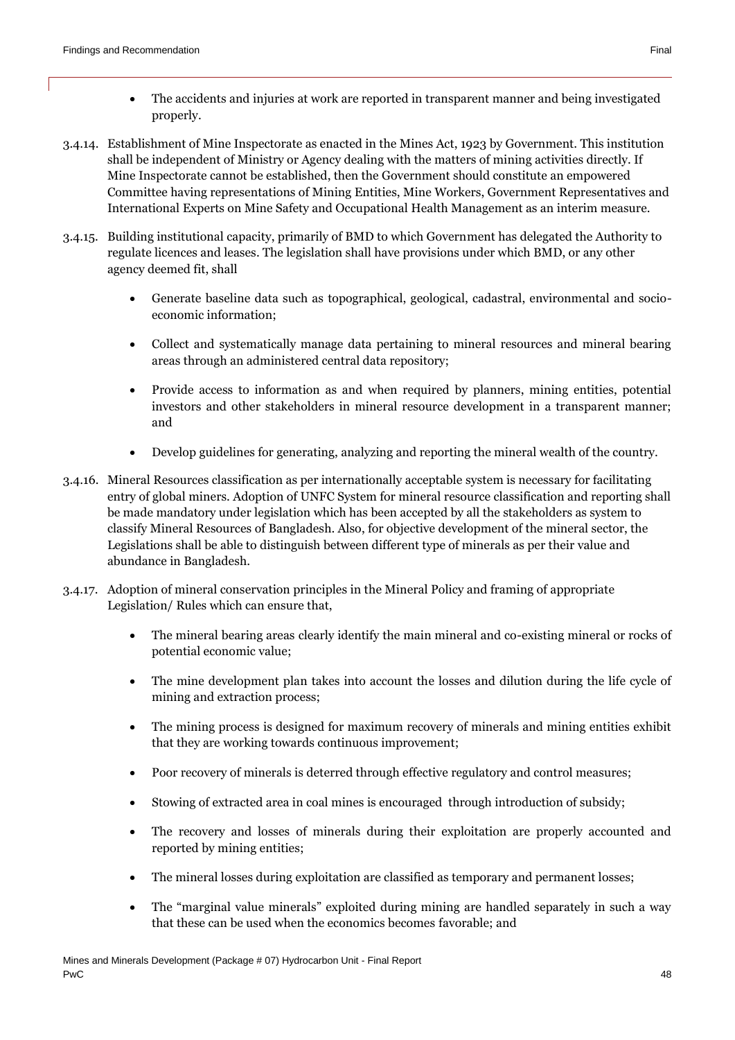- The accidents and injuries at work are reported in transparent manner and being investigated properly.

3.4.14. Establishment of Mine Inspectorate as enacted in the Mines Act, 1923 by Government. This institution shall be independent of Ministry or Agency dealing with the matters of mining activities directly. If Mine Inspectorate cannot be established, then the Government should constitute an empowered Committee having representations of Mining Entities, Mine Workers, Government Representatives and International Experts on Mine Safety and Occupational Health Management as an interim measure.

3.4.15. Building institutional capacity, primarily of BMD to which Government has delegated the Authority to regulate licences and leases. The legislation shall have provisions under which BMD, or any other agency deemed fit, shall

- Generate baseline data such as topographical, geological, cadastral, environmental and socio-economic information;
- Collect and systematically manage data pertaining to mineral resources and mineral bearing areas through an administered central data repository;
- Provide access to information as and when required by planners, mining entities, potential investors and other stakeholders in mineral resource development in a transparent manner; and
- Develop guidelines for generating, analyzing and reporting the mineral wealth of the country.

3.4.16. Mineral Resources classification as per internationally acceptable system is necessary for facilitating entry of global miners. Adoption of UNFC System for mineral resource classification and reporting shall be made mandatory under legislation which has been accepted by all the stakeholders as system to classify Mineral Resources of Bangladesh. Also, for objective development of the mineral sector, the Legislations shall be able to distinguish between different type of minerals as per their value and abundance in Bangladesh.

3.4.17. Adoption of mineral conservation principles in the Mineral Policy and framing of appropriate Legislation/ Rules which can ensure that,

- The mineral bearing areas clearly identify the main mineral and co-existing mineral or rocks of potential economic value;
- The mine development plan takes into account the losses and dilution during the life cycle of mining and extraction process;
- The mining process is designed for maximum recovery of minerals and mining entities exhibit that they are working towards continuous improvement;
- Poor recovery of minerals is deterred through effective regulatory and control measures;
- Stowing of extracted area in coal mines is encouraged through introduction of subsidy;
- The recovery and losses of minerals during their exploitation are properly accounted and reported by mining entities;
- The mineral losses during exploitation are classified as temporary and permanent losses;
- The "marginal value minerals" exploited during mining are handled separately in such a way that these can be used when the economics becomes favorable; and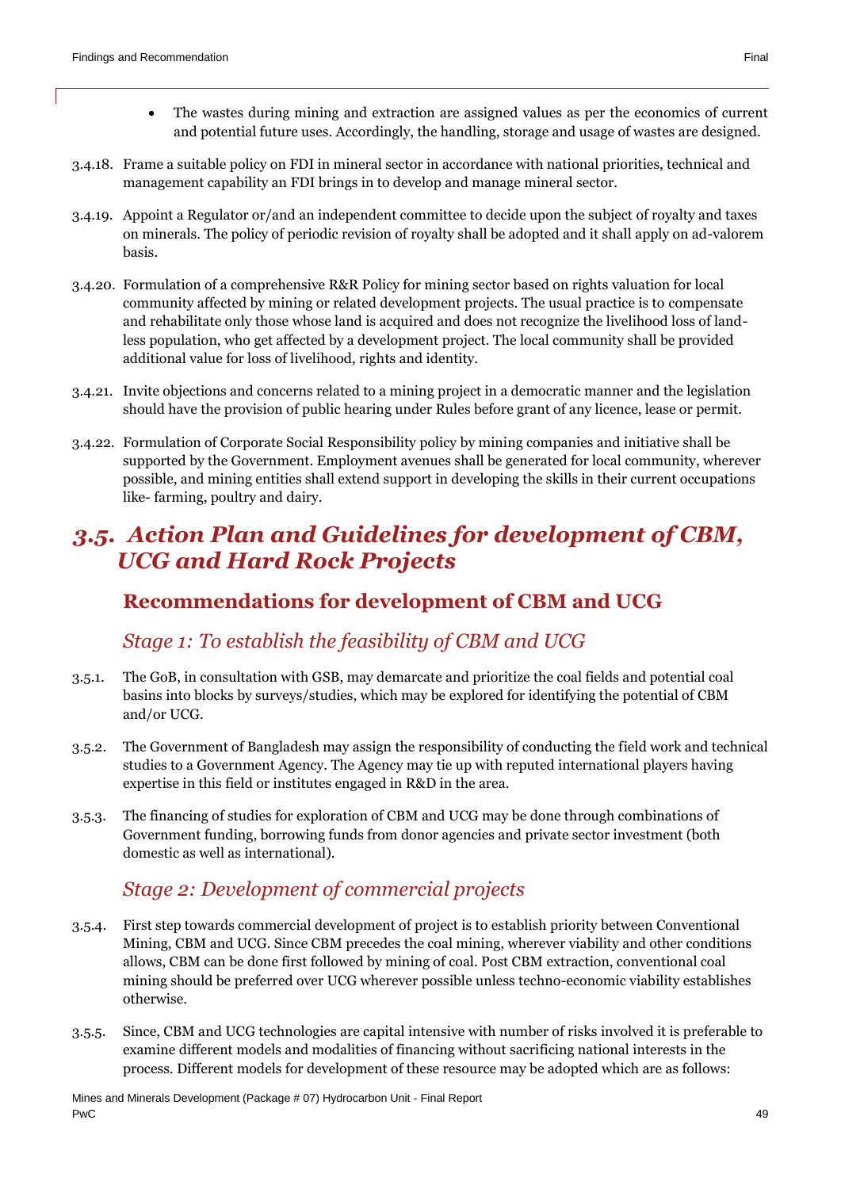- The wastes during mining and extraction are assigned values as per the economics of current and potential future uses. Accordingly, the handling, storage and usage of wastes are designed.

3.4.18. Frame a suitable policy on FDI in mineral sector in accordance with national priorities, technical and management capability an FDI brings in to develop and manage mineral sector.

3.4.19. Appoint a Regulator or/and an independent committee to decide upon the subject of royalty and taxes on minerals. The policy of periodic revision of royalty shall be adopted and it shall apply on ad-valorem basis.

3.4.20. Formulation of a comprehensive R&R Policy for mining sector based on rights valuation for local community affected by mining or related development projects. The usual practice is to compensate and rehabilitate only those whose land is acquired and does not recognize the livelihood loss of land-less population, who get affected by a development project. The local community shall be provided additional value for loss of livelihood, rights and identity.

3.4.21. Invite objections and concerns related to a mining project in a democratic manner and the legislation should have the provision of public hearing under Rules before grant of any licence, lease or permit.

3.4.22. Formulation of Corporate Social Responsibility policy by mining companies and initiative shall be supported by the Government. Employment avenues shall be generated for local community, wherever possible, and mining entities shall extend support in developing the skills in their current occupations like- farming, poultry and dairy.

## *3.5. Action Plan and Guidelines for development of CBM, UCG and Hard Rock Projects*

### Recommendations for development of CBM and UCG

#### *Stage 1: To establish the feasibility of CBM and UCG*

3.5.1. The GoB, in consultation with GSB, may demarcate and prioritize the coal fields and potential coal basins into blocks by surveys/studies, which may be explored for identifying the potential of CBM and/or UCG.

3.5.2. The Government of Bangladesh may assign the responsibility of conducting the field work and technical studies to a Government Agency. The Agency may tie up with reputed international players having expertise in this field or institutes engaged in R&D in the area.

3.5.3. The financing of studies for exploration of CBM and UCG may be done through combinations of Government funding, borrowing funds from donor agencies and private sector investment (both domestic as well as international).

#### *Stage 2: Development of commercial projects*

3.5.4. First step towards commercial development of project is to establish priority between Conventional Mining, CBM and UCG. Since CBM precedes the coal mining, wherever viability and other conditions allows, CBM can be done first followed by mining of coal. Post CBM extraction, conventional coal mining should be preferred over UCG wherever possible unless techno-economic viability establishes otherwise.

3.5.5. Since, CBM and UCG technologies are capital intensive with number of risks involved it is preferable to examine different models and modalities of financing without sacrificing national interests in the process. Different models for development of these resource may be adopted which are as follows: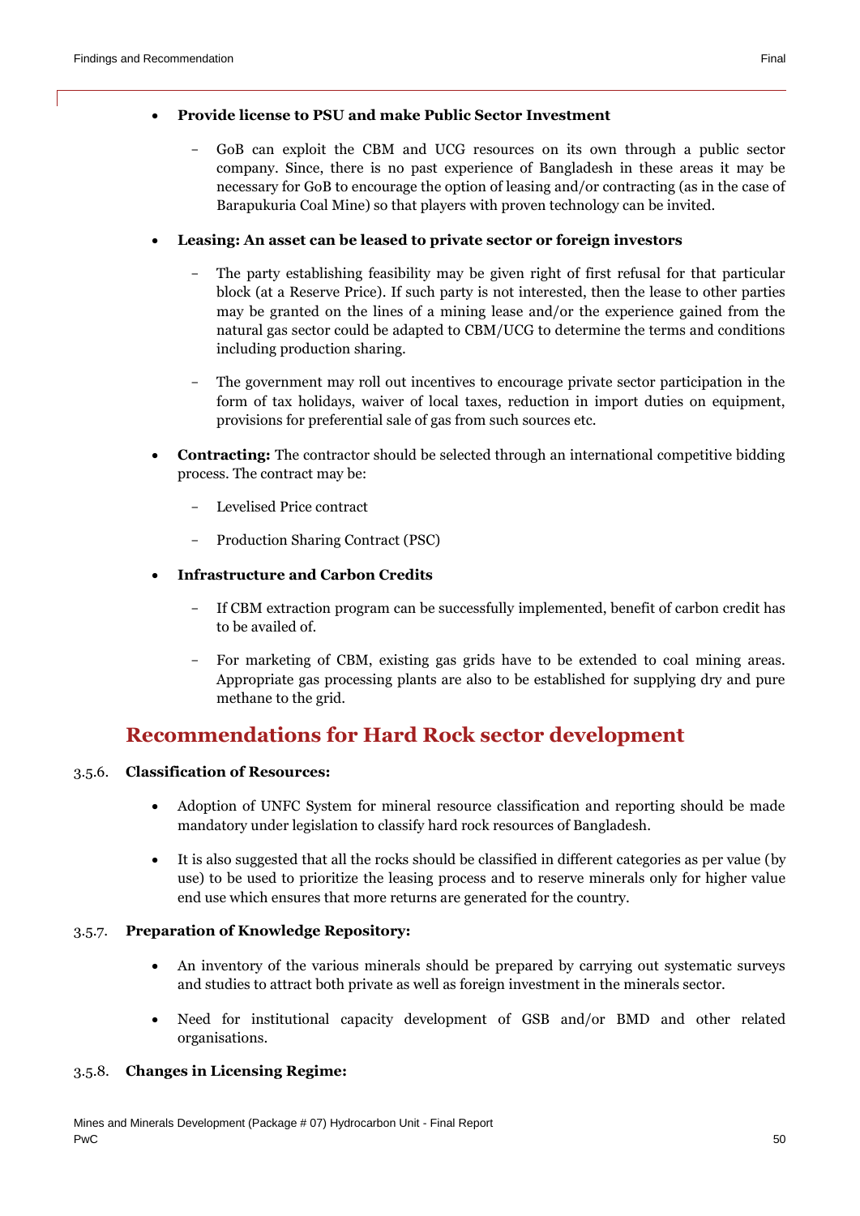- **Provide license to PSU and make Public Sector Investment**
  - GoB can exploit the CBM and UCG resources on its own through a public sector company. Since, there is no past experience of Bangladesh in these areas it may be necessary for GoB to encourage the option of leasing and/or contracting (as in the case of Barapukuria Coal Mine) so that players with proven technology can be invited.

- **Leasing: An asset can be leased to private sector or foreign investors**
  - The party establishing feasibility may be given right of first refusal for that particular block (at a Reserve Price). If such party is not interested, then the lease to other parties may be granted on the lines of a mining lease and/or the experience gained from the natural gas sector could be adapted to CBM/UCG to determine the terms and conditions including production sharing.
  - The government may roll out incentives to encourage private sector participation in the form of tax holidays, waiver of local taxes, reduction in import duties on equipment, provisions for preferential sale of gas from such sources etc.

- **Contracting:** The contractor should be selected through an international competitive bidding process. The contract may be:
  - Levelised Price contract
  - Production Sharing Contract (PSC)

- **Infrastructure and Carbon Credits**
  - If CBM extraction program can be successfully implemented, benefit of carbon credit has to be availed of.
  - For marketing of CBM, existing gas grids have to be extended to coal mining areas. Appropriate gas processing plants are also to be established for supplying dry and pure methane to the grid.

## Recommendations for Hard Rock sector development

3.5.6. **Classification of Resources:**

- Adoption of UNFC System for mineral resource classification and reporting should be made mandatory under legislation to classify hard rock resources of Bangladesh.
- It is also suggested that all the rocks should be classified in different categories as per value (by use) to be used to prioritize the leasing process and to reserve minerals only for higher value end use which ensures that more returns are generated for the country.

3.5.7. **Preparation of Knowledge Repository:**

- An inventory of the various minerals should be prepared by carrying out systematic surveys and studies to attract both private as well as foreign investment in the minerals sector.
- Need for institutional capacity development of GSB and/or BMD and other related organisations.

3.5.8. **Changes in Licensing Regime:**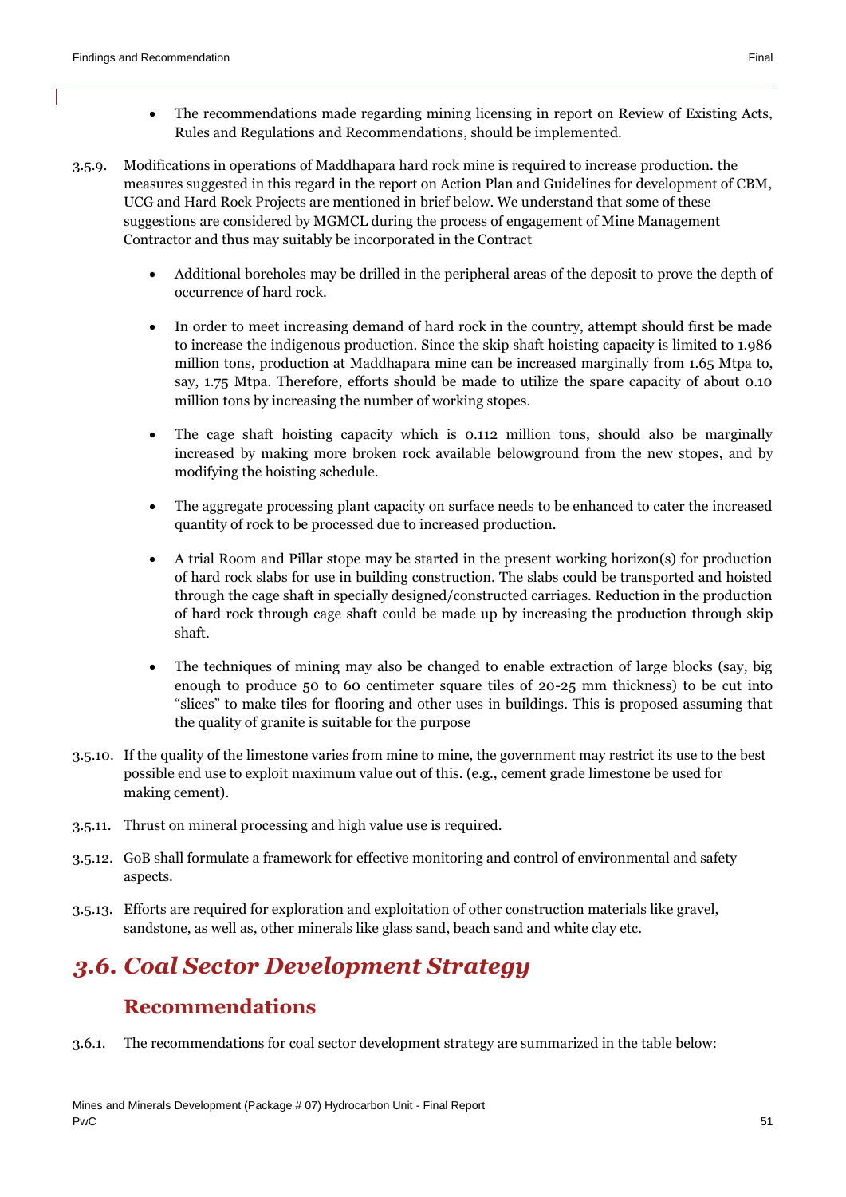- The recommendations made regarding mining licensing in report on Review of Existing Acts, Rules and Regulations and Recommendations, should be implemented.

3.5.9. Modifications in operations of Maddhapara hard rock mine is required to increase production. the measures suggested in this regard in the report on Action Plan and Guidelines for development of CBM, UCG and Hard Rock Projects are mentioned in brief below. We understand that some of these suggestions are considered by MGMCL during the process of engagement of Mine Management Contractor and thus may suitably be incorporated in the Contract

- Additional boreholes may be drilled in the peripheral areas of the deposit to prove the depth of occurrence of hard rock.
- In order to meet increasing demand of hard rock in the country, attempt should first be made to increase the indigenous production. Since the skip shaft hoisting capacity is limited to 1.986 million tons, production at Maddhapara mine can be increased marginally from 1.65 Mtpa to, say, 1.75 Mtpa. Therefore, efforts should be made to utilize the spare capacity of about 0.10 million tons by increasing the number of working stopes.
- The cage shaft hoisting capacity which is 0.112 million tons, should also be marginally increased by making more broken rock available belowground from the new stopes, and by modifying the hoisting schedule.
- The aggregate processing plant capacity on surface needs to be enhanced to cater the increased quantity of rock to be processed due to increased production.
- A trial Room and Pillar stope may be started in the present working horizon(s) for production of hard rock slabs for use in building construction. The slabs could be transported and hoisted through the cage shaft in specially designed/constructed carriages. Reduction in the production of hard rock through cage shaft could be made up by increasing the production through skip shaft.
- The techniques of mining may also be changed to enable extraction of large blocks (say, big enough to produce 50 to 60 centimeter square tiles of 20-25 mm thickness) to be cut into "slices" to make tiles for flooring and other uses in buildings. This is proposed assuming that the quality of granite is suitable for the purpose

3.5.10. If the quality of the limestone varies from mine to mine, the government may restrict its use to the best possible end use to exploit maximum value out of this. (e.g., cement grade limestone be used for making cement).

3.5.11. Thrust on mineral processing and high value use is required.

3.5.12. GoB shall formulate a framework for effective monitoring and control of environmental and safety aspects.

3.5.13. Efforts are required for exploration and exploitation of other construction materials like gravel, sandstone, as well as, other minerals like glass sand, beach sand and white clay etc.

## *3.6. Coal Sector Development Strategy*

### Recommendations

3.6.1. The recommendations for coal sector development strategy are summarized in the table below: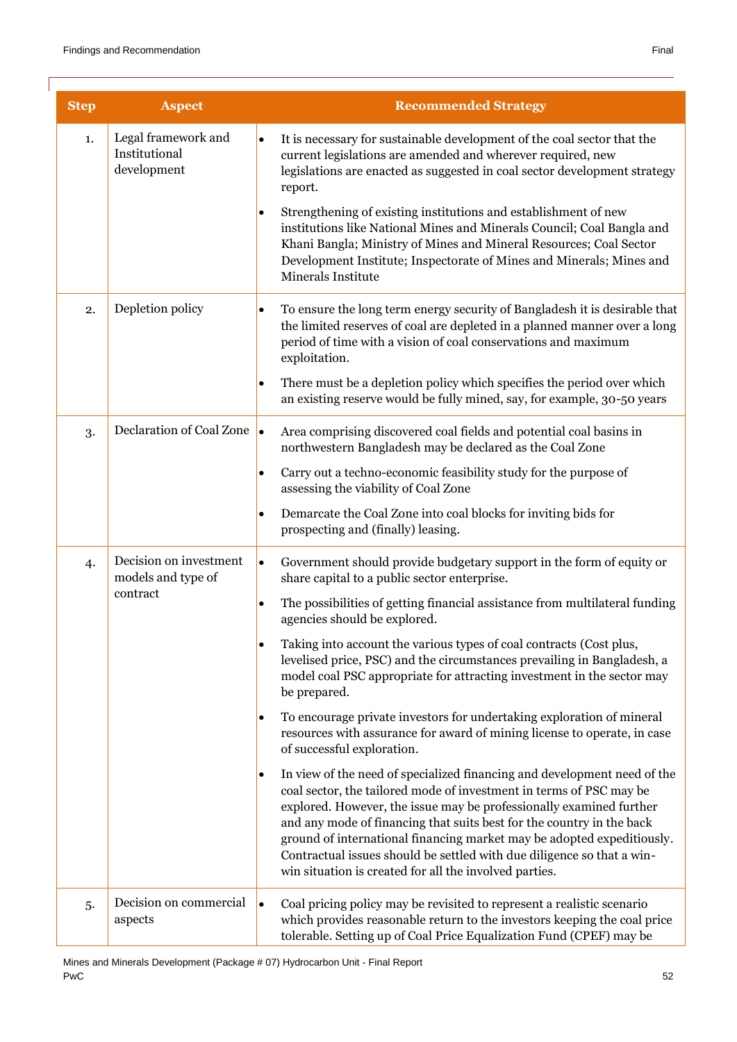| Step | Aspect | Recommended Strategy |
|---|---|---|
| 1. | Legal framework and Institutional development | • It is necessary for sustainable development of the coal sector that the current legislations are amended and wherever required, new legislations are enacted as suggested in coal sector development strategy report.<br>• Strengthening of existing institutions and establishment of new institutions like National Mines and Minerals Council; Coal Bangla and Khani Bangla; Ministry of Mines and Mineral Resources; Coal Sector Development Institute; Inspectorate of Mines and Minerals; Mines and Minerals Institute |
| 2. | Depletion policy | • To ensure the long term energy security of Bangladesh it is desirable that the limited reserves of coal are depleted in a planned manner over a long period of time with a vision of coal conservations and maximum exploitation.<br>• There must be a depletion policy which specifies the period over which an existing reserve would be fully mined, say, for example, 30-50 years |
| 3. | Declaration of Coal Zone | • Area comprising discovered coal fields and potential coal basins in northwestern Bangladesh may be declared as the Coal Zone<br>• Carry out a techno-economic feasibility study for the purpose of assessing the viability of Coal Zone<br>• Demarcate the Coal Zone into coal blocks for inviting bids for prospecting and (finally) leasing. |
| 4. | Decision on investment models and type of contract | • Government should provide budgetary support in the form of equity or share capital to a public sector enterprise.<br>• The possibilities of getting financial assistance from multilateral funding agencies should be explored.<br>• Taking into account the various types of coal contracts (Cost plus, levelised price, PSC) and the circumstances prevailing in Bangladesh, a model coal PSC appropriate for attracting investment in the sector may be prepared.<br>• To encourage private investors for undertaking exploration of mineral resources with assurance for award of mining license to operate, in case of successful exploration.<br>• In view of the need of specialized financing and development need of the coal sector, the tailored mode of investment in terms of PSC may be explored. However, the issue may be professionally examined further and any mode of financing that suits best for the country in the back ground of international financing market may be adopted expeditiously. Contractual issues should be settled with due diligence so that a win-win situation is created for all the involved parties. |
| 5. | Decision on commercial aspects | • Coal pricing policy may be revisited to represent a realistic scenario which provides reasonable return to the investors keeping the coal price tolerable. Setting up of Coal Price Equalization Fund (CPEF) may be |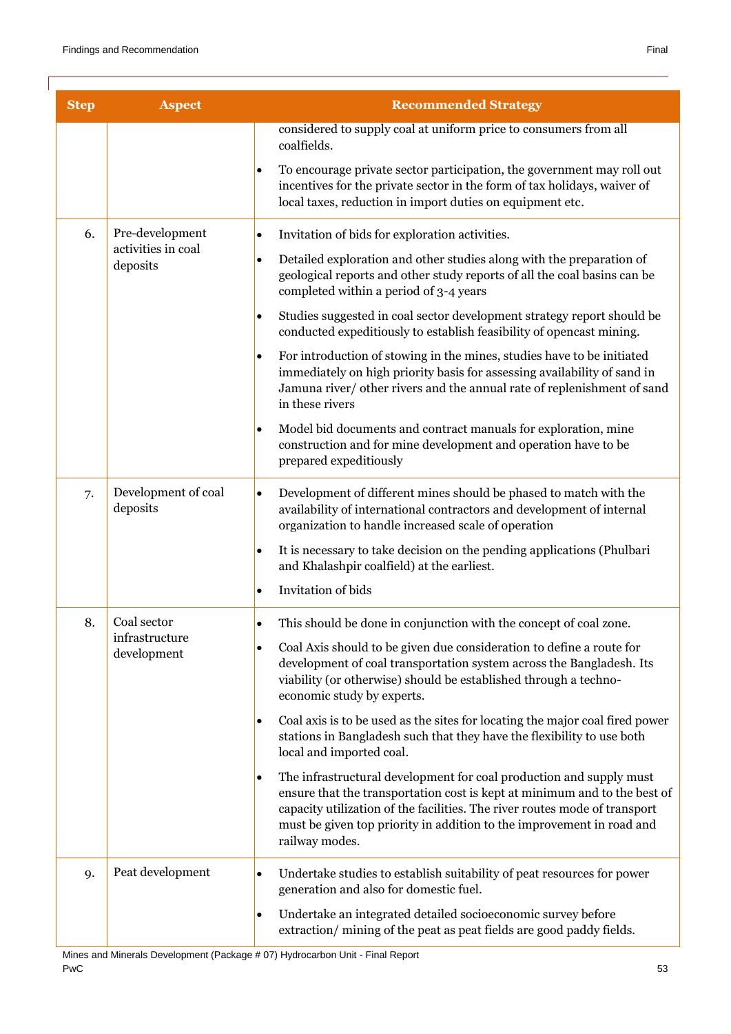| Step | Aspect | Recommended Strategy |
|---|---|---|
| | | considered to supply coal at uniform price to consumers from all coalfields.<br>• To encourage private sector participation, the government may roll out incentives for the private sector in the form of tax holidays, waiver of local taxes, reduction in import duties on equipment etc. |
| 6. | Pre-development activities in coal deposits | • Invitation of bids for exploration activities.<br>• Detailed exploration and other studies along with the preparation of geological reports and other study reports of all the coal basins can be completed within a period of 3-4 years<br>• Studies suggested in coal sector development strategy report should be conducted expeditiously to establish feasibility of opencast mining.<br>• For introduction of stowing in the mines, studies have to be initiated immediately on high priority basis for assessing availability of sand in Jamuna river/ other rivers and the annual rate of replenishment of sand in these rivers<br>• Model bid documents and contract manuals for exploration, mine construction and for mine development and operation have to be prepared expeditiously |
| 7. | Development of coal deposits | • Development of different mines should be phased to match with the availability of international contractors and development of internal organization to handle increased scale of operation<br>• It is necessary to take decision on the pending applications (Phulbari and Khalashpir coalfield) at the earliest.<br>• Invitation of bids |
| 8. | Coal sector infrastructure development | • This should be done in conjunction with the concept of coal zone.<br>• Coal Axis should to be given due consideration to define a route for development of coal transportation system across the Bangladesh. Its viability (or otherwise) should be established through a techno-economic study by experts.<br>• Coal axis is to be used as the sites for locating the major coal fired power stations in Bangladesh such that they have the flexibility to use both local and imported coal.<br>• The infrastructural development for coal production and supply must ensure that the transportation cost is kept at minimum and to the best of capacity utilization of the facilities. The river routes mode of transport must be given top priority in addition to the improvement in road and railway modes. |
| 9. | Peat development | • Undertake studies to establish suitability of peat resources for power generation and also for domestic fuel.<br>• Undertake an integrated detailed socioeconomic survey before extraction/ mining of the peat as peat fields are good paddy fields. |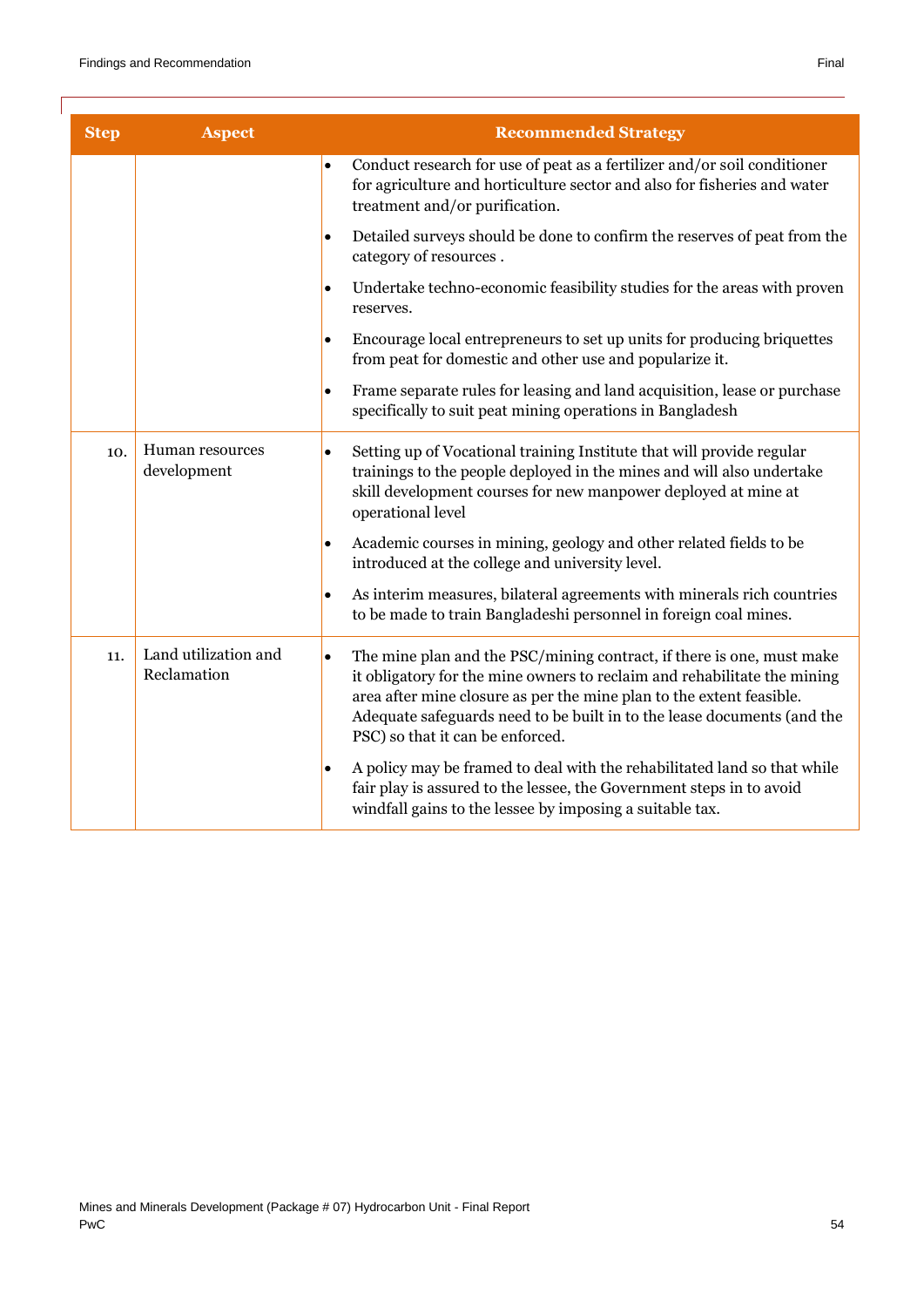| Step | Aspect | Recommended Strategy |
|---|---|---|
| | | • Conduct research for use of peat as a fertilizer and/or soil conditioner for agriculture and horticulture sector and also for fisheries and water treatment and/or purification.<br>• Detailed surveys should be done to confirm the reserves of peat from the category of resources .<br>• Undertake techno-economic feasibility studies for the areas with proven reserves.<br>• Encourage local entrepreneurs to set up units for producing briquettes from peat for domestic and other use and popularize it.<br>• Frame separate rules for leasing and land acquisition, lease or purchase specifically to suit peat mining operations in Bangladesh |
| 10. | Human resources development | • Setting up of Vocational training Institute that will provide regular trainings to the people deployed in the mines and will also undertake skill development courses for new manpower deployed at mine at operational level<br>• Academic courses in mining, geology and other related fields to be introduced at the college and university level.<br>• As interim measures, bilateral agreements with minerals rich countries to be made to train Bangladeshi personnel in foreign coal mines. |
| 11. | Land utilization and Reclamation | • The mine plan and the PSC/mining contract, if there is one, must make it obligatory for the mine owners to reclaim and rehabilitate the mining area after mine closure as per the mine plan to the extent feasible. Adequate safeguards need to be built in to the lease documents (and the PSC) so that it can be enforced.<br>• A policy may be framed to deal with the rehabilitated land so that while fair play is assured to the lessee, the Government steps in to avoid windfall gains to the lessee by imposing a suitable tax. |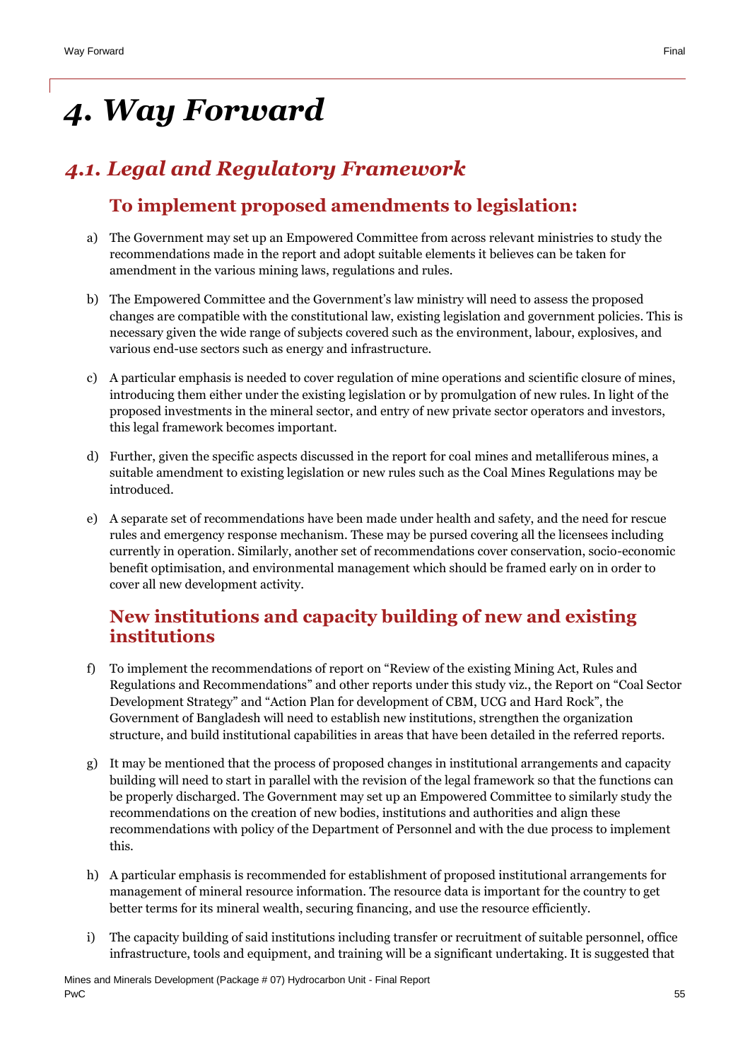# 4. Way Forward

## 4.1. Legal and Regulatory Framework

### To implement proposed amendments to legislation:

a) The Government may set up an Empowered Committee from across relevant ministries to study the recommendations made in the report and adopt suitable elements it believes can be taken for amendment in the various mining laws, regulations and rules.

b) The Empowered Committee and the Government's law ministry will need to assess the proposed changes are compatible with the constitutional law, existing legislation and government policies. This is necessary given the wide range of subjects covered such as the environment, labour, explosives, and various end-use sectors such as energy and infrastructure.

c) A particular emphasis is needed to cover regulation of mine operations and scientific closure of mines, introducing them either under the existing legislation or by promulgation of new rules. In light of the proposed investments in the mineral sector, and entry of new private sector operators and investors, this legal framework becomes important.

d) Further, given the specific aspects discussed in the report for coal mines and metalliferous mines, a suitable amendment to existing legislation or new rules such as the Coal Mines Regulations may be introduced.

e) A separate set of recommendations have been made under health and safety, and the need for rescue rules and emergency response mechanism. These may be pursed covering all the licensees including currently in operation. Similarly, another set of recommendations cover conservation, socio-economic benefit optimisation, and environmental management which should be framed early on in order to cover all new development activity.

### New institutions and capacity building of new and existing institutions

f) To implement the recommendations of report on "Review of the existing Mining Act, Rules and Regulations and Recommendations" and other reports under this study viz., the Report on "Coal Sector Development Strategy" and "Action Plan for development of CBM, UCG and Hard Rock", the Government of Bangladesh will need to establish new institutions, strengthen the organization structure, and build institutional capabilities in areas that have been detailed in the referred reports.

g) It may be mentioned that the process of proposed changes in institutional arrangements and capacity building will need to start in parallel with the revision of the legal framework so that the functions can be properly discharged. The Government may set up an Empowered Committee to similarly study the recommendations on the creation of new bodies, institutions and authorities and align these recommendations with policy of the Department of Personnel and with the due process to implement this.

h) A particular emphasis is recommended for establishment of proposed institutional arrangements for management of mineral resource information. The resource data is important for the country to get better terms for its mineral wealth, securing financing, and use the resource efficiently.

i) The capacity building of said institutions including transfer or recruitment of suitable personnel, office infrastructure, tools and equipment, and training will be a significant undertaking. It is suggested that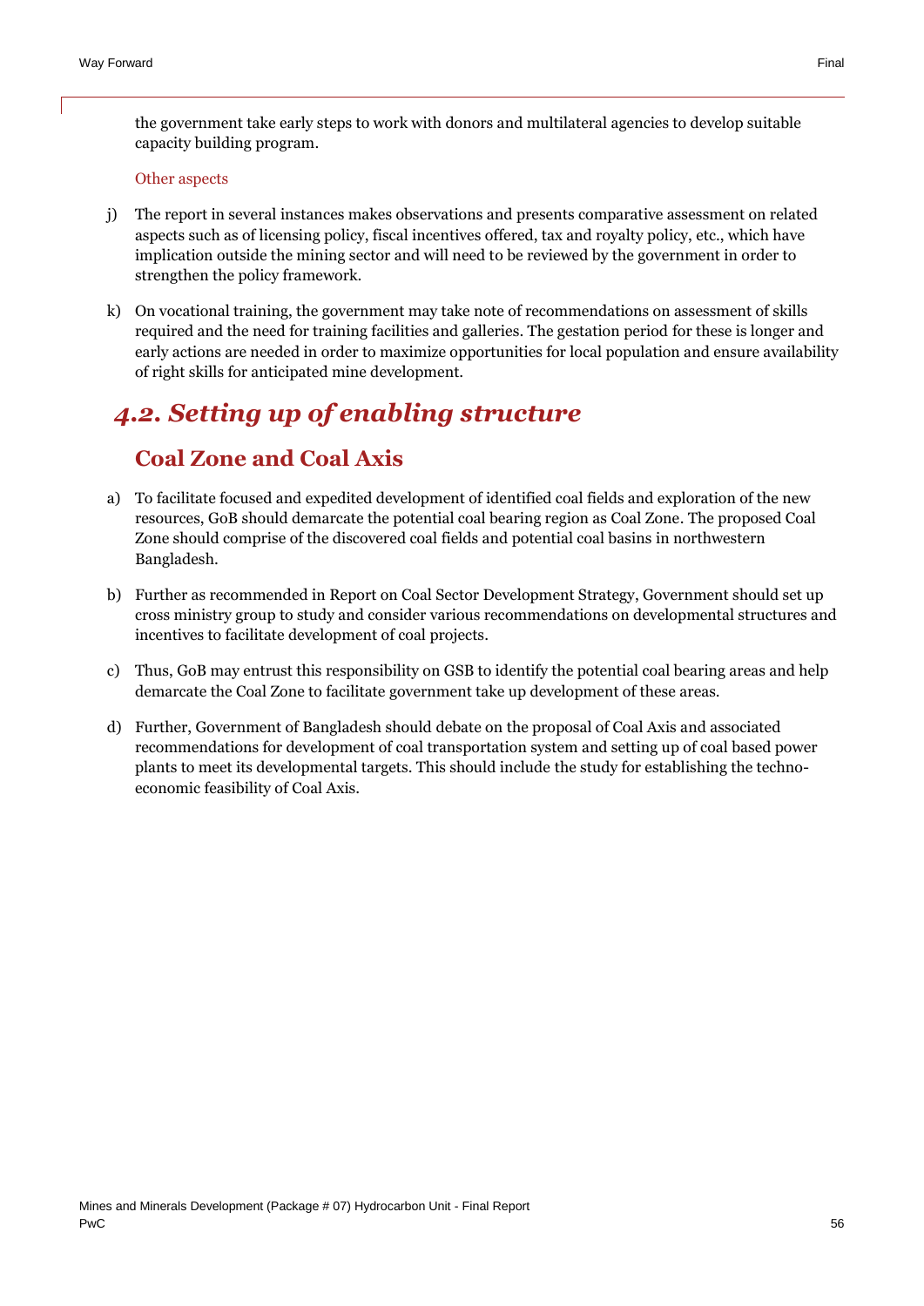the government take early steps to work with donors and multilateral agencies to develop suitable capacity building program.

Other aspects

j) The report in several instances makes observations and presents comparative assessment on related aspects such as of licensing policy, fiscal incentives offered, tax and royalty policy, etc., which have implication outside the mining sector and will need to be reviewed by the government in order to strengthen the policy framework.

k) On vocational training, the government may take note of recommendations on assessment of skills required and the need for training facilities and galleries. The gestation period for these is longer and early actions are needed in order to maximize opportunities for local population and ensure availability of right skills for anticipated mine development.

## *4.2. Setting up of enabling structure*

### Coal Zone and Coal Axis

a) To facilitate focused and expedited development of identified coal fields and exploration of the new resources, GoB should demarcate the potential coal bearing region as Coal Zone. The proposed Coal Zone should comprise of the discovered coal fields and potential coal basins in northwestern Bangladesh.

b) Further as recommended in Report on Coal Sector Development Strategy, Government should set up cross ministry group to study and consider various recommendations on developmental structures and incentives to facilitate development of coal projects.

c) Thus, GoB may entrust this responsibility on GSB to identify the potential coal bearing areas and help demarcate the Coal Zone to facilitate government take up development of these areas.

d) Further, Government of Bangladesh should debate on the proposal of Coal Axis and associated recommendations for development of coal transportation system and setting up of coal based power plants to meet its developmental targets. This should include the study for establishing the techno-economic feasibility of Coal Axis.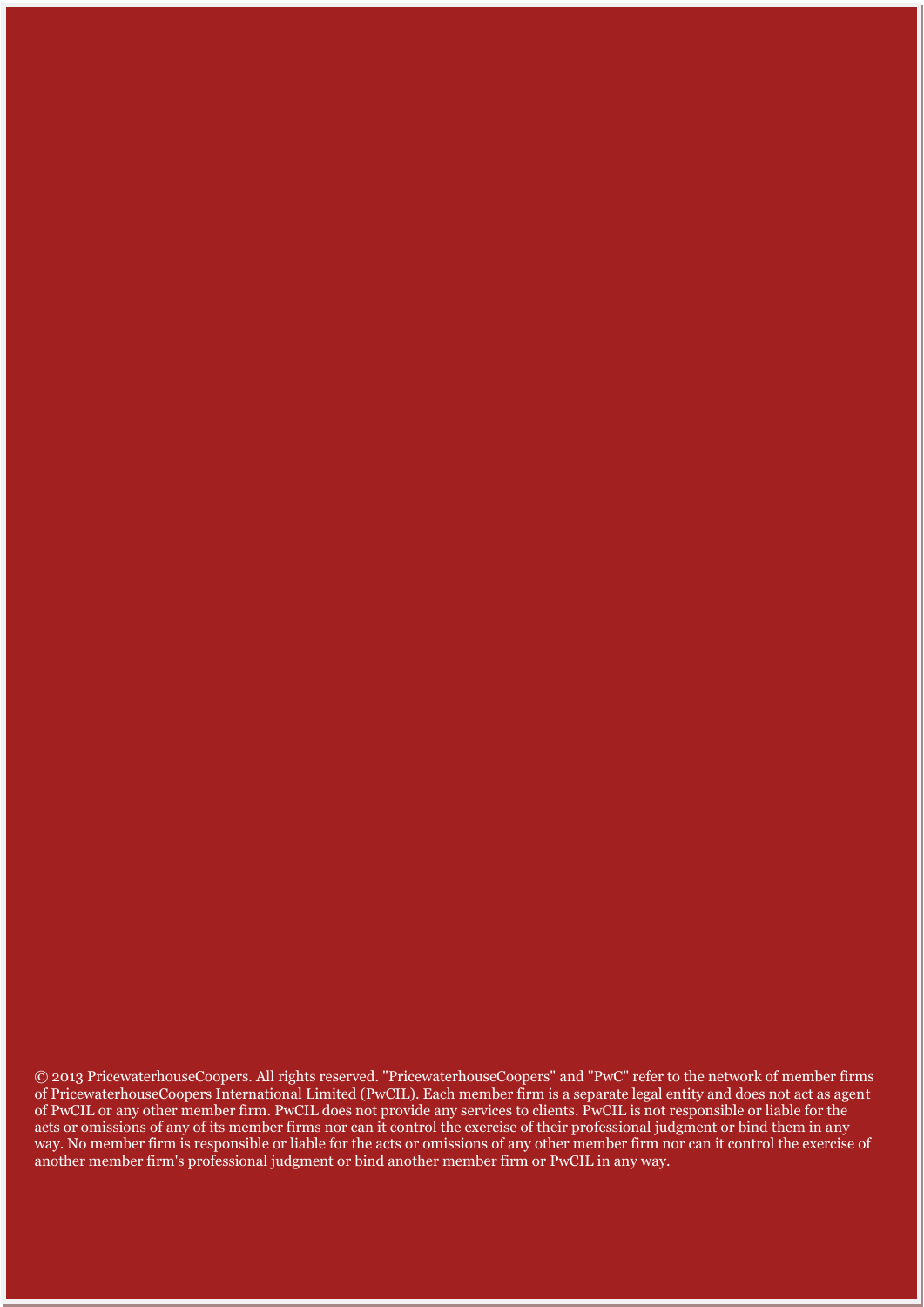© 2013 PricewaterhouseCoopers. All rights reserved. "PricewaterhouseCoopers" and "PwC" refer to the network of member firms of PricewaterhouseCoopers International Limited (PwCIL). Each member firm is a separate legal entity and does not act as agent of PwCIL or any other member firm. PwCIL does not provide any services to clients. PwCIL is not responsible or liable for the acts or omissions of any of its member firms nor can it control the exercise of their professional judgment or bind them in any way. No member firm is responsible or liable for the acts or omissions of any other member firm nor can it control the exercise of another member firm's professional judgment or bind another member firm or PwCIL in any way.